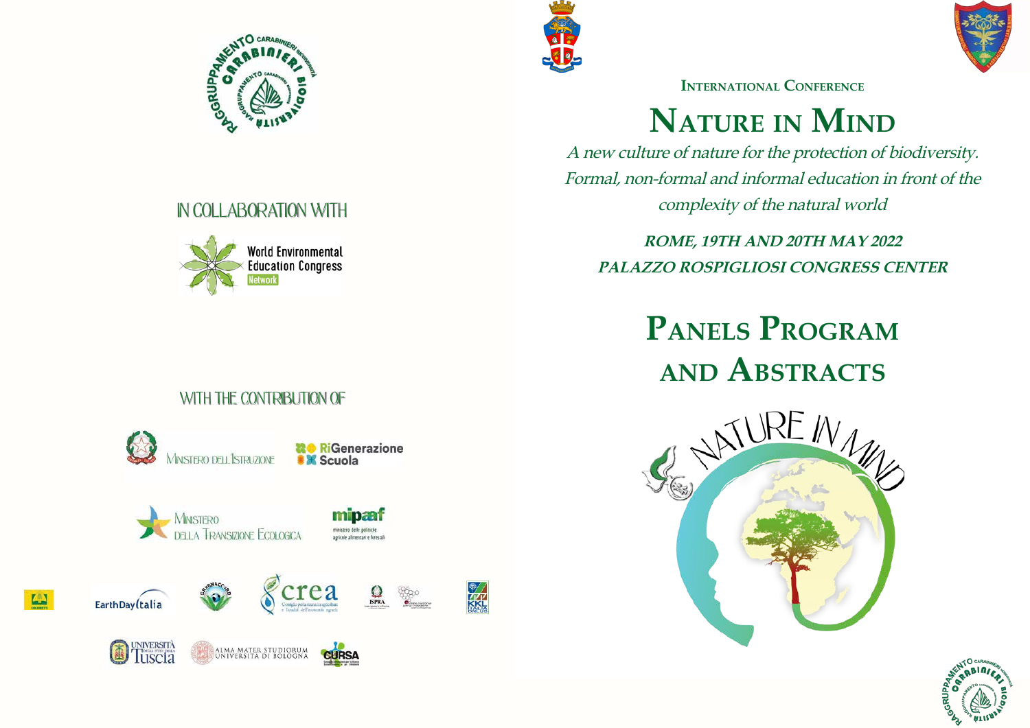IN COLLABORATION WITH

World Environmental Education Congress Network

WITH THE CONTRIBUTION OF

Ministero dell'Istruzione

RiGenerazione Scuola

Ministero della Transizione Ecologica

mipaaf – ministero delle politiche agricole alimentari e forestali

EarthDay Italia

crea

ISPRA

KKL Italia Onlus

Università degli Studi della Tuscia

Alma Mater Studiorum Università di Bologna

CURSA

INTERNATIONAL CONFERENCE

# NATURE IN MIND

*A new culture of nature for the protection of biodiversity.*
*Formal, non-formal and informal education in front of the complexity of the natural world*

***ROME, 19TH AND 20TH MAY 2022***
***PALAZZO ROSPIGLIOSI CONGRESS CENTER***

# PANELS PROGRAM AND ABSTRACTS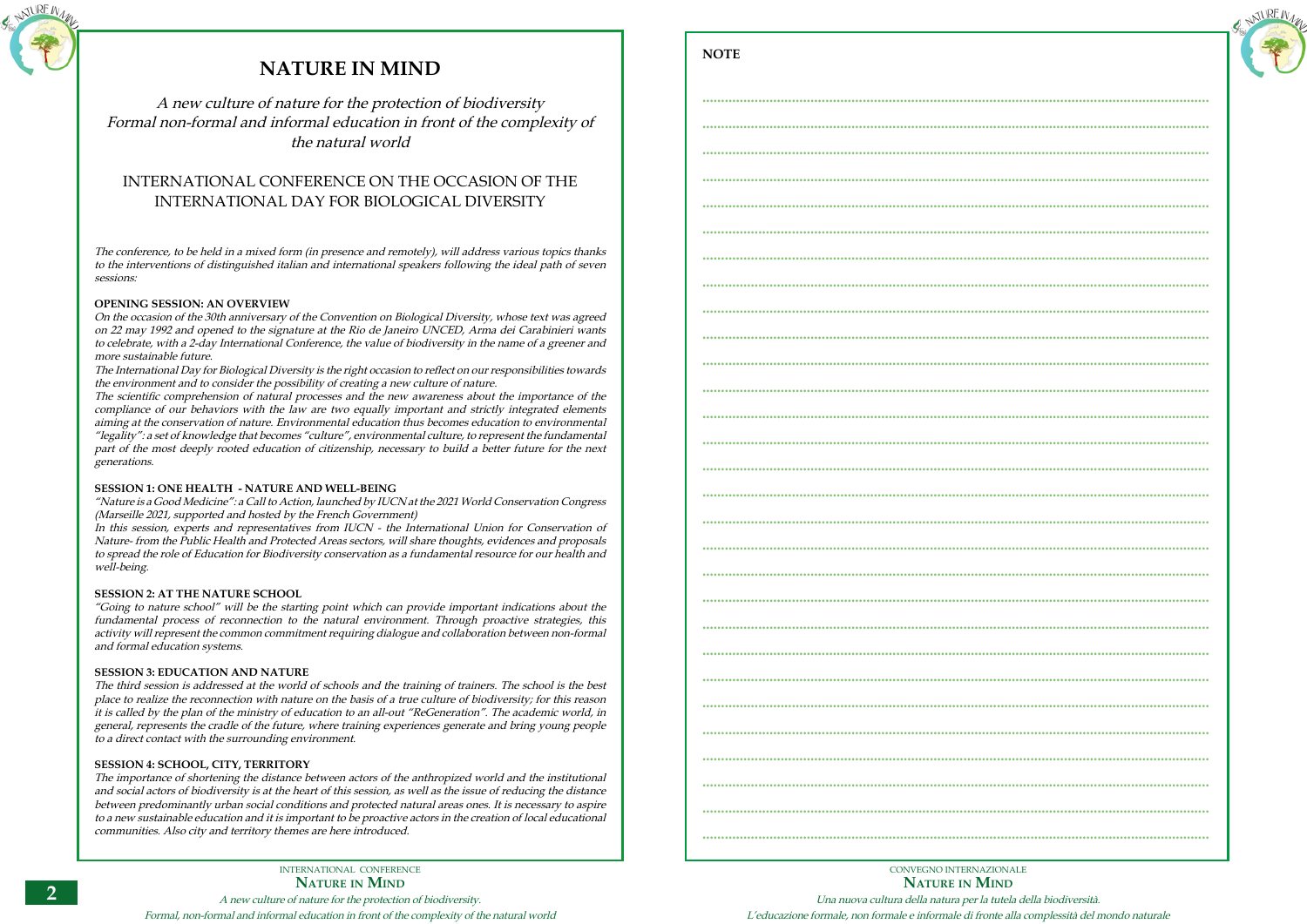# NATURE IN MIND

*A new culture of nature for the protection of biodiversity*
*Formal non-formal and informal education in front of the complexity of the natural world*

## INTERNATIONAL CONFERENCE ON THE OCCASION OF THE INTERNATIONAL DAY FOR BIOLOGICAL DIVERSITY

*The conference, to be held in a mixed form (in presence and remotely), will address various topics thanks to the interventions of distinguished italian and international speakers following the ideal path of seven sessions:*

**OPENING SESSION: AN OVERVIEW**

*On the occasion of the 30th anniversary of the Convention on Biological Diversity, whose text was agreed on 22 may 1992 and opened to the signature at the Rio de Janeiro UNCED, Arma dei Carabinieri wants to celebrate, with a 2-day International Conference, the value of biodiversity in the name of a greener and more sustainable future.*

*The International Day for Biological Diversity is the right occasion to reflect on our responsibilities towards the environment and to consider the possibility of creating a new culture of nature.*

*The scientific comprehension of natural processes and the new awareness about the importance of the compliance of our behaviors with the law are two equally important and strictly integrated elements aiming at the conservation of nature. Environmental education thus becomes education to environmental "legality": a set of knowledge that becomes "culture", environmental culture, to represent the fundamental part of the most deeply rooted education of citizenship, necessary to build a better future for the next generations.*

**SESSION 1: ONE HEALTH - NATURE AND WELL-BEING**

*"Nature is a Good Medicine": a Call to Action, launched by IUCN at the 2021 World Conservation Congress (Marseille 2021, supported and hosted by the French Government)*

*In this session, experts and representatives from IUCN - the International Union for Conservation of Nature- from the Public Health and Protected Areas sectors, will share thoughts, evidences and proposals to spread the role of Education for Biodiversity conservation as a fundamental resource for our health and well-being.*

**SESSION 2: AT THE NATURE SCHOOL**

*"Going to nature school" will be the starting point which can provide important indications about the fundamental process of reconnection to the natural environment. Through proactive strategies, this activity will represent the common commitment requiring dialogue and collaboration between non-formal and formal education systems.*

**SESSION 3: EDUCATION AND NATURE**

*The third session is addressed at the world of schools and the training of trainers. The school is the best place to realize the reconnection with nature on the basis of a true culture of biodiversity; for this reason it is called by the plan of the ministry of education to an all-out "ReGeneration". The academic world, in general, represents the cradle of the future, where training experiences generate and bring young people to a direct contact with the surrounding environment.*

**SESSION 4: SCHOOL, CITY, TERRITORY**

*The importance of shortening the distance between actors of the anthropized world and the institutional and social actors of biodiversity is at the heart of this session, as well as the issue of reducing the distance between predominantly urban social conditions and protected natural areas ones. It is necessary to aspire to a new sustainable education and it is important to be proactive actors in the creation of local educational communities. Also city and territory themes are here introduced.*

**NOTE**

....................................................................................................
....................................................................................................
....................................................................................................
....................................................................................................
....................................................................................................
....................................................................................................
....................................................................................................
....................................................................................................
....................................................................................................
....................................................................................................
....................................................................................................
....................................................................................................
....................................................................................................
....................................................................................................
....................................................................................................
....................................................................................................
....................................................................................................
....................................................................................................
....................................................................................................
....................................................................................................
....................................................................................................
....................................................................................................
....................................................................................................
....................................................................................................
....................................................................................................
....................................................................................................
....................................................................................................
....................................................................................................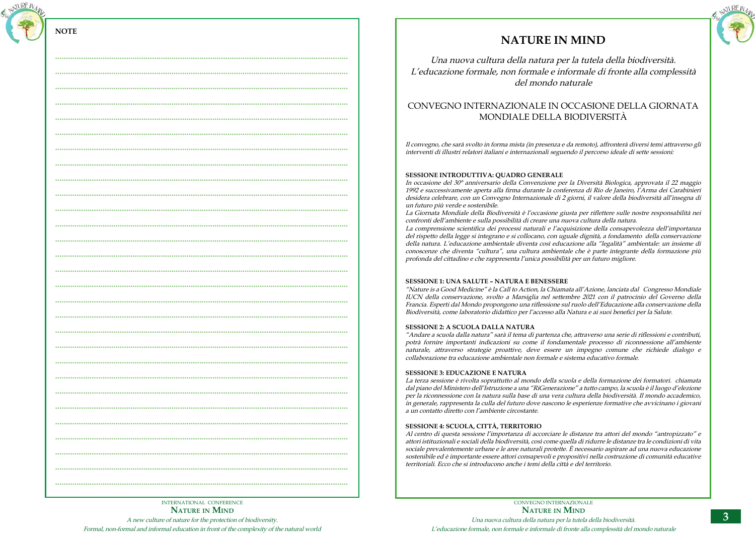NOTE

# NATURE IN MIND

*Una nuova cultura della natura per la tutela della biodiversità.*
*L'educazione formale, non formale e informale di fronte alla complessità del mondo naturale*

## CONVEGNO INTERNAZIONALE IN OCCASIONE DELLA GIORNATA MONDIALE DELLA BIODIVERSITÀ

*Il convegno, che sarà svolto in forma mista (in presenza e da remoto), affronterà diversi temi attraverso gli interventi di illustri relatori italiani e internazionali seguendo il percorso ideale di sette sessioni:*

**SESSIONE INTRODUTTIVA: QUADRO GENERALE**

*In occasione del 30° anniversario della Convenzione per la Diversità Biologica, approvata il 22 maggio 1992 e successivamente aperta alla firma durante la conferenza di Rio de Janeiro, l'Arma dei Carabinieri desidera celebrare, con un Convegno Internazionale di 2 giorni, il valore della biodiversità all'insegna di un futuro più verde e sostenibile.*

*La Giornata Mondiale della Biodiversità è l'occasione giusta per riflettere sulle nostre responsabilità nei confronti dell'ambiente e sulla possibilità di creare una nuova cultura della natura.*

*La comprensione scientifica dei processi naturali e l'acquisizione della consapevolezza dell'importanza del rispetto della legge si integrano e si collocano, con uguale dignità, a fondamento della conservazione della natura. L'educazione ambientale diventa così educazione alla "legalità" ambientale: un insieme di conoscenze che diventa "cultura", una cultura ambientale che è parte integrante della formazione più profonda del cittadino e che rappresenta l'unica possibilità per un futuro migliore.*

**SESSIONE 1: UNA SALUTE – NATURA E BENESSERE**

*"Nature is a Good Medicine" è la Call to Action, la Chiamata all'Azione, lanciata dal Congresso Mondiale IUCN della conservazione, svolto a Marsiglia nel settembre 2021 con il patrocinio del Governo della Francia. Esperti dal Mondo propongono una riflessione sul ruolo dell'Educazione alla conservazione della Biodiversità, come laboratorio didattico per l'accesso alla Natura e ai suoi benefici per la Salute.*

**SESSIONE 2: A SCUOLA DALLA NATURA**

*"Andare a scuola dalla natura" sarà il tema di partenza che, attraverso una serie di riflessioni e contributi, potrà fornire importanti indicazioni su come il fondamentale processo di riconnessione all'ambiente naturale, attraverso strategie proattive, deve essere un impegno comune che richiede dialogo e collaborazione tra educazione ambientale non formale e sistema educativo formale.*

**SESSIONE 3: EDUCAZIONE E NATURA**

*La terza sessione è rivolta soprattutto al mondo della scuola e della formazione dei formatori. chiamata dal piano del Ministero dell'Istruzione a una "RiGenerazione" a tutto campo, la scuola è il luogo d'elezione per la riconnessione con la natura sulla base di una vera cultura della biodiversità. Il mondo accademico, in generale, rappresenta la culla del futuro dove nascono le esperienze formative che avvicinano i giovani a un contatto diretto con l'ambiente circostante.*

**SESSIONE 4: SCUOLA, CITTÀ, TERRITORIO**

*Al centro di questa sessione l'importanza di accorciare le distanze tra attori del mondo "antropizzato" e attori istituzionali e sociali della biodiversità, così come quella di ridurre le distanze tra le condizioni di vita sociale prevalentemente urbane e le aree naturali protette. È necessario aspirare ad una nuova educazione sostenibile ed è importante essere attori consapevoli e propositivi nella costruzione di comunità educative territoriali. Ecco che si introducono anche i temi della città e del territorio.*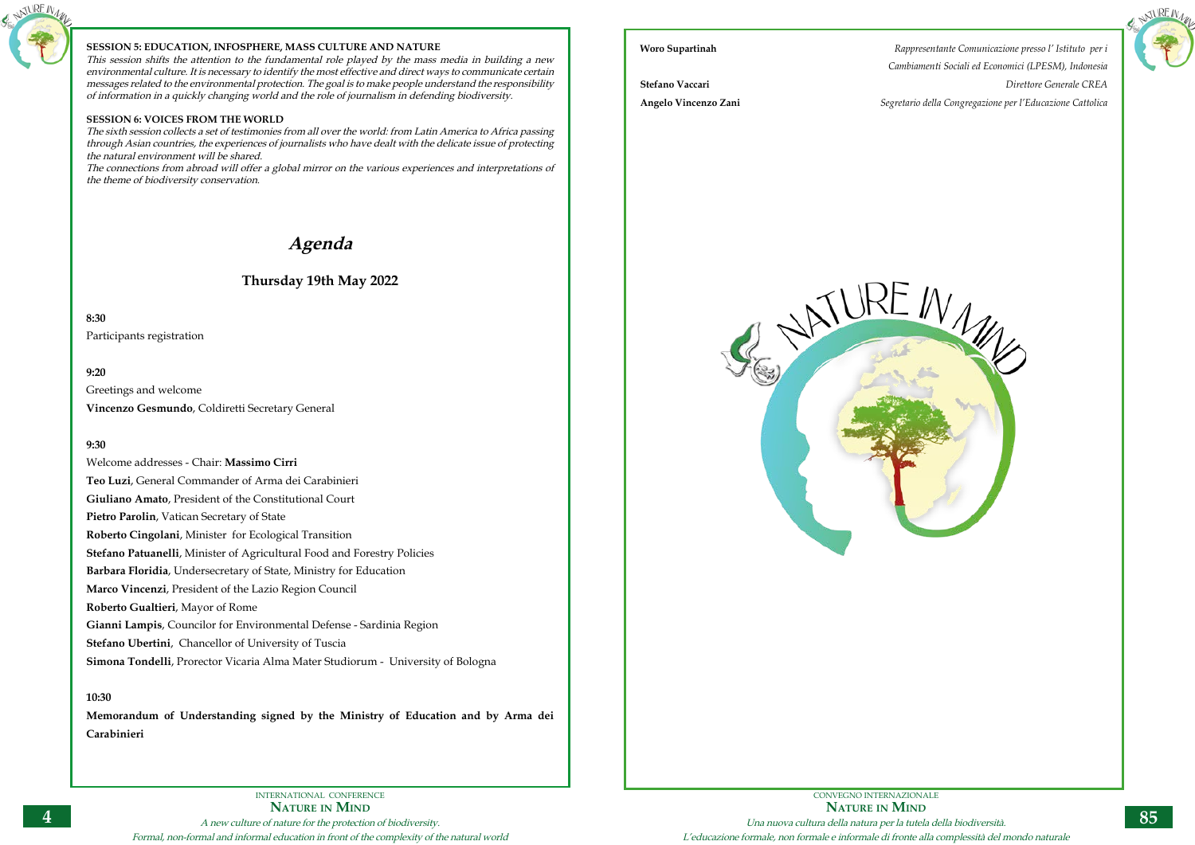**SESSION 5: EDUCATION, INFOSPHERE, MASS CULTURE AND NATURE**

*This session shifts the attention to the fundamental role played by the mass media in building a new environmental culture. It is necessary to identify the most effective and direct ways to communicate certain messages related to the environmental protection. The goal is to make people understand the responsibility of information in a quickly changing world and the role of journalism in defending biodiversity.*

**SESSION 6: VOICES FROM THE WORLD**

*The sixth session collects a set of testimonies from all over the world: from Latin America to Africa passing through Asian countries, the experiences of journalists who have dealt with the delicate issue of protecting the natural environment will be shared.*

*The connections from abroad will offer a global mirror on the various experiences and interpretations of the theme of biodiversity conservation.*

## *Agenda*

### Thursday 19th May 2022

**8:30**

Participants registration

**9:20**

Greetings and welcome

**Vincenzo Gesmundo**, Coldiretti Secretary General

**9:30**

Welcome addresses - Chair: **Massimo Cirri**

**Teo Luzi**, General Commander of Arma dei Carabinieri

**Giuliano Amato**, President of the Constitutional Court

**Pietro Parolin**, Vatican Secretary of State

**Roberto Cingolani**, Minister for Ecological Transition

**Stefano Patuanelli**, Minister of Agricultural Food and Forestry Policies

**Barbara Floridia**, Undersecretary of State, Ministry for Education

**Marco Vincenzi**, President of the Lazio Region Council

**Roberto Gualtieri**, Mayor of Rome

**Gianni Lampis**, Councilor for Environmental Defense - Sardinia Region

**Stefano Ubertini**, Chancellor of University of Tuscia

**Simona Tondelli**, Prorector Vicaria Alma Mater Studiorum - University of Bologna

**10:30**

**Memorandum of Understanding signed by the Ministry of Education and by Arma dei Carabinieri**

**Woro Supartinah** — *Rappresentante Comunicazione presso l' Istituto per i Cambiamenti Sociali ed Economici (LPESM), Indonesia*

**Stefano Vaccari** — *Direttore Generale CREA*

**Angelo Vincenzo Zani** — *Segretario della Congregazione per l'Educazione Cattolica*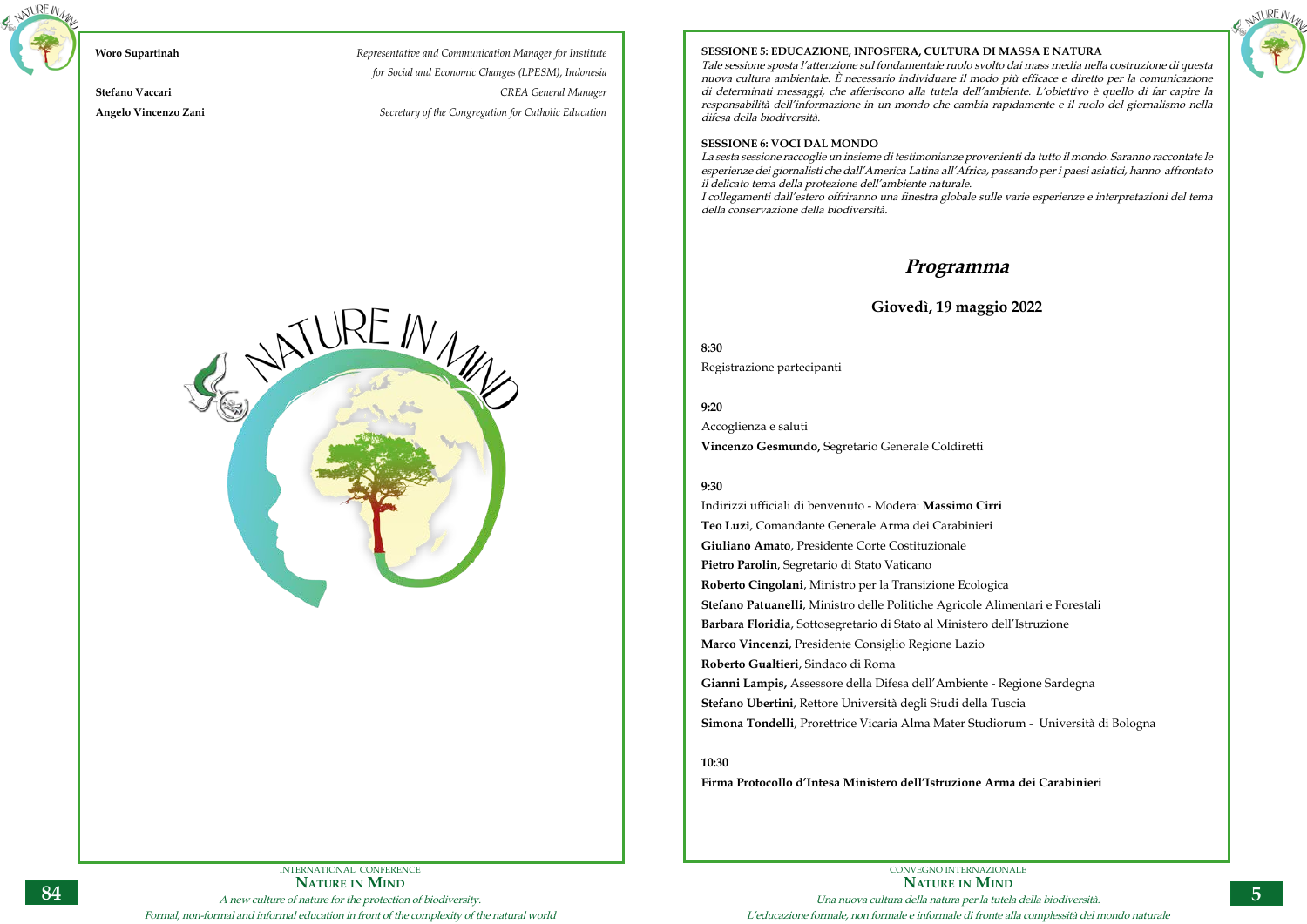**Woro Supartinah** — *Representative and Communication Manager for Institute for Social and Economic Changes (LPESM), Indonesia*

**Stefano Vaccari** — *CREA General Manager*

**Angelo Vincenzo Zani** — *Secretary of the Congregation for Catholic Education*

**SESSIONE 5: EDUCAZIONE, INFOSFERA, CULTURA DI MASSA E NATURA**

*Tale sessione sposta l'attenzione sul fondamentale ruolo svolto dai mass media nella costruzione di questa nuova cultura ambientale. È necessario individuare il modo più efficace e diretto per la comunicazione di determinati messaggi, che afferiscono alla tutela dell'ambiente. L'obiettivo è quello di far capire la responsabilità dell'informazione in un mondo che cambia rapidamente e il ruolo del giornalismo nella difesa della biodiversità.*

**SESSIONE 6: VOCI DAL MONDO**

*La sesta sessione raccoglie un insieme di testimonianze provenienti da tutto il mondo. Saranno raccontate le esperienze dei giornalisti che dall'America Latina all'Africa, passando per i paesi asiatici, hanno affrontato il delicato tema della protezione dell'ambiente naturale.*

*I collegamenti dall'estero offriranno una finestra globale sulle varie esperienze e interpretazioni del tema della conservazione della biodiversità.*

# *Programma*

## Giovedì, 19 maggio 2022

**8:30**

Registrazione partecipanti

**9:20**

Accoglienza e saluti

**Vincenzo Gesmundo,** Segretario Generale Coldiretti

**9:30**

Indirizzi ufficiali di benvenuto - Modera: **Massimo Cirri**

**Teo Luzi**, Comandante Generale Arma dei Carabinieri

**Giuliano Amato**, Presidente Corte Costituzionale

**Pietro Parolin**, Segretario di Stato Vaticano

**Roberto Cingolani**, Ministro per la Transizione Ecologica

**Stefano Patuanelli**, Ministro delle Politiche Agricole Alimentari e Forestali

**Barbara Floridia**, Sottosegretario di Stato al Ministero dell'Istruzione

**Marco Vincenzi**, Presidente Consiglio Regione Lazio

**Roberto Gualtieri**, Sindaco di Roma

**Gianni Lampis,** Assessore della Difesa dell'Ambiente - Regione Sardegna

**Stefano Ubertini**, Rettore Università degli Studi della Tuscia

**Simona Tondelli**, Prorettrice Vicaria Alma Mater Studiorum - Università di Bologna

**10:30**

**Firma Protocollo d'Intesa Ministero dell'Istruzione Arma dei Carabinieri**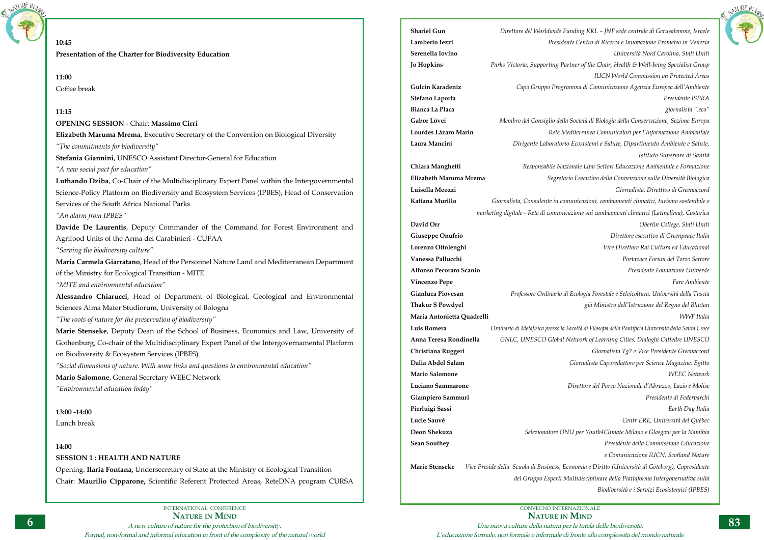**10:45**

**Presentation of the Charter for Biodiversity Education**

**11:00**

Coffee break

**11:15**

**OPENING SESSION** - Chair: **Massimo Cirri**

**Elizabeth Maruma Mrema**, Executive Secretary of the Convention on Biological Diversity

*"The commitments for biodiversity"*

**Stefania Giannini**, UNESCO Assistant Director-General for Education

*"A new social pact for education"*

**Luthando Dziba**, Co-Chair of the Multidisciplinary Expert Panel within the Intergovernmental Science-Policy Platform on Biodiversity and Ecosystem Services (IPBES); Head of Conservation Services of the South Africa National Parks

*"An alarm from IPBES"*

**Davide De Laurentis**, Deputy Commander of the Command for Forest Environment and Agrifood Units of the Arma dei Carabinieri - CUFAA

*"Serving the biodiversity culture"*

**Maria Carmela Giarratano**, Head of the Personnel Nature Land and Mediterranean Department of the Ministry for Ecological Transition - MITE

*"MITE and environmental education"*

**Alessandro Chiarucci**, Head of Department of Biological, Geological and Environmental Sciences Alma Mater Studiorum, University of Bologna

*"The roots of nature for the preservation of biodiversity"*

**Marie Stenseke**, Deputy Dean of the School of Business, Economics and Law, University of Gothenburg, Co-chair of the Multidisciplinary Expert Panel of the Intergovernmental Platform on Biodiversity & Ecosystem Services (IPBES)

*"Social dimensions of nature. With some links and questions to environmental education"*

**Mario Salomone**, General Secretary WEEC Network

*"Environmental education today"*

**13:00 -14:00**

Lunch break

**14:00**

**SESSION 1 : HEALTH AND NATURE**

Opening: **Ilaria Fontana,** Undersecretary of State at the Ministry of Ecological Transition

Chair: **Maurilio Cipparone,** Scientific Referent Protected Areas, ReteDNA program CURSA

---

**Shariel Gun** — *Direttore del Worldwide Funding KKL – JNF sede centrale di Gerusalemme, Israele*

**Lamberto Iezzi** — *Presidente Centro di Ricerca e Innovazione Prometeo in Venezia*

**Serenella Iovino** — *Università Nord Carolina, Stati Uniti*

**Jo Hopkins** — *Parks Victoria, Supporting Partner of the Chair, Health & Well-being Specialist Group IUCN World Commission on Protected Areas*

**Gulcin Karadeniz** — *Capo Gruppo Programma di Comunicazione Agenzia Europea dell'Ambiente*

**Stefano Laporta** — *Presidente ISPRA*

**Bianca La Placa** — *giornalista ".eco"*

**Gabor Lövei** — *Membro del Consiglio della Società di Biologia della Conservazione, Sezione Europa*

**Lourdes Lázaro Marín** — *Rete Mediterranea Comunicatori per l'Informazione Ambientale*

**Laura Mancini** — *Dirigente Laboratorio Ecosistemi e Salute, Dipartimento Ambiente e Salute, Istituto Superiore di Sanità*

**Chiara Manghetti** — *Responsabile Nazionale Lipu Settori Educazione Ambientale e Formazione*

**Elizabeth Maruma Mrema** — *Segretario Esecutivo della Convenzione sulla Diversità Biologica*

**Luisella Meozzi** — *Giornalista, Direttivo di Greenaccord*

**Katiana Murillo** — *Giornalista, Consulente in comunicazioni, cambiamenti climatici, turismo sostenibile e marketing digitale - Rete di comunicazione sui cambiamenti climatici (Latinclima), Costarica*

**David Orr** — *Oberlin College, Stati Uniti*

**Giuseppe Onufrio** — *Direttore esecutivo di Greenpeace Italia*

**Lorenzo Ottolenghi** — *Vice Direttore Rai Cultura ed Educational*

**Vanessa Pallucchi** — *Portavoce Forum del Terzo Settore*

**Alfonso Pecoraro Scanio** — *Presidente Fondazione Univerde*

**Vincenzo Pepe** — *Fare Ambiente*

**Gianluca Piovesan** — *Professore Ordinario di Ecologia Forestale e Selvicoltura, Università della Tuscia*

**Thakur S Powdyel** — *già Ministro dell'Istruzione del Regno del Bhutan*

**Maria Antonietta Quadrelli** — *WWF Italia*

**Luis Romera** — *Ordinario di Metafisica presso la Facoltà di Filosofia della Pontificia Università della Santa Croce*

**Anna Teresa Rondinella** — *GNLC, UNESCO Global Network of Learning Cities, Dialoghi Cattedre UNESCO*

**Christiana Ruggeri** — *Giornalista Tg2 e Vice Presidente Greenaccord*

**Dalia Abdel Salam** — *Giornalista Caporedattore per Science Magazine, Egitto*

**Mario Salomone** — *WEEC Network*

**Luciano Sammarone** — *Direttore del Parco Nazionale d'Abruzzo, Lazio e Molise*

**Giampiero Sammuri** — *Presidente di Federparchi*

**Pierluigi Sassi** — *Earth Day Italia*

**Lucie Sauvé** — *Centr'ERE, Università del Québec*

**Deon Shekuza** — *Selezionatore ONU per Youth4Climate Milano e Glasgow per la Namibia*

**Sean Southey** — *Presidente della Commissione Educazione e Comunicazione IUCN, Scotland Nature*

**Marie Stenseke** — *Vice Preside della Scuola di Business, Economia e Diritto (Università di Göteborg), Copresidente del Gruppo Esperti Multidisciplinare della Piattaforma Intergovernativa sulla Biodiversità e i Servizi Ecosistemici (IPBES)*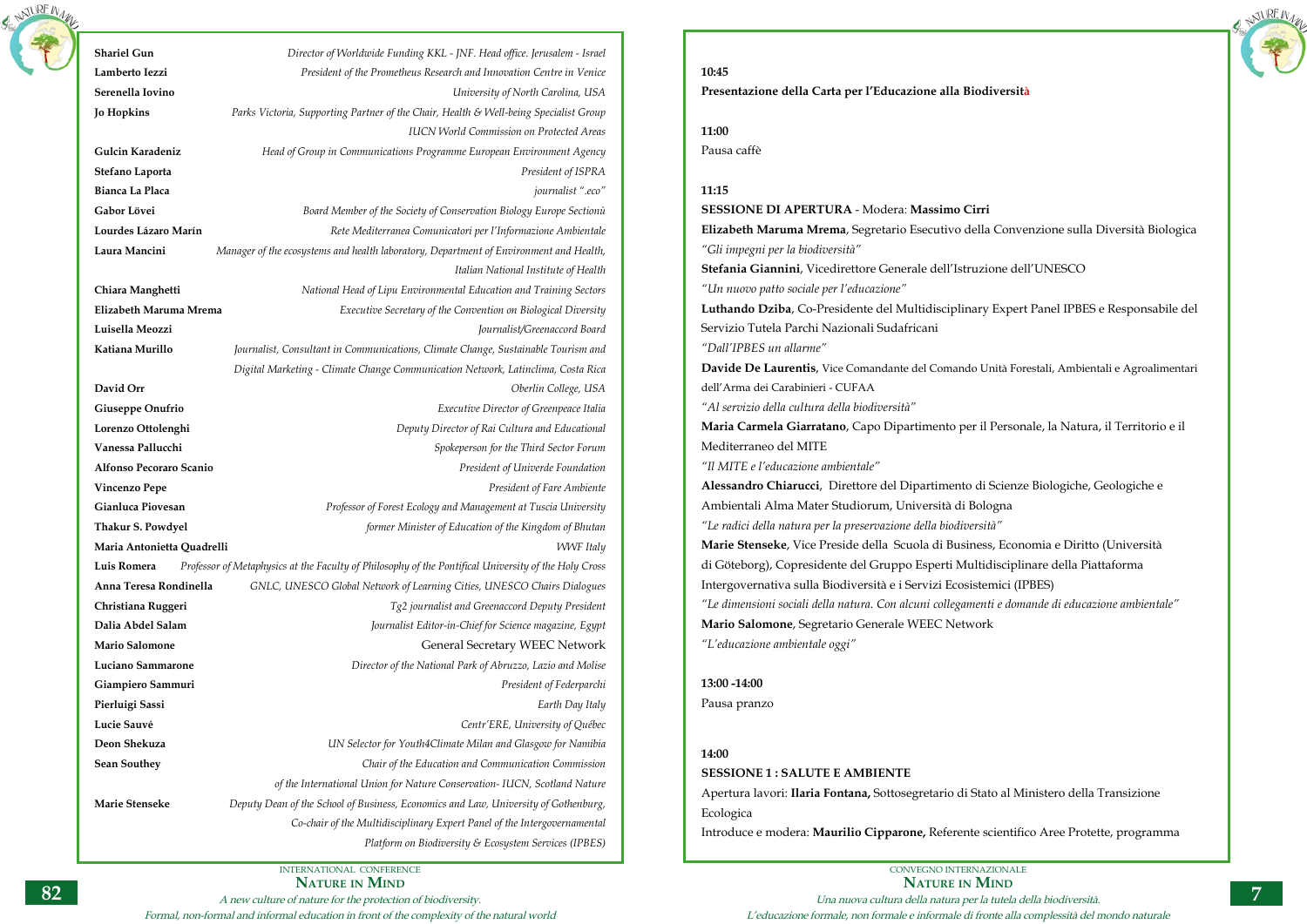**Shariel Gun** — *Director of Worldwide Funding KKL - JNF. Head office. Jerusalem - Israel*
**Lamberto Iezzi** — *President of the Prometheus Research and Innovation Centre in Venice*
**Serenella Iovino** — *University of North Carolina, USA*
**Jo Hopkins** — *Parks Victoria, Supporting Partner of the Chair, Health & Well-being Specialist Group IUCN World Commission on Protected Areas*
**Gulcin Karadeniz** — *Head of Group in Communications Programme European Environment Agency*
**Stefano Laporta** — *President of ISPRA*
**Bianca La Placa** — *journalist ".eco"*
**Gabor Lövei** — *Board Member of the Society of Conservation Biology Europe Sectionù*
**Lourdes Lázaro Marín** — *Rete Mediterranea Comunicatori per l'Informazione Ambientale*
**Laura Mancini** — *Manager of the ecosystems and health laboratory, Department of Environment and Health, Italian National Institute of Health*
**Chiara Manghetti** — *National Head of Lipu Environmental Education and Training Sectors*
**Elizabeth Maruma Mrema** — *Executive Secretary of the Convention on Biological Diversity*
**Luisella Meozzi** — *Journalist/Greenaccord Board*
**Katiana Murillo** — *Journalist, Consultant in Communications, Climate Change, Sustainable Tourism and Digital Marketing - Climate Change Communication Network, Latinclima, Costa Rica*
**David Orr** — *Oberlin College, USA*
**Giuseppe Onufrio** — *Executive Director of Greenpeace Italia*
**Lorenzo Ottolenghi** — *Deputy Director of Rai Cultura and Educational*
**Vanessa Pallucchi** — *Spokeperson for the Third Sector Forum*
**Alfonso Pecoraro Scanio** — *President of Univerde Foundation*
**Vincenzo Pepe** — *President of Fare Ambiente*
**Gianluca Piovesan** — *Professor of Forest Ecology and Management at Tuscia University*
**Thakur S. Powdyel** — *former Minister of Education of the Kingdom of Bhutan*
**Maria Antonietta Quadrelli** — *WWF Italy*
**Luis Romera** — *Professor of Metaphysics at the Faculty of Philosophy of the Pontifical University of the Holy Cross*
**Anna Teresa Rondinella** — *GNLC, UNESCO Global Network of Learning Cities, UNESCO Chairs Dialogues*
**Christiana Ruggeri** — *Tg2 journalist and Greenaccord Deputy President*
**Dalia Abdel Salam** — *Journalist Editor-in-Chief for Science magazine, Egypt*
**Mario Salomone** — General Secretary WEEC Network
**Luciano Sammarone** — *Director of the National Park of Abruzzo, Lazio and Molise*
**Giampiero Sammuri** — *President of Federparchi*
**Pierluigi Sassi** — *Earth Day Italy*
**Lucie Sauvé** — *Centr'ERE, University of Québec*
**Deon Shekuza** — *UN Selector for Youth4Climate Milan and Glasgow for Namibia*
**Sean Southey** — *Chair of the Education and Communication Commission of the International Union for Nature Conservation- IUCN, Scotland Nature*
**Marie Stenseke** — *Deputy Dean of the School of Business, Economics and Law, University of Gothenburg, Co-chair of the Multidisciplinary Expert Panel of the Intergovernamental Platform on Biodiversity & Ecosystem Services (IPBES)*

**10:45**
**Presentazione della Carta per l'Educazione alla Biodiversità**

**11:00**
Pausa caffè

**11:15**
**SESSIONE DI APERTURA** - Modera: **Massimo Cirri**

**Elizabeth Maruma Mrema**, Segretario Esecutivo della Convenzione sulla Diversità Biologica
*"Gli impegni per la biodiversità"*

**Stefania Giannini**, Vicedirettore Generale dell'Istruzione dell'UNESCO
*"Un nuovo patto sociale per l'educazione"*

**Luthando Dziba**, Co-Presidente del Multidisciplinary Expert Panel IPBES e Responsabile del Servizio Tutela Parchi Nazionali Sudafricani
*"Dall'IPBES un allarme"*

**Davide De Laurentis**, Vice Comandante del Comando Unità Forestali, Ambientali e Agroalimentari dell'Arma dei Carabinieri - CUFAA
*"Al servizio della cultura della biodiversità"*

**Maria Carmela Giarratano**, Capo Dipartimento per il Personale, la Natura, il Territorio e il Mediterraneo del MITE
*"Il MITE e l'educazione ambientale"*

**Alessandro Chiarucci**, Direttore del Dipartimento di Scienze Biologiche, Geologiche e Ambientali Alma Mater Studiorum, Università di Bologna
*"Le radici della natura per la preservazione della biodiversità"*

**Marie Stenseke**, Vice Preside della Scuola di Business, Economia e Diritto (Università di Göteborg), Copresidente del Gruppo Esperti Multidisciplinare della Piattaforma Intergovernativa sulla Biodiversità e i Servizi Ecosistemici (IPBES)
*"Le dimensioni sociali della natura. Con alcuni collegamenti e domande di educazione ambientale"*

**Mario Salomone**, Segretario Generale WEEC Network
*"L'educazione ambientale oggi"*

**13:00 -14:00**
Pausa pranzo

**14:00**
**SESSIONE 1 : SALUTE E AMBIENTE**

Apertura lavori: **Ilaria Fontana,** Sottosegretario di Stato al Ministero della Transizione Ecologica

Introduce e modera: **Maurilio Cipparone,** Referente scientifico Aree Protette, programma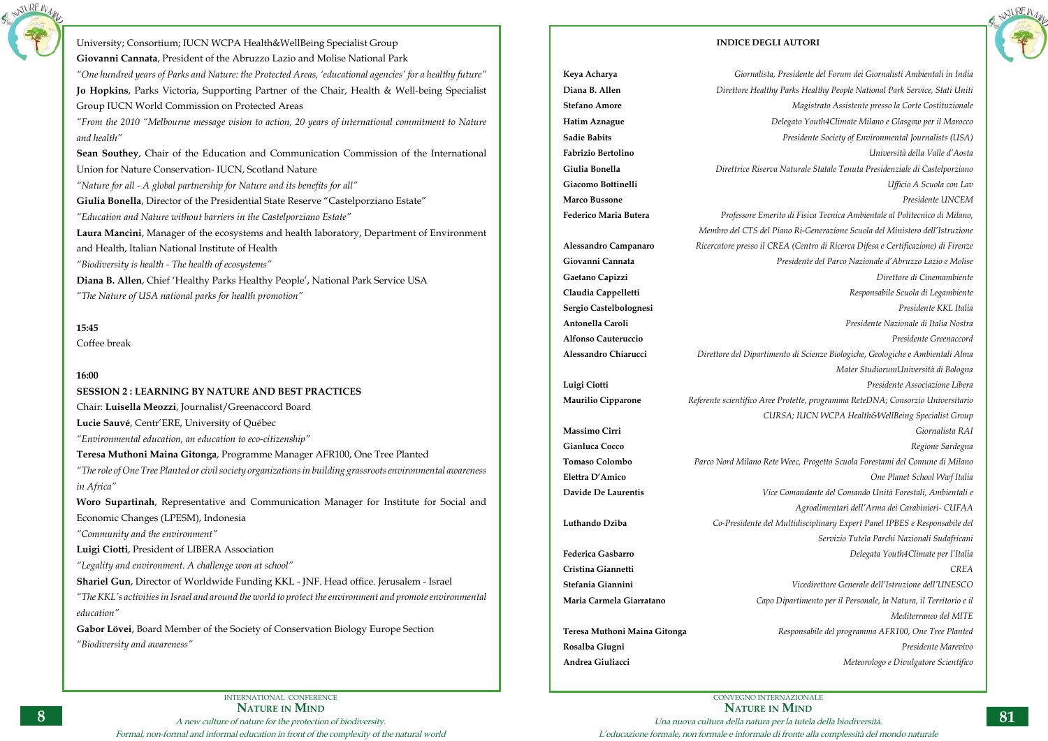University; Consortium; IUCN WCPA Health&WellBeing Specialist Group

**Giovanni Cannata**, President of the Abruzzo Lazio and Molise National Park

*"One hundred years of Parks and Nature: the Protected Areas, 'educational agencies' for a healthy future"*

**Jo Hopkins**, Parks Victoria, Supporting Partner of the Chair, Health & Well-being Specialist Group IUCN World Commission on Protected Areas

*"From the 2010 "Melbourne message vision to action, 20 years of international commitment to Nature and health"*

**Sean Southey**, Chair of the Education and Communication Commission of the International Union for Nature Conservation- IUCN, Scotland Nature

*"Nature for all - A global partnership for Nature and its benefits for all"*

**Giulia Bonella**, Director of the Presidential State Reserve "Castelporziano Estate"

*"Education and Nature without barriers in the Castelporziano Estate"*

**Laura Mancini**, Manager of the ecosystems and health laboratory, Department of Environment and Health, Italian National Institute of Health

*"Biodiversity is health - The health of ecosystems"*

**Diana B. Allen**, Chief 'Healthy Parks Healthy People', National Park Service USA

*"The Nature of USA national parks for health promotion"*

**15:45**

Coffee break

**16:00**

**SESSION 2 : LEARNING BY NATURE AND BEST PRACTICES**

Chair: **Luisella Meozzi**, Journalist/Greenaccord Board

**Lucie Sauvé**, Centr'ERE, University of Québec

*"Environmental education, an education to eco-citizenship"*

**Teresa Muthoni Maina Gitonga**, Programme Manager AFR100, One Tree Planted

*"The role of One Tree Planted or civil society organizations in building grassroots environmental awareness in Africa"*

**Woro Supartinah**, Representative and Communication Manager for Institute for Social and Economic Changes (LPESM), Indonesia

*"Community and the environment"*

**Luigi Ciotti**, President of LIBERA Association

*"Legality and environment. A challenge won at school"*

**Shariel Gun**, Director of Worldwide Funding KKL - JNF. Head office. Jerusalem - Israel

*"The KKL's activities in Israel and around the world to protect the environment and promote environmental education"*

**Gabor Lövei**, Board Member of the Society of Conservation Biology Europe Section

*"Biodiversity and awareness"*

## INDICE DEGLI AUTORI

| | |
|---|---|
| **Keya Acharya** | *Giornalista, Presidente del Forum dei Giornalisti Ambientali in India* |
| **Diana B. Allen** | *Direttore Healthy Parks Healthy People National Park Service, Stati Uniti* |
| **Stefano Amore** | *Magistrato Assistente presso la Corte Costituzionale* |
| **Hatim Aznague** | *Delegato Youth4Climate Milano e Glasgow per il Marocco* |
| **Sadie Babits** | *Presidente Society of Environmental Journalists (USA)* |
| **Fabrizio Bertolino** | *Università della Valle d'Aosta* |
| **Giulia Bonella** | *Direttrice Riserva Naturale Statale Tenuta Presidenziale di Castelporziano* |
| **Giacomo Bottinelli** | *Ufficio A Scuola con Lav* |
| **Marco Bussone** | *Presidente UNCEM* |
| **Federico Maria Butera** | *Professore Emerito di Fisica Tecnica Ambientale al Politecnico di Milano, Membro del CTS del Piano Ri-Generazione Scuola del Ministero dell'Istruzione* |
| **Alessandro Campanaro** | *Ricercatore presso il CREA (Centro di Ricerca Difesa e Certificazione) di Firenze* |
| **Giovanni Cannata** | *Presidente del Parco Nazionale d'Abruzzo Lazio e Molise* |
| **Gaetano Capizzi** | *Direttore di Cinemambiente* |
| **Claudia Cappelletti** | *Responsabile Scuola di Legambiente* |
| **Sergio Castelbolognesi** | *Presidente KKL Italia* |
| **Antonella Caroli** | *Presidente Nazionale di Italia Nostra* |
| **Alfonso Cauteruccio** | *Presidente Greenaccord* |
| **Alessandro Chiarucci** | *Direttore del Dipartimento di Scienze Biologiche, Geologiche e Ambientali Alma Mater StudiorumUniversità di Bologna* |
| **Luigi Ciotti** | *Presidente Associazione Libera* |
| **Maurilio Cipparone** | *Referente scientifico Aree Protette, programma ReteDNA; Consorzio Universitario CURSA; IUCN WCPA Health&WellBeing Specialist Group* |
| **Massimo Cirri** | *Giornalista RAI* |
| **Gianluca Cocco** | *Regione Sardegna* |
| **Tomaso Colombo** | *Parco Nord Milano Rete Weec, Progetto Scuola Forestami del Comune di Milano* |
| **Elettra D'Amico** | *One Planet School Wwf Italia* |
| **Davide De Laurentis** | *Vice Comandante del Comando Unità Forestali, Ambientali e Agroalimentari dell'Arma dei Carabinieri- CUFAA* |
| **Luthando Dziba** | *Co-Presidente del Multidisciplinary Expert Panel IPBES e Responsabile del Servizio Tutela Parchi Nazionali Sudafricani* |
| **Federica Gasbarro** | *Delegata Youth4Climate per l'Italia* |
| **Cristina Giannetti** | *CREA* |
| **Stefania Giannini** | *Vicedirettore Generale dell'Istruzione dell'UNESCO* |
| **Maria Carmela Giarratano** | *Capo Dipartimento per il Personale, la Natura, il Territorio e il Mediterraneo del MITE* |
| **Teresa Muthoni Maina Gitonga** | *Responsabile del programma AFR100, One Tree Planted* |
| **Rosalba Giugni** | *Presidente Marevivo* |
| **Andrea Giuliacci** | *Meteorologo e Divulgatore Scientifico* |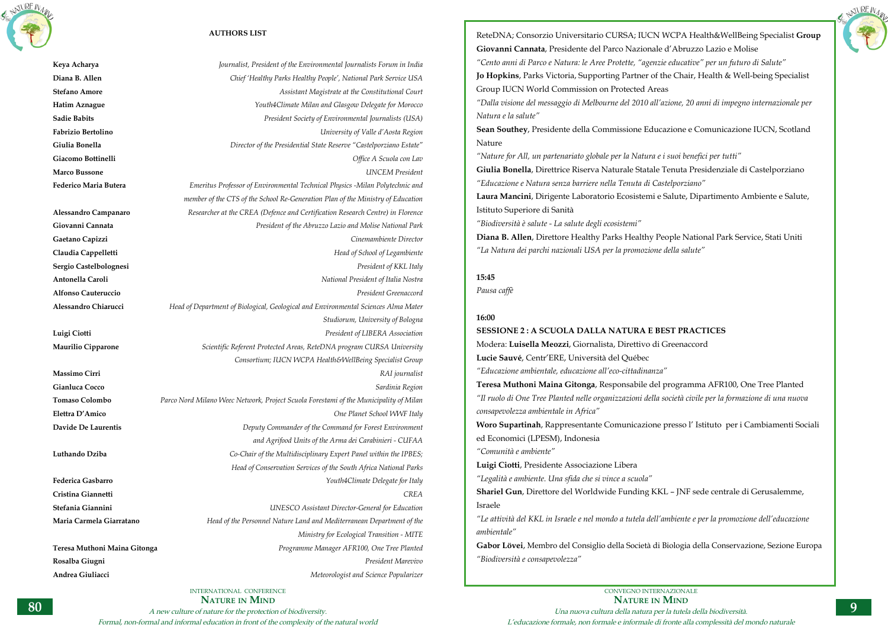## AUTHORS LIST

**Keya Acharya** *Journalist, President of the Environmental Journalists Forum in India*

**Diana B. Allen** *Chief 'Healthy Parks Healthy People', National Park Service USA*

**Stefano Amore** *Assistant Magistrate at the Constitutional Court*

**Hatim Aznague** *Youth4Climate Milan and Glasgow Delegate for Morocco*

**Sadie Babits** *President Society of Environmental Journalists (USA)*

**Fabrizio Bertolino** *University of Valle d'Aosta Region*

**Giulia Bonella** *Director of the Presidential State Reserve "Castelporziano Estate"*

**Giacomo Bottinelli** *Office A Scuola con Lav*

**Marco Bussone** *UNCEM President*

**Federico Maria Butera** *Emeritus Professor of Environmental Technical Physics -Milan Polytechnic and member of the CTS of the School Re-Generation Plan of the Ministry of Education*

**Alessandro Campanaro** *Researcher at the CREA (Defence and Certification Research Centre) in Florence*

**Giovanni Cannata** *President of the Abruzzo Lazio and Molise National Park*

**Gaetano Capizzi** *Cinemambiente Director*

**Claudia Cappelletti** *Head of School of Legambiente*

**Sergio Castelbolognesi** *President of KKL Italy*

**Antonella Caroli** *National President of Italia Nostra*

**Alfonso Cauteruccio** *President Greenaccord*

**Alessandro Chiarucci** *Head of Department of Biological, Geological and Environmental Sciences Alma Mater Studiorum, University of Bologna*

**Luigi Ciotti** *President of LIBERA Association*

**Maurilio Cipparone** *Scientific Referent Protected Areas, ReteDNA program CURSA University Consortium; IUCN WCPA Health&WellBeing Specialist Group*

**Massimo Cirri** *RAI journalist*

**Gianluca Cocco** *Sardinia Region*

**Tomaso Colombo** *Parco Nord Milano Weec Network, Project Scuola Forestami of the Municipality of Milan*

**Elettra D'Amico** *One Planet School WWF Italy*

**Davide De Laurentis** *Deputy Commander of the Command for Forest Environment and Agrifood Units of the Arma dei Carabinieri - CUFAA*

**Luthando Dziba** *Co-Chair of the Multidisciplinary Expert Panel within the IPBES; Head of Conservation Services of the South Africa National Parks*

**Federica Gasbarro** *Youth4Climate Delegate for Italy*

**Cristina Giannetti** *CREA*

**Stefania Giannini** *UNESCO Assistant Director-General for Education*

**Maria Carmela Giarratano** *Head of the Personnel Nature Land and Mediterranean Department of the Ministry for Ecological Transition - MITE*

**Teresa Muthoni Maina Gitonga** *Programme Manager AFR100, One Tree Planted*

**Rosalba Giugni** *President Marevivo*

**Andrea Giuliacci** *Meteorologist and Science Popularizer*

ReteDNA; Consorzio Universitario CURSA; IUCN WCPA Health&WellBeing Specialist **Group**

**Giovanni Cannata**, Presidente del Parco Nazionale d'Abruzzo Lazio e Molise

*"Cento anni di Parco e Natura: le Aree Protette, "agenzie educative" per un futuro di Salute"*

**Jo Hopkins**, Parks Victoria, Supporting Partner of the Chair, Health & Well-being Specialist Group IUCN World Commission on Protected Areas

*"Dalla visione del messaggio di Melbourne del 2010 all'azione, 20 anni di impegno internazionale per Natura e la salute"*

**Sean Southey**, Presidente della Commissione Educazione e Comunicazione IUCN, Scotland Nature

*"Nature for All, un partenariato globale per la Natura e i suoi benefici per tutti"*

**Giulia Bonella**, Direttrice Riserva Naturale Statale Tenuta Presidenziale di Castelporziano

*"Educazione e Natura senza barriere nella Tenuta di Castelporziano"*

**Laura Mancini**, Dirigente Laboratorio Ecosistemi e Salute, Dipartimento Ambiente e Salute, Istituto Superiore di Sanità

*"Biodiversità è salute - La salute degli ecosistemi"*

**Diana B. Allen**, Direttore Healthy Parks Healthy People National Park Service, Stati Uniti

*"La Natura dei parchi nazionali USA per la promozione della salute"*

**15:45**

*Pausa caffè*

**16:00**

**SESSIONE 2 : A SCUOLA DALLA NATURA E BEST PRACTICES**

Modera: **Luisella Meozzi**, Giornalista, Direttivo di Greenaccord

**Lucie Sauvé**, Centr'ERE, Università del Québec

*"Educazione ambientale, educazione all'eco-cittadinanza"*

**Teresa Muthoni Maina Gitonga**, Responsabile del programma AFR100, One Tree Planted

*"Il ruolo di One Tree Planted nelle organizzazioni della società civile per la formazione di una nuova consapevolezza ambientale in Africa"*

**Woro Supartinah**, Rappresentante Comunicazione presso l' Istituto per i Cambiamenti Sociali ed Economici (LPESM), Indonesia

*"Comunità e ambiente"*

**Luigi Ciotti**, Presidente Associazione Libera

*"Legalità e ambiente. Una sfida che si vince a scuola"*

**Shariel Gun**, Direttore del Worldwide Funding KKL – JNF sede centrale di Gerusalemme, Israele

*"Le attività del KKL in Israele e nel mondo a tutela dell'ambiente e per la promozione dell'educazione ambientale"*

**Gabor Lövei**, Membro del Consiglio della Società di Biologia della Conservazione, Sezione Europa

*"Biodiversità e consapevolezza"*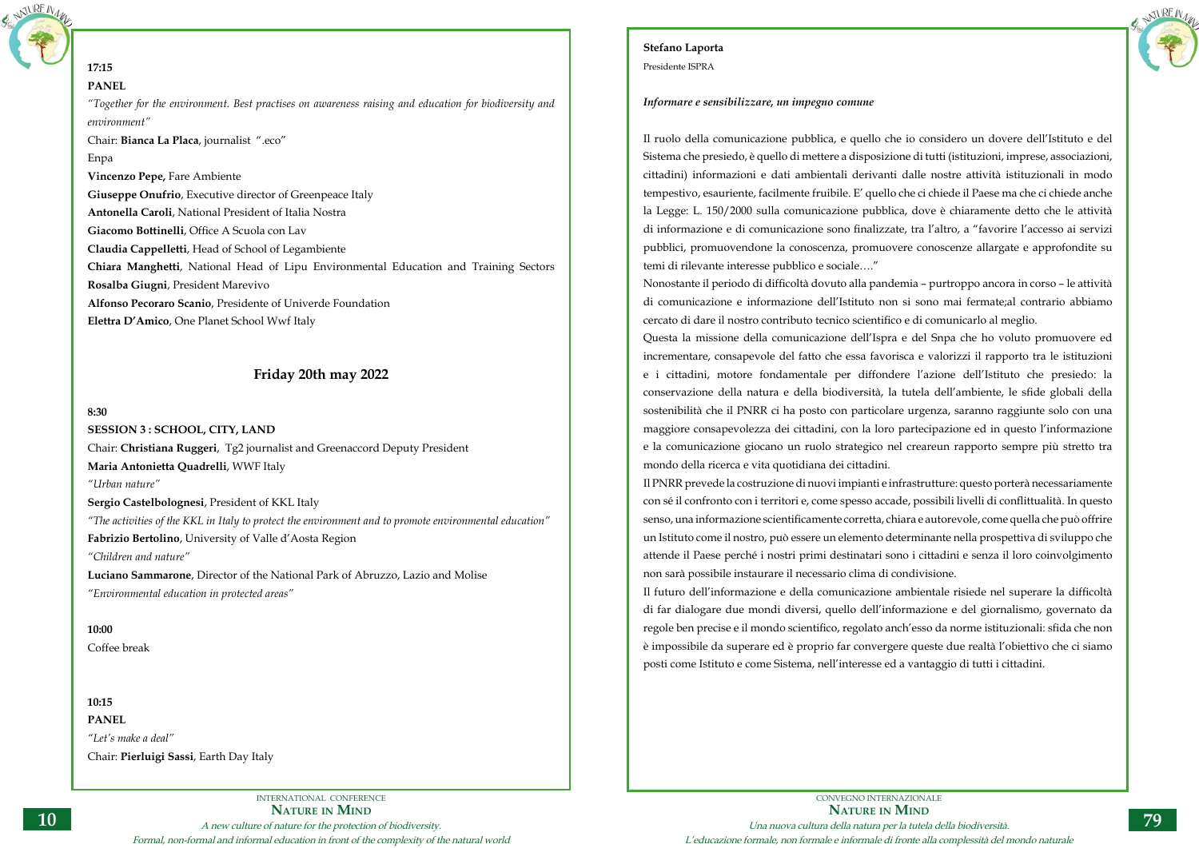**17:15**

**PANEL**

*"Together for the environment. Best practises on awareness raising and education for biodiversity and environment"*

Chair: **Bianca La Placa**, journalist ".eco"

Enpa

**Vincenzo Pepe,** Fare Ambiente

**Giuseppe Onufrio**, Executive director of Greenpeace Italy

**Antonella Caroli**, National President of Italia Nostra

**Giacomo Bottinelli**, Office A Scuola con Lav

**Claudia Cappelletti**, Head of School of Legambiente

**Chiara Manghetti**, National Head of Lipu Environmental Education and Training Sectors

**Rosalba Giugni**, President Marevivo

**Alfonso Pecoraro Scanio**, Presidente of Univerde Foundation

**Elettra D'Amico**, One Planet School Wwf Italy

## Friday 20th may 2022

**8:30**

**SESSION 3 : SCHOOL, CITY, LAND**

Chair: **Christiana Ruggeri**, Tg2 journalist and Greenaccord Deputy President

**Maria Antonietta Quadrelli**, WWF Italy

*"Urban nature"*

**Sergio Castelbolognesi**, President of KKL Italy

*"The activities of the KKL in Italy to protect the environment and to promote environmental education"*

**Fabrizio Bertolino**, University of Valle d'Aosta Region

*"Children and nature"*

**Luciano Sammarone**, Director of the National Park of Abruzzo, Lazio and Molise

*"Environmental education in protected areas"*

**10:00**

Coffee break

**10:15**

**PANEL**

*"Let's make a deal"*

Chair: **Pierluigi Sassi**, Earth Day Italy

**Stefano Laporta**

Presidente ISPRA

***Informare e sensibilizzare, un impegno comune***

Il ruolo della comunicazione pubblica, e quello che io considero un dovere dell'Istituto e del Sistema che presiedo, è quello di mettere a disposizione di tutti (istituzioni, imprese, associazioni, cittadini) informazioni e dati ambientali derivanti dalle nostre attività istituzionali in modo tempestivo, esauriente, facilmente fruibile. E' quello che ci chiede il Paese ma che ci chiede anche la Legge: L. 150/2000 sulla comunicazione pubblica, dove è chiaramente detto che le attività di informazione e di comunicazione sono finalizzate, tra l'altro, a "favorire l'accesso ai servizi pubblici, promuovendone la conoscenza, promuovere conoscenze allargate e approfondite su temi di rilevante interesse pubblico e sociale…."

Nonostante il periodo di difficoltà dovuto alla pandemia – purtroppo ancora in corso – le attività di comunicazione e informazione dell'Istituto non si sono mai fermate;al contrario abbiamo cercato di dare il nostro contributo tecnico scientifico e di comunicarlo al meglio.

Questa la missione della comunicazione dell'Ispra e del Snpa che ho voluto promuovere ed incrementare, consapevole del fatto che essa favorisca e valorizzi il rapporto tra le istituzioni e i cittadini, motore fondamentale per diffondere l'azione dell'Istituto che presiedo: la conservazione della natura e della biodiversità, la tutela dell'ambiente, le sfide globali della sostenibilità che il PNRR ci ha posto con particolare urgenza, saranno raggiunte solo con una maggiore consapevolezza dei cittadini, con la loro partecipazione ed in questo l'informazione e la comunicazione giocano un ruolo strategico nel creareun rapporto sempre più stretto tra mondo della ricerca e vita quotidiana dei cittadini.

Il PNRR prevede la costruzione di nuovi impianti e infrastrutture: questo porterà necessariamente con sé il confronto con i territori e, come spesso accade, possibili livelli di conflittualità. In questo senso, una informazione scientificamente corretta, chiara e autorevole, come quella che può offrire un Istituto come il nostro, può essere un elemento determinante nella prospettiva di sviluppo che attende il Paese perché i nostri primi destinatari sono i cittadini e senza il loro coinvolgimento non sarà possibile instaurare il necessario clima di condivisione.

Il futuro dell'informazione e della comunicazione ambientale risiede nel superare la difficoltà di far dialogare due mondi diversi, quello dell'informazione e del giornalismo, governato da regole ben precise e il mondo scientifico, regolato anch'esso da norme istituzionali: sfida che non è impossibile da superare ed è proprio far convergere queste due realtà l'obiettivo che ci siamo posti come Istituto e come Sistema, nell'interesse ed a vantaggio di tutti i cittadini.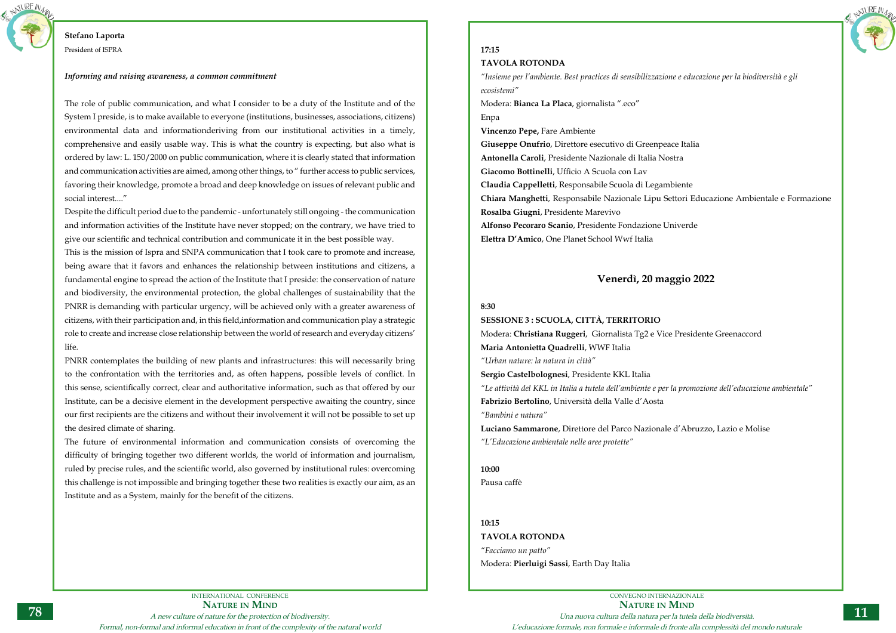**Stefano Laporta**

President of ISPRA

***Informing and raising awareness, a common commitment***

The role of public communication, and what I consider to be a duty of the Institute and of the System I preside, is to make available to everyone (institutions, businesses, associations, citizens) environmental data and informationderiving from our institutional activities in a timely, comprehensive and easily usable way. This is what the country is expecting, but also what is ordered by law: L. 150/2000 on public communication, where it is clearly stated that information and communication activities are aimed, among other things, to " further access to public services, favoring their knowledge, promote a broad and deep knowledge on issues of relevant public and social interest...."

Despite the difficult period due to the pandemic - unfortunately still ongoing - the communication and information activities of the Institute have never stopped; on the contrary, we have tried to give our scientific and technical contribution and communicate it in the best possible way.

This is the mission of Ispra and SNPA communication that I took care to promote and increase, being aware that it favors and enhances the relationship between institutions and citizens, a fundamental engine to spread the action of the Institute that I preside: the conservation of nature and biodiversity, the environmental protection, the global challenges of sustainability that the PNRR is demanding with particular urgency, will be achieved only with a greater awareness of citizens, with their participation and, in this field,information and communication play a strategic role to create and increase close relationship between the world of research and everyday citizens' life.

PNRR contemplates the building of new plants and infrastructures: this will necessarily bring to the confrontation with the territories and, as often happens, possible levels of conflict. In this sense, scientifically correct, clear and authoritative information, such as that offered by our Institute, can be a decisive element in the development perspective awaiting the country, since our first recipients are the citizens and without their involvement it will not be possible to set up the desired climate of sharing.

The future of environmental information and communication consists of overcoming the difficulty of bringing together two different worlds, the world of information and journalism, ruled by precise rules, and the scientific world, also governed by institutional rules: overcoming this challenge is not impossible and bringing together these two realities is exactly our aim, as an Institute and as a System, mainly for the benefit of the citizens.

**17:15**

**TAVOLA ROTONDA**

*"Insieme per l'ambiente. Best practices di sensibilizzazione e educazione per la biodiversità e gli ecosistemi"*

Modera: **Bianca La Placa**, giornalista ".eco"

Enpa

**Vincenzo Pepe,** Fare Ambiente

**Giuseppe Onufrio**, Direttore esecutivo di Greenpeace Italia

**Antonella Caroli**, Presidente Nazionale di Italia Nostra

**Giacomo Bottinelli**, Ufficio A Scuola con Lav

**Claudia Cappelletti**, Responsabile Scuola di Legambiente

**Chiara Manghetti**, Responsabile Nazionale Lipu Settori Educazione Ambientale e Formazione

**Rosalba Giugni**, Presidente Marevivo

**Alfonso Pecoraro Scanio**, Presidente Fondazione Univerde

**Elettra D'Amico**, One Planet School Wwf Italia

## Venerdì, 20 maggio 2022

**8:30**

**SESSIONE 3 : SCUOLA, CITTÀ, TERRITORIO**

Modera: **Christiana Ruggeri**, Giornalista Tg2 e Vice Presidente Greenaccord

**Maria Antonietta Quadrelli**, WWF Italia

*"Urban nature: la natura in città"*

**Sergio Castelbolognesi**, Presidente KKL Italia

*"Le attività del KKL in Italia a tutela dell'ambiente e per la promozione dell'educazione ambientale"*

**Fabrizio Bertolino**, Università della Valle d'Aosta

*"Bambini e natura"*

**Luciano Sammarone**, Direttore del Parco Nazionale d'Abruzzo, Lazio e Molise

*"L'Educazione ambientale nelle aree protette"*

**10:00**

Pausa caffè

**10:15**

**TAVOLA ROTONDA**

*"Facciamo un patto"*

Modera: **Pierluigi Sassi**, Earth Day Italia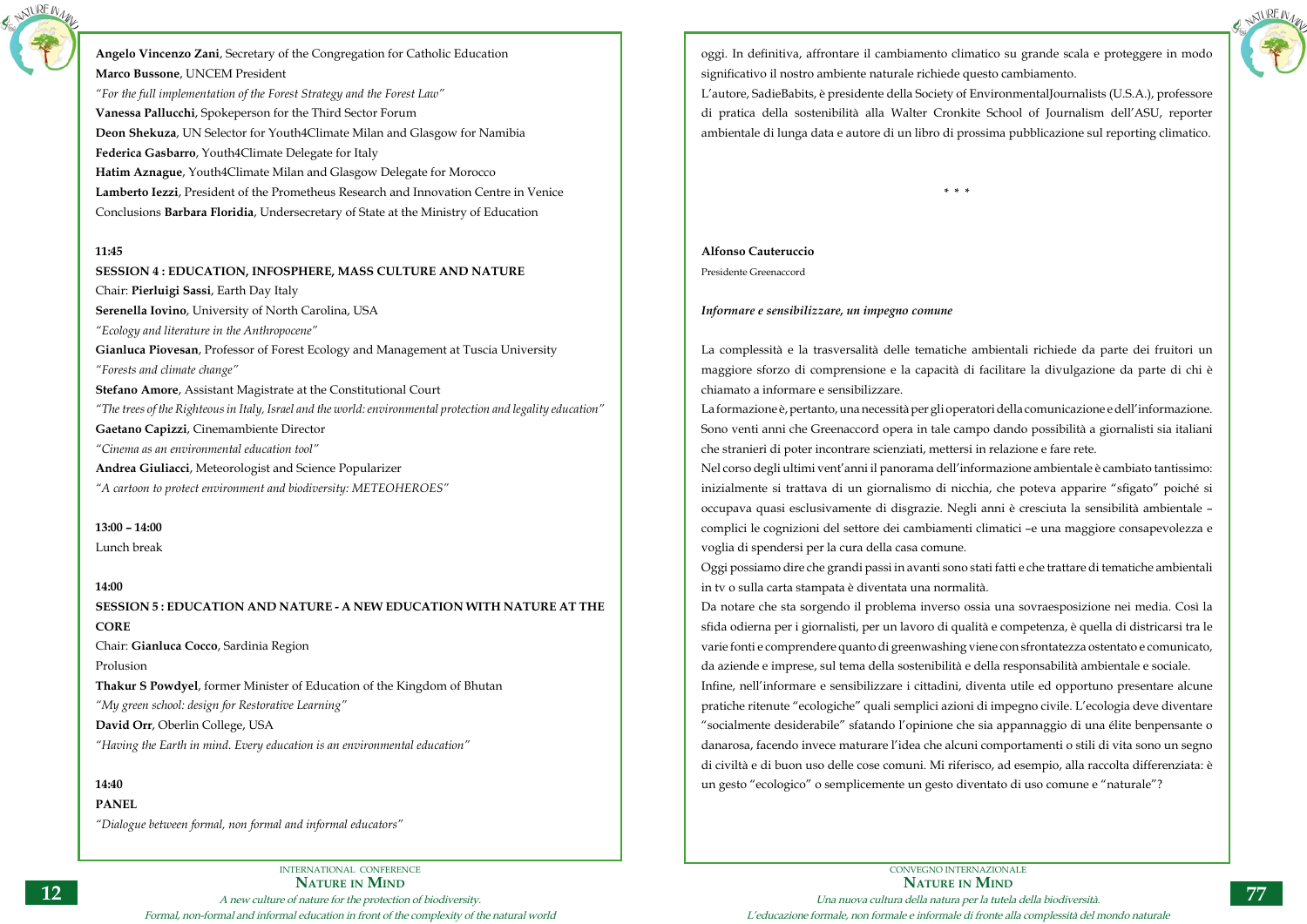**Angelo Vincenzo Zani**, Secretary of the Congregation for Catholic Education
**Marco Bussone**, UNCEM President
*"For the full implementation of the Forest Strategy and the Forest Law"*
**Vanessa Pallucchi**, Spokeperson for the Third Sector Forum
**Deon Shekuza**, UN Selector for Youth4Climate Milan and Glasgow for Namibia
**Federica Gasbarro**, Youth4Climate Delegate for Italy
**Hatim Aznague**, Youth4Climate Milan and Glasgow Delegate for Morocco
**Lamberto Iezzi**, President of the Prometheus Research and Innovation Centre in Venice
Conclusions **Barbara Floridia**, Undersecretary of State at the Ministry of Education

**11:45**
**SESSION 4 : EDUCATION, INFOSPHERE, MASS CULTURE AND NATURE**
Chair: **Pierluigi Sassi**, Earth Day Italy
**Serenella Iovino**, University of North Carolina, USA
*"Ecology and literature in the Anthropocene"*
**Gianluca Piovesan**, Professor of Forest Ecology and Management at Tuscia University
*"Forests and climate change"*
**Stefano Amore**, Assistant Magistrate at the Constitutional Court
*"The trees of the Righteous in Italy, Israel and the world: environmental protection and legality education"*
**Gaetano Capizzi**, Cinemambiente Director
*"Cinema as an environmental education tool"*
**Andrea Giuliacci**, Meteorologist and Science Popularizer
*"A cartoon to protect environment and biodiversity: METEOHEROES"*

**13:00 – 14:00**
Lunch break

**14:00**
**SESSION 5 : EDUCATION AND NATURE - A NEW EDUCATION WITH NATURE AT THE CORE**
Chair: **Gianluca Cocco**, Sardinia Region
Prolusion
**Thakur S Powdyel**, former Minister of Education of the Kingdom of Bhutan
*"My green school: design for Restorative Learning"*
**David Orr**, Oberlin College, USA
*"Having the Earth in mind. Every education is an environmental education"*

**14:40**
**PANEL**
*"Dialogue between formal, non formal and informal educators"*

oggi. In definitiva, affrontare il cambiamento climatico su grande scala e proteggere in modo significativo il nostro ambiente naturale richiede questo cambiamento.
L'autore, SadieBabits, è presidente della Society of EnvironmentalJournalists (U.S.A.), professore di pratica della sostenibilità alla Walter Cronkite School of Journalism dell'ASU, reporter ambientale di lunga data e autore di un libro di prossima pubblicazione sul reporting climatico.

\* \* \*

**Alfonso Cauteruccio**
Presidente Greenaccord

***Informare e sensibilizzare, un impegno comune***

La complessità e la trasversalità delle tematiche ambientali richiede da parte dei fruitori un maggiore sforzo di comprensione e la capacità di facilitare la divulgazione da parte di chi è chiamato a informare e sensibilizzare.
La formazione è, pertanto, una necessità per gli operatori della comunicazione e dell'informazione. Sono venti anni che Greenaccord opera in tale campo dando possibilità a giornalisti sia italiani che stranieri di poter incontrare scienziati, mettersi in relazione e fare rete.
Nel corso degli ultimi vent'anni il panorama dell'informazione ambientale è cambiato tantissimo: inizialmente si trattava di un giornalismo di nicchia, che poteva apparire "sfigato" poiché si occupava quasi esclusivamente di disgrazie. Negli anni è cresciuta la sensibilità ambientale – complici le cognizioni del settore dei cambiamenti climatici –e una maggiore consapevolezza e voglia di spendersi per la cura della casa comune.
Oggi possiamo dire che grandi passi in avanti sono stati fatti e che trattare di tematiche ambientali in tv o sulla carta stampata è diventata una normalità.
Da notare che sta sorgendo il problema inverso ossia una sovraesposizione nei media. Così la sfida odierna per i giornalisti, per un lavoro di qualità e competenza, è quella di districarsi tra le varie fonti e comprendere quanto di greenwashing viene con sfrontatezza ostentato e comunicato, da aziende e imprese, sul tema della sostenibilità e della responsabilità ambientale e sociale.
Infine, nell'informare e sensibilizzare i cittadini, diventa utile ed opportuno presentare alcune pratiche ritenute "ecologiche" quali semplici azioni di impegno civile. L'ecologia deve diventare "socialmente desiderabile" sfatando l'opinione che sia appannaggio di una élite benpensante o danarosa, facendo invece maturare l'idea che alcuni comportamenti o stili di vita sono un segno di civiltà e di buon uso delle cose comuni. Mi riferisco, ad esempio, alla raccolta differenziata: è un gesto "ecologico" o semplicemente un gesto diventato di uso comune e "naturale"?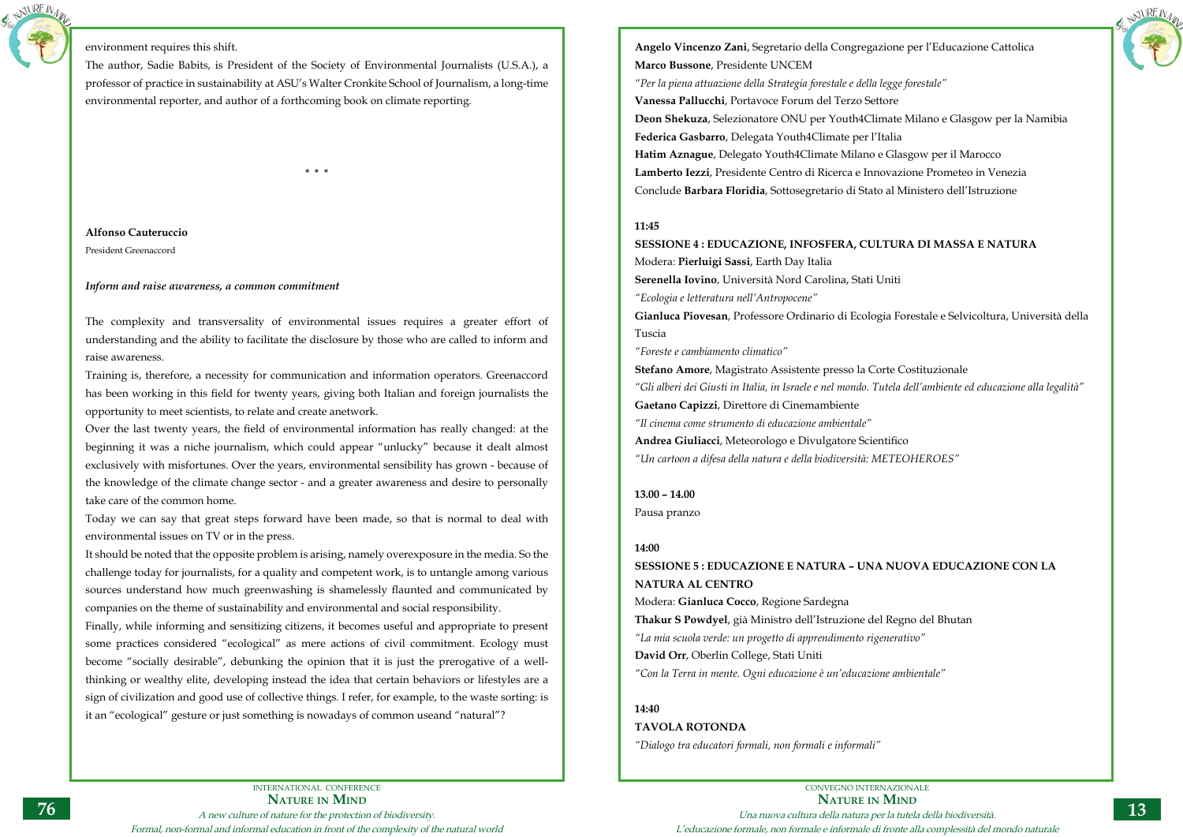environment requires this shift.

The author, Sadie Babits, is President of the Society of Environmental Journalists (U.S.A.), a professor of practice in sustainability at ASU's Walter Cronkite School of Journalism, a long-time environmental reporter, and author of a forthcoming book on climate reporting.

\* \* \*

**Alfonso Cauteruccio**

President Greenaccord

***Inform and raise awareness, a common commitment***

The complexity and transversality of environmental issues requires a greater effort of understanding and the ability to facilitate the disclosure by those who are called to inform and raise awareness.

Training is, therefore, a necessity for communication and information operators. Greenaccord has been working in this field for twenty years, giving both Italian and foreign journalists the opportunity to meet scientists, to relate and create anetwork.

Over the last twenty years, the field of environmental information has really changed: at the beginning it was a niche journalism, which could appear "unlucky" because it dealt almost exclusively with misfortunes. Over the years, environmental sensibility has grown - because of the knowledge of the climate change sector - and a greater awareness and desire to personally take care of the common home.

Today we can say that great steps forward have been made, so that is normal to deal with environmental issues on TV or in the press.

It should be noted that the opposite problem is arising, namely overexposure in the media. So the challenge today for journalists, for a quality and competent work, is to untangle among various sources understand how much greenwashing is shamelessly flaunted and communicated by companies on the theme of sustainability and environmental and social responsibility.

Finally, while informing and sensitizing citizens, it becomes useful and appropriate to present some practices considered "ecological" as mere actions of civil commitment. Ecology must become "socially desirable", debunking the opinion that it is just the prerogative of a well-thinking or wealthy elite, developing instead the idea that certain behaviors or lifestyles are a sign of civilization and good use of collective things. I refer, for example, to the waste sorting: is it an "ecological" gesture or just something is nowadays of common useand "natural"?

**Angelo Vincenzo Zani**, Segretario della Congregazione per l'Educazione Cattolica

**Marco Bussone**, Presidente UNCEM

*"Per la piena attuazione della Strategia forestale e della legge forestale"*

**Vanessa Pallucchi**, Portavoce Forum del Terzo Settore

**Deon Shekuza**, Selezionatore ONU per Youth4Climate Milano e Glasgow per la Namibia

**Federica Gasbarro**, Delegata Youth4Climate per l'Italia

**Hatim Aznague**, Delegato Youth4Climate Milano e Glasgow per il Marocco

**Lamberto Iezzi**, Presidente Centro di Ricerca e Innovazione Prometeo in Venezia

Conclude **Barbara Floridia**, Sottosegretario di Stato al Ministero dell'Istruzione

**11:45**

**SESSIONE 4 : EDUCAZIONE, INFOSFERA, CULTURA DI MASSA E NATURA**

Modera: **Pierluigi Sassi**, Earth Day Italia

**Serenella Iovino**, Università Nord Carolina, Stati Uniti

*"Ecologia e letteratura nell'Antropocene"*

**Gianluca Piovesan**, Professore Ordinario di Ecologia Forestale e Selvicoltura, Università della Tuscia

*"Foreste e cambiamento climatico"*

**Stefano Amore**, Magistrato Assistente presso la Corte Costituzionale

*"Gli alberi dei Giusti in Italia, in Israele e nel mondo. Tutela dell'ambiente ed educazione alla legalità"*

**Gaetano Capizzi**, Direttore di Cinemambiente

*"Il cinema come strumento di educazione ambientale"*

**Andrea Giuliacci**, Meteorologo e Divulgatore Scientifico

*"Un cartoon a difesa della natura e della biodiversità: METEOHEROES"*

**13.00 – 14.00**

Pausa pranzo

**14:00**

**SESSIONE 5 : EDUCAZIONE E NATURA – UNA NUOVA EDUCAZIONE CON LA NATURA AL CENTRO**

Modera: **Gianluca Cocco**, Regione Sardegna

**Thakur S Powdyel**, già Ministro dell'Istruzione del Regno del Bhutan

*"La mia scuola verde: un progetto di apprendimento rigenerativo"*

**David Orr**, Oberlin College, Stati Uniti

*"Con la Terra in mente. Ogni educazione è un'educazione ambientale"*

**14:40**

**TAVOLA ROTONDA**

*"Dialogo tra educatori formali, non formali e informali"*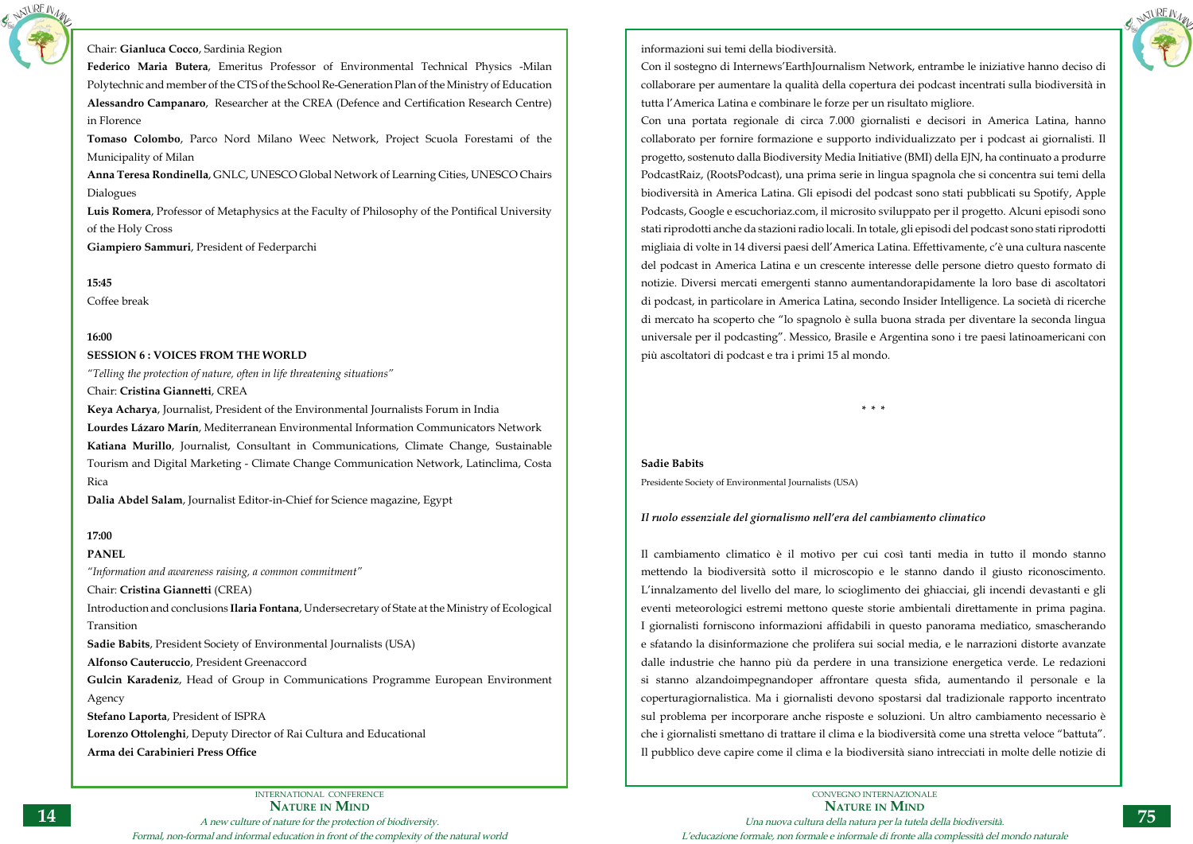Chair: **Gianluca Cocco**, Sardinia Region

**Federico Maria Butera**, Emeritus Professor of Environmental Technical Physics -Milan Polytechnic and member of the CTS of the School Re-Generation Plan of the Ministry of Education

**Alessandro Campanaro**, Researcher at the CREA (Defence and Certification Research Centre) in Florence

**Tomaso Colombo**, Parco Nord Milano Weec Network, Project Scuola Forestami of the Municipality of Milan

**Anna Teresa Rondinella**, GNLC, UNESCO Global Network of Learning Cities, UNESCO Chairs Dialogues

**Luis Romera**, Professor of Metaphysics at the Faculty of Philosophy of the Pontifical University of the Holy Cross

**Giampiero Sammuri**, President of Federparchi

**15:45**

Coffee break

**16:00**

**SESSION 6 : VOICES FROM THE WORLD**

*"Telling the protection of nature, often in life threatening situations"*

Chair: **Cristina Giannetti**, CREA

**Keya Acharya**, Journalist, President of the Environmental Journalists Forum in India

**Lourdes Lázaro Marín**, Mediterranean Environmental Information Communicators Network

**Katiana Murillo**, Journalist, Consultant in Communications, Climate Change, Sustainable Tourism and Digital Marketing - Climate Change Communication Network, Latinclima, Costa Rica

**Dalia Abdel Salam**, Journalist Editor-in-Chief for Science magazine, Egypt

**17:00**

**PANEL**

*"Information and awareness raising, a common commitment"*

Chair: **Cristina Giannetti** (CREA)

Introduction and conclusions **Ilaria Fontana**, Undersecretary of State at the Ministry of Ecological Transition

**Sadie Babits**, President Society of Environmental Journalists (USA)

**Alfonso Cauteruccio**, President Greenaccord

**Gulcin Karadeniz**, Head of Group in Communications Programme European Environment Agency

**Stefano Laporta**, President of ISPRA

**Lorenzo Ottolenghi**, Deputy Director of Rai Cultura and Educational

**Arma dei Carabinieri Press Office**

informazioni sui temi della biodiversità.

Con il sostegno di Internews'EarthJournalism Network, entrambe le iniziative hanno deciso di collaborare per aumentare la qualità della copertura dei podcast incentrati sulla biodiversità in tutta l'America Latina e combinare le forze per un risultato migliore.

Con una portata regionale di circa 7.000 giornalisti e decisori in America Latina, hanno collaborato per fornire formazione e supporto individualizzato per i podcast ai giornalisti. Il progetto, sostenuto dalla Biodiversity Media Initiative (BMI) della EJN, ha continuato a produrre PodcastRaiz, (RootsPodcast), una prima serie in lingua spagnola che si concentra sui temi della biodiversità in America Latina. Gli episodi del podcast sono stati pubblicati su Spotify, Apple Podcasts, Google e escuchoriaz.com, il microsito sviluppato per il progetto. Alcuni episodi sono stati riprodotti anche da stazioni radio locali. In totale, gli episodi del podcast sono stati riprodotti migliaia di volte in 14 diversi paesi dell'America Latina. Effettivamente, c'è una cultura nascente del podcast in America Latina e un crescente interesse delle persone dietro questo formato di notizie. Diversi mercati emergenti stanno aumentandorapidamente la loro base di ascoltatori di podcast, in particolare in America Latina, secondo Insider Intelligence. La società di ricerche di mercato ha scoperto che "lo spagnolo è sulla buona strada per diventare la seconda lingua universale per il podcasting". Messico, Brasile e Argentina sono i tre paesi latinoamericani con più ascoltatori di podcast e tra i primi 15 al mondo.

\* \* \*

**Sadie Babits**

Presidente Society of Environmental Journalists (USA)

***Il ruolo essenziale del giornalismo nell'era del cambiamento climatico***

Il cambiamento climatico è il motivo per cui così tanti media in tutto il mondo stanno mettendo la biodiversità sotto il microscopio e le stanno dando il giusto riconoscimento. L'innalzamento del livello del mare, lo scioglimento dei ghiacciai, gli incendi devastanti e gli eventi meteorologici estremi mettono queste storie ambientali direttamente in prima pagina. I giornalisti forniscono informazioni affidabili in questo panorama mediatico, smascherando e sfatando la disinformazione che prolifera sui social media, e le narrazioni distorte avanzate dalle industrie che hanno più da perdere in una transizione energetica verde. Le redazioni si stanno alzandoimpegnandoper affrontare questa sfida, aumentando il personale e la coperturagiornalistica. Ma i giornalisti devono spostarsi dal tradizionale rapporto incentrato sul problema per incorporare anche risposte e soluzioni. Un altro cambiamento necessario è che i giornalisti smettano di trattare il clima e la biodiversità come una stretta veloce "battuta". Il pubblico deve capire come il clima e la biodiversità siano intrecciati in molte delle notizie di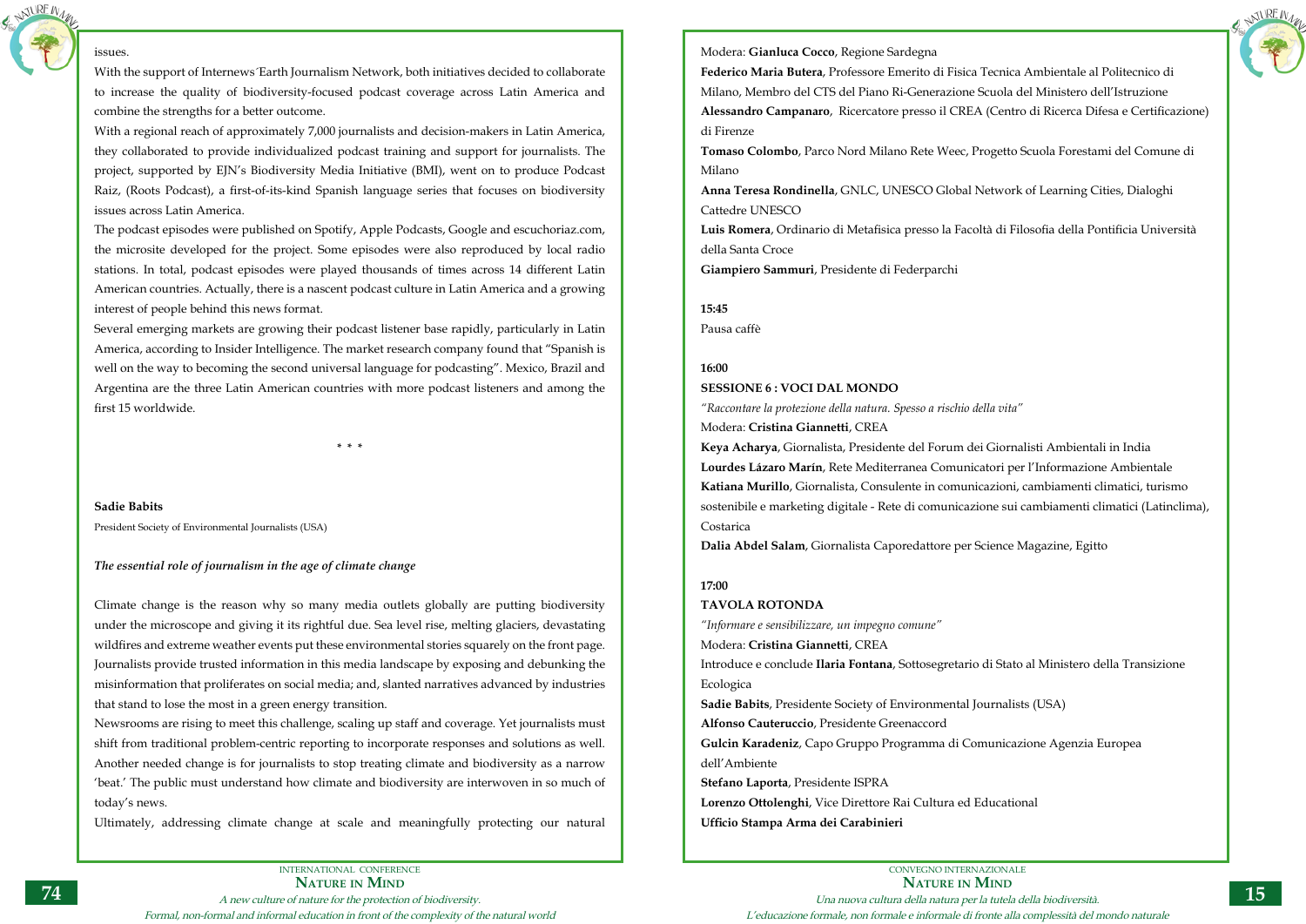issues.

With the support of Internews´Earth Journalism Network, both initiatives decided to collaborate to increase the quality of biodiversity-focused podcast coverage across Latin America and combine the strengths for a better outcome.

With a regional reach of approximately 7,000 journalists and decision-makers in Latin America, they collaborated to provide individualized podcast training and support for journalists. The project, supported by EJN's Biodiversity Media Initiative (BMI), went on to produce Podcast Raiz, (Roots Podcast), a first-of-its-kind Spanish language series that focuses on biodiversity issues across Latin America.

The podcast episodes were published on Spotify, Apple Podcasts, Google and escuchoriaz.com, the microsite developed for the project. Some episodes were also reproduced by local radio stations. In total, podcast episodes were played thousands of times across 14 different Latin American countries. Actually, there is a nascent podcast culture in Latin America and a growing interest of people behind this news format.

Several emerging markets are growing their podcast listener base rapidly, particularly in Latin America, according to Insider Intelligence. The market research company found that "Spanish is well on the way to becoming the second universal language for podcasting". Mexico, Brazil and Argentina are the three Latin American countries with more podcast listeners and among the first 15 worldwide.

\* \* \*

**Sadie Babits**

President Society of Environmental Journalists (USA)

***The essential role of journalism in the age of climate change***

Climate change is the reason why so many media outlets globally are putting biodiversity under the microscope and giving it its rightful due. Sea level rise, melting glaciers, devastating wildfires and extreme weather events put these environmental stories squarely on the front page. Journalists provide trusted information in this media landscape by exposing and debunking the misinformation that proliferates on social media; and, slanted narratives advanced by industries that stand to lose the most in a green energy transition.

Newsrooms are rising to meet this challenge, scaling up staff and coverage. Yet journalists must shift from traditional problem-centric reporting to incorporate responses and solutions as well. Another needed change is for journalists to stop treating climate and biodiversity as a narrow 'beat.' The public must understand how climate and biodiversity are interwoven in so much of today's news.

Ultimately, addressing climate change at scale and meaningfully protecting our natural

Modera: **Gianluca Cocco**, Regione Sardegna

**Federico Maria Butera**, Professore Emerito di Fisica Tecnica Ambientale al Politecnico di Milano, Membro del CTS del Piano Ri-Generazione Scuola del Ministero dell'Istruzione

**Alessandro Campanaro**, Ricercatore presso il CREA (Centro di Ricerca Difesa e Certificazione) di Firenze

**Tomaso Colombo**, Parco Nord Milano Rete Weec, Progetto Scuola Forestami del Comune di Milano

**Anna Teresa Rondinella**, GNLC, UNESCO Global Network of Learning Cities, Dialoghi Cattedre UNESCO

**Luis Romera**, Ordinario di Metafisica presso la Facoltà di Filosofia della Pontificia Università della Santa Croce

**Giampiero Sammuri**, Presidente di Federparchi

**15:45**

Pausa caffè

**16:00**

**SESSIONE 6 : VOCI DAL MONDO**

*"Raccontare la protezione della natura. Spesso a rischio della vita"*

Modera: **Cristina Giannetti**, CREA

**Keya Acharya**, Giornalista, Presidente del Forum dei Giornalisti Ambientali in India

**Lourdes Lázaro Marín**, Rete Mediterranea Comunicatori per l'Informazione Ambientale

**Katiana Murillo**, Giornalista, Consulente in comunicazioni, cambiamenti climatici, turismo sostenibile e marketing digitale - Rete di comunicazione sui cambiamenti climatici (Latinclima), Costarica

**Dalia Abdel Salam**, Giornalista Caporedattore per Science Magazine, Egitto

**17:00**

**TAVOLA ROTONDA**

*"Informare e sensibilizzare, un impegno comune"*

Modera: **Cristina Giannetti**, CREA

Introduce e conclude **Ilaria Fontana**, Sottosegretario di Stato al Ministero della Transizione Ecologica

**Sadie Babits**, Presidente Society of Environmental Journalists (USA)

**Alfonso Cauteruccio**, Presidente Greenaccord

**Gulcin Karadeniz**, Capo Gruppo Programma di Comunicazione Agenzia Europea dell'Ambiente

**Stefano Laporta**, Presidente ISPRA

**Lorenzo Ottolenghi**, Vice Direttore Rai Cultura ed Educational

**Ufficio Stampa Arma dei Carabinieri**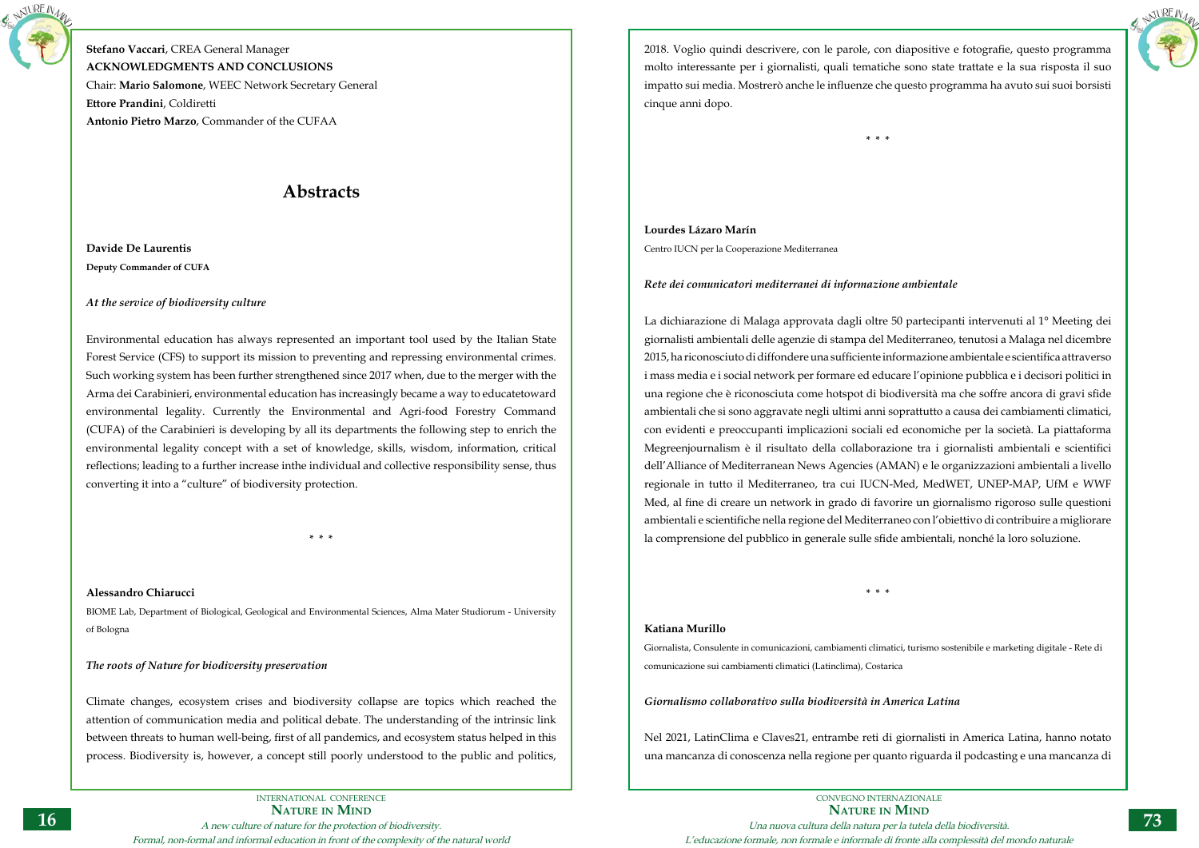**Stefano Vaccari**, CREA General Manager

**ACKNOWLEDGMENTS AND CONCLUSIONS**

Chair: **Mario Salomone**, WEEC Network Secretary General

**Ettore Prandini**, Coldiretti

**Antonio Pietro Marzo**, Commander of the CUFAA

## Abstracts

**Davide De Laurentis**

**Deputy Commander of CUFA**

***At the service of biodiversity culture***

Environmental education has always represented an important tool used by the Italian State Forest Service (CFS) to support its mission to preventing and repressing environmental crimes. Such working system has been further strengthened since 2017 when, due to the merger with the Arma dei Carabinieri, environmental education has increasingly became a way to educatetoward environmental legality. Currently the Environmental and Agri-food Forestry Command (CUFA) of the Carabinieri is developing by all its departments the following step to enrich the environmental legality concept with a set of knowledge, skills, wisdom, information, critical reflections; leading to a further increase inthe individual and collective responsibility sense, thus converting it into a "culture" of biodiversity protection.

\* \* \*

**Alessandro Chiarucci**

BIOME Lab, Department of Biological, Geological and Environmental Sciences, Alma Mater Studiorum - University of Bologna

***The roots of Nature for biodiversity preservation***

Climate changes, ecosystem crises and biodiversity collapse are topics which reached the attention of communication media and political debate. The understanding of the intrinsic link between threats to human well-being, first of all pandemics, and ecosystem status helped in this process. Biodiversity is, however, a concept still poorly understood to the public and politics,

2018. Voglio quindi descrivere, con le parole, con diapositive e fotografie, questo programma molto interessante per i giornalisti, quali tematiche sono state trattate e la sua risposta il suo impatto sui media. Mostrerò anche le influenze che questo programma ha avuto sui suoi borsisti cinque anni dopo.

\* \* \*

**Lourdes Lázaro Marín**

Centro IUCN per la Cooperazione Mediterranea

***Rete dei comunicatori mediterranei di informazione ambientale***

La dichiarazione di Malaga approvata dagli oltre 50 partecipanti intervenuti al 1° Meeting dei giornalisti ambientali delle agenzie di stampa del Mediterraneo, tenutosi a Malaga nel dicembre 2015, ha riconosciuto di diffondere una sufficiente informazione ambientale e scientifica attraverso i mass media e i social network per formare ed educare l'opinione pubblica e i decisori politici in una regione che è riconosciuta come hotspot di biodiversità ma che soffre ancora di gravi sfide ambientali che si sono aggravate negli ultimi anni soprattutto a causa dei cambiamenti climatici, con evidenti e preoccupanti implicazioni sociali ed economiche per la società. La piattaforma Megreenjournalism è il risultato della collaborazione tra i giornalisti ambientali e scientifici dell'Alliance of Mediterranean News Agencies (AMAN) e le organizzazioni ambientali a livello regionale in tutto il Mediterraneo, tra cui IUCN-Med, MedWET, UNEP-MAP, UfM e WWF Med, al fine di creare un network in grado di favorire un giornalismo rigoroso sulle questioni ambientali e scientifiche nella regione del Mediterraneo con l'obiettivo di contribuire a migliorare la comprensione del pubblico in generale sulle sfide ambientali, nonché la loro soluzione.

\* \* \*

**Katiana Murillo**

Giornalista, Consulente in comunicazioni, cambiamenti climatici, turismo sostenibile e marketing digitale - Rete di comunicazione sui cambiamenti climatici (Latinclima), Costarica

***Giornalismo collaborativo sulla biodiversità in America Latina***

Nel 2021, LatinClima e Claves21, entrambe reti di giornalisti in America Latina, hanno notato una mancanza di conoscenza nella regione per quanto riguarda il podcasting e una mancanza di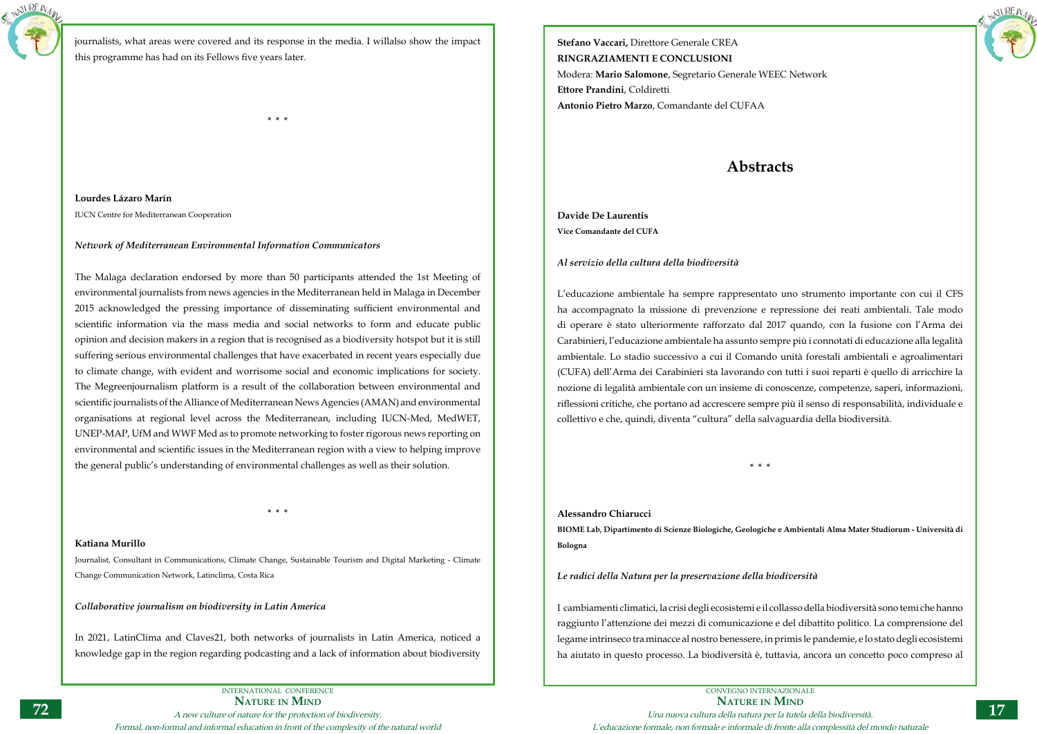journalists, what areas were covered and its response in the media. I willalso show the impact this programme has had on its Fellows five years later.

\* \* \*

**Lourdes Lázaro Marín**

IUCN Centre for Mediterranean Cooperation

***Network of Mediterranean Environmental Information Communicators***

The Malaga declaration endorsed by more than 50 participants attended the 1st Meeting of environmental journalists from news agencies in the Mediterranean held in Malaga in December 2015 acknowledged the pressing importance of disseminating sufficient environmental and scientific information via the mass media and social networks to form and educate public opinion and decision makers in a region that is recognised as a biodiversity hotspot but it is still suffering serious environmental challenges that have exacerbated in recent years especially due to climate change, with evident and worrisome social and economic implications for society. The Megreenjournalism platform is a result of the collaboration between environmental and scientific journalists of the Alliance of Mediterranean News Agencies (AMAN) and environmental organisations at regional level across the Mediterranean, including IUCN-Med, MedWET, UNEP-MAP, UfM and WWF Med as to promote networking to foster rigorous news reporting on environmental and scientific issues in the Mediterranean region with a view to helping improve the general public's understanding of environmental challenges as well as their solution.

\* \* \*

**Katiana Murillo**

Journalist, Consultant in Communications, Climate Change, Sustainable Tourism and Digital Marketing - Climate Change Communication Network, Latinclima, Costa Rica

***Collaborative journalism on biodiversity in Latin America***

In 2021, LatinClima and Claves21, both networks of journalists in Latin America, noticed a knowledge gap in the region regarding podcasting and a lack of information about biodiversity

**Stefano Vaccari,** Direttore Generale CREA

**RINGRAZIAMENTI E CONCLUSIONI**

Modera: **Mario Salomone**, Segretario Generale WEEC Network

**Ettore Prandini**, Coldiretti

**Antonio Pietro Marzo**, Comandante del CUFAA

## Abstracts

**Davide De Laurentis**

**Vice Comandante del CUFA**

***Al servizio della cultura della biodiversità***

L'educazione ambientale ha sempre rappresentato uno strumento importante con cui il CFS ha accompagnato la missione di prevenzione e repressione dei reati ambientali. Tale modo di operare è stato ulteriormente rafforzato dal 2017 quando, con la fusione con l'Arma dei Carabinieri, l'educazione ambientale ha assunto sempre più i connotati di educazione alla legalità ambientale. Lo stadio successivo a cui il Comando unità forestali ambientali e agroalimentari (CUFA) dell'Arma dei Carabinieri sta lavorando con tutti i suoi reparti è quello di arricchire la nozione di legalità ambientale con un insieme di conoscenze, competenze, saperi, informazioni, riflessioni critiche, che portano ad accrescere sempre più il senso di responsabilità, individuale e collettivo e che, quindi, diventa "cultura" della salvaguardia della biodiversità.

\* \* \*

**Alessandro Chiarucci**

**BIOME Lab, Dipartimento di Scienze Biologiche, Geologiche e Ambientali Alma Mater Studiorum - Università di Bologna**

***Le radici della Natura per la preservazione della biodiversità***

I cambiamenti climatici, la crisi degli ecosistemi e il collasso della biodiversità sono temi che hanno raggiunto l'attenzione dei mezzi di comunicazione e del dibattito politico. La comprensione del legame intrinseco tra minacce al nostro benessere, in primis le pandemie, e lo stato degli ecosistemi ha aiutato in questo processo. La biodiversità è, tuttavia, ancora un concetto poco compreso al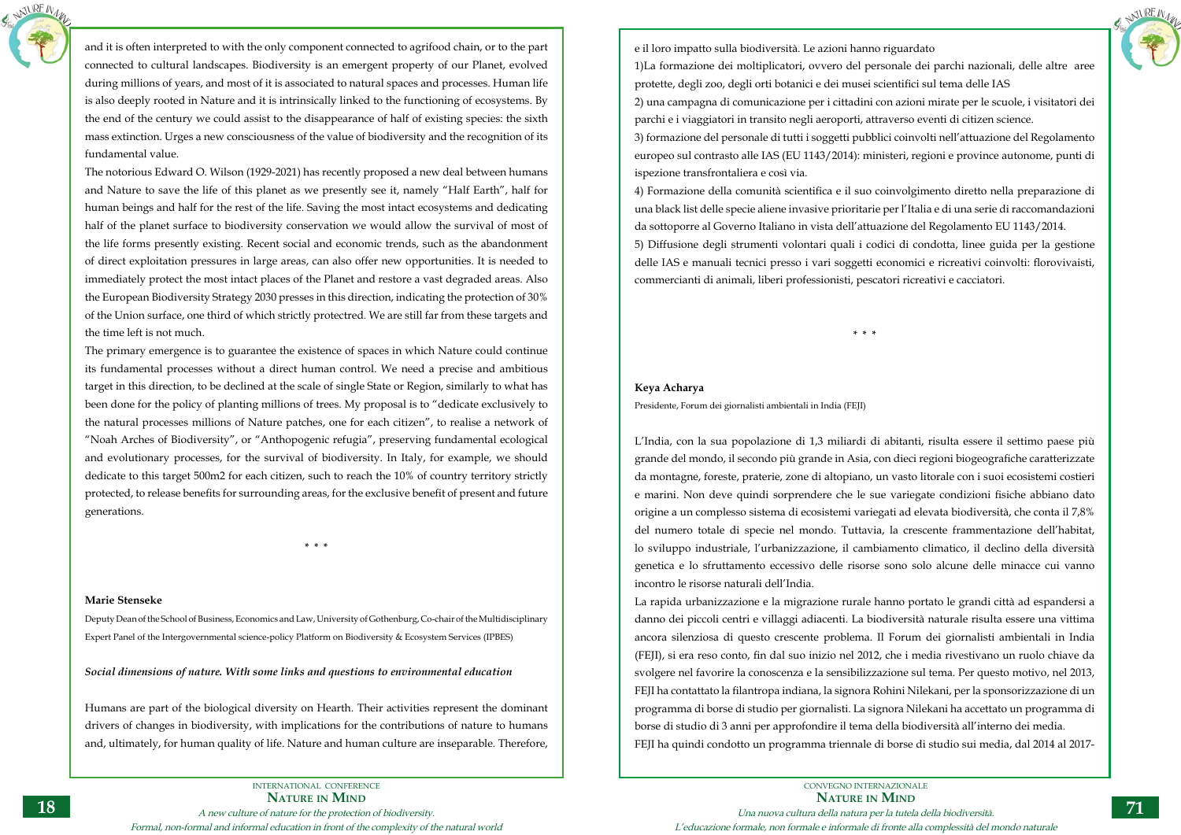and it is often interpreted to with the only component connected to agrifood chain, or to the part connected to cultural landscapes. Biodiversity is an emergent property of our Planet, evolved during millions of years, and most of it is associated to natural spaces and processes. Human life is also deeply rooted in Nature and it is intrinsically linked to the functioning of ecosystems. By the end of the century we could assist to the disappearance of half of existing species: the sixth mass extinction. Urges a new consciousness of the value of biodiversity and the recognition of its fundamental value.

The notorious Edward O. Wilson (1929-2021) has recently proposed a new deal between humans and Nature to save the life of this planet as we presently see it, namely "Half Earth", half for human beings and half for the rest of the life. Saving the most intact ecosystems and dedicating half of the planet surface to biodiversity conservation we would allow the survival of most of the life forms presently existing. Recent social and economic trends, such as the abandonment of direct exploitation pressures in large areas, can also offer new opportunities. It is needed to immediately protect the most intact places of the Planet and restore a vast degraded areas. Also the European Biodiversity Strategy 2030 presses in this direction, indicating the protection of 30% of the Union surface, one third of which strictly protectred. We are still far from these targets and the time left is not much.

The primary emergence is to guarantee the existence of spaces in which Nature could continue its fundamental processes without a direct human control. We need a precise and ambitious target in this direction, to be declined at the scale of single State or Region, similarly to what has been done for the policy of planting millions of trees. My proposal is to "dedicate exclusively to the natural processes millions of Nature patches, one for each citizen", to realise a network of "Noah Arches of Biodiversity", or "Anthopogenic refugia", preserving fundamental ecological and evolutionary processes, for the survival of biodiversity. In Italy, for example, we should dedicate to this target 500m2 for each citizen, such to reach the 10% of country territory strictly protected, to release benefits for surrounding areas, for the exclusive benefit of present and future generations.

\* \* \*

**Marie Stenseke**

Deputy Dean of the School of Business, Economics and Law, University of Gothenburg, Co-chair of the Multidisciplinary Expert Panel of the Intergovernmental science-policy Platform on Biodiversity & Ecosystem Services (IPBES)

***Social dimensions of nature. With some links and questions to environmental education***

Humans are part of the biological diversity on Hearth. Their activities represent the dominant drivers of changes in biodiversity, with implications for the contributions of nature to humans and, ultimately, for human quality of life. Nature and human culture are inseparable. Therefore,

e il loro impatto sulla biodiversità. Le azioni hanno riguardato

1)La formazione dei moltiplicatori, ovvero del personale dei parchi nazionali, delle altre aree protette, degli zoo, degli orti botanici e dei musei scientifici sul tema delle IAS

2) una campagna di comunicazione per i cittadini con azioni mirate per le scuole, i visitatori dei parchi e i viaggiatori in transito negli aeroporti, attraverso eventi di citizen science.

3) formazione del personale di tutti i soggetti pubblici coinvolti nell'attuazione del Regolamento europeo sul contrasto alle IAS (EU 1143/2014): ministeri, regioni e province autonome, punti di ispezione transfrontaliera e così via.

4) Formazione della comunità scientifica e il suo coinvolgimento diretto nella preparazione di una black list delle specie aliene invasive prioritarie per l'Italia e di una serie di raccomandazioni da sottoporre al Governo Italiano in vista dell'attuazione del Regolamento EU 1143/2014.

5) Diffusione degli strumenti volontari quali i codici di condotta, linee guida per la gestione delle IAS e manuali tecnici presso i vari soggetti economici e ricreativi coinvolti: florovivaisti, commercianti di animali, liberi professionisti, pescatori ricreativi e cacciatori.

\* \* \*

**Keya Acharya**

Presidente, Forum dei giornalisti ambientali in India (FEJI)

L'India, con la sua popolazione di 1,3 miliardi di abitanti, risulta essere il settimo paese più grande del mondo, il secondo più grande in Asia, con dieci regioni biogeografiche caratterizzate da montagne, foreste, praterie, zone di altopiano, un vasto litorale con i suoi ecosistemi costieri e marini. Non deve quindi sorprendere che le sue variegate condizioni fisiche abbiano dato origine a un complesso sistema di ecosistemi variegati ad elevata biodiversità, che conta il 7,8% del numero totale di specie nel mondo. Tuttavia, la crescente frammentazione dell'habitat, lo sviluppo industriale, l'urbanizzazione, il cambiamento climatico, il declino della diversità genetica e lo sfruttamento eccessivo delle risorse sono solo alcune delle minacce cui vanno incontro le risorse naturali dell'India.

La rapida urbanizzazione e la migrazione rurale hanno portato le grandi città ad espandersi a danno dei piccoli centri e villaggi adiacenti. La biodiversità naturale risulta essere una vittima ancora silenziosa di questo crescente problema. Il Forum dei giornalisti ambientali in India (FEJI), si era reso conto, fin dal suo inizio nel 2012, che i media rivestivano un ruolo chiave da svolgere nel favorire la conoscenza e la sensibilizzazione sul tema. Per questo motivo, nel 2013, FEJI ha contattato la filantropa indiana, la signora Rohini Nilekani, per la sponsorizzazione di un programma di borse di studio per giornalisti. La signora Nilekani ha accettato un programma di borse di studio di 3 anni per approfondire il tema della biodiversità all'interno dei media.

FEJI ha quindi condotto un programma triennale di borse di studio sui media, dal 2014 al 2017-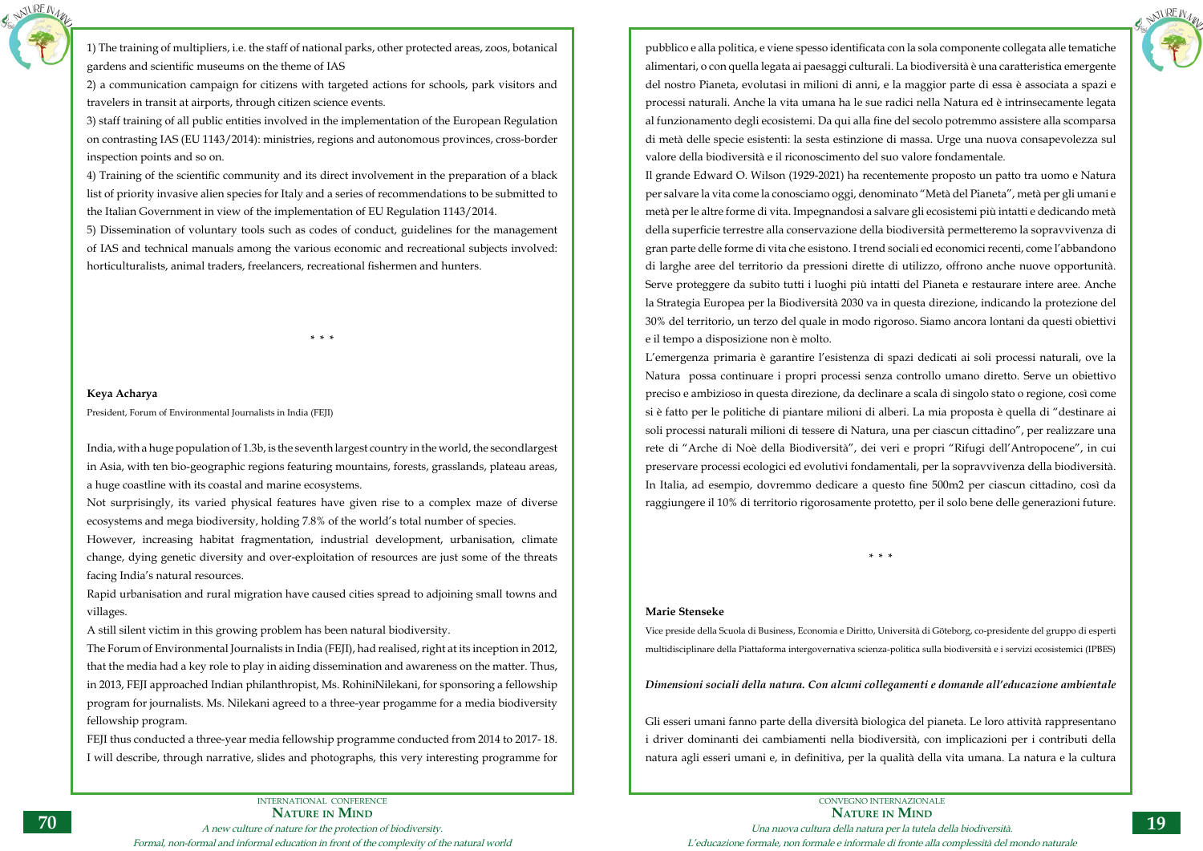1) The training of multipliers, i.e. the staff of national parks, other protected areas, zoos, botanical gardens and scientific museums on the theme of IAS

2) a communication campaign for citizens with targeted actions for schools, park visitors and travelers in transit at airports, through citizen science events.

3) staff training of all public entities involved in the implementation of the European Regulation on contrasting IAS (EU 1143/2014): ministries, regions and autonomous provinces, cross-border inspection points and so on.

4) Training of the scientific community and its direct involvement in the preparation of a black list of priority invasive alien species for Italy and a series of recommendations to be submitted to the Italian Government in view of the implementation of EU Regulation 1143/2014.

5) Dissemination of voluntary tools such as codes of conduct, guidelines for the management of IAS and technical manuals among the various economic and recreational subjects involved: horticulturalists, animal traders, freelancers, recreational fishermen and hunters.

\* \* \*

**Keya Acharya**

President, Forum of Environmental Journalists in India (FEJI)

India, with a huge population of 1.3b, is the seventh largest country in the world, the secondlargest in Asia, with ten bio-geographic regions featuring mountains, forests, grasslands, plateau areas, a huge coastline with its coastal and marine ecosystems.

Not surprisingly, its varied physical features have given rise to a complex maze of diverse ecosystems and mega biodiversity, holding 7.8% of the world's total number of species.

However, increasing habitat fragmentation, industrial development, urbanisation, climate change, dying genetic diversity and over-exploitation of resources are just some of the threats facing India's natural resources.

Rapid urbanisation and rural migration have caused cities spread to adjoining small towns and villages.

A still silent victim in this growing problem has been natural biodiversity.

The Forum of Environmental Journalists in India (FEJI), had realised, right at its inception in 2012, that the media had a key role to play in aiding dissemination and awareness on the matter. Thus, in 2013, FEJI approached Indian philanthropist, Ms. RohiniNilekani, for sponsoring a fellowship program for journalists. Ms. Nilekani agreed to a three-year progamme for a media biodiversity fellowship program.

FEJI thus conducted a three-year media fellowship programme conducted from 2014 to 2017- 18. I will describe, through narrative, slides and photographs, this very interesting programme for

pubblico e alla politica, e viene spesso identificata con la sola componente collegata alle tematiche alimentari, o con quella legata ai paesaggi culturali. La biodiversità è una caratteristica emergente del nostro Pianeta, evolutasi in milioni di anni, e la maggior parte di essa è associata a spazi e processi naturali. Anche la vita umana ha le sue radici nella Natura ed è intrinsecamente legata al funzionamento degli ecosistemi. Da qui alla fine del secolo potremmo assistere alla scomparsa di metà delle specie esistenti: la sesta estinzione di massa. Urge una nuova consapevolezza sul valore della biodiversità e il riconoscimento del suo valore fondamentale.

Il grande Edward O. Wilson (1929-2021) ha recentemente proposto un patto tra uomo e Natura per salvare la vita come la conosciamo oggi, denominato "Metà del Pianeta", metà per gli umani e metà per le altre forme di vita. Impegnandosi a salvare gli ecosistemi più intatti e dedicando metà della superficie terrestre alla conservazione della biodiversità permetteremo la sopravvivenza di gran parte delle forme di vita che esistono. I trend sociali ed economici recenti, come l'abbandono di larghe aree del territorio da pressioni dirette di utilizzo, offrono anche nuove opportunità. Serve proteggere da subito tutti i luoghi più intatti del Pianeta e restaurare intere aree. Anche la Strategia Europea per la Biodiversità 2030 va in questa direzione, indicando la protezione del 30% del territorio, un terzo del quale in modo rigoroso. Siamo ancora lontani da questi obiettivi e il tempo a disposizione non è molto.

L'emergenza primaria è garantire l'esistenza di spazi dedicati ai soli processi naturali, ove la Natura possa continuare i propri processi senza controllo umano diretto. Serve un obiettivo preciso e ambizioso in questa direzione, da declinare a scala di singolo stato o regione, così come si è fatto per le politiche di piantare milioni di alberi. La mia proposta è quella di "destinare ai soli processi naturali milioni di tessere di Natura, una per ciascun cittadino", per realizzare una rete di "Arche di Noè della Biodiversità", dei veri e propri "Rifugi dell'Antropocene", in cui preservare processi ecologici ed evolutivi fondamentali, per la sopravvivenza della biodiversità. In Italia, ad esempio, dovremmo dedicare a questo fine 500m2 per ciascun cittadino, così da raggiungere il 10% di territorio rigorosamente protetto, per il solo bene delle generazioni future.

\* \* \*

**Marie Stenseke**

Vice preside della Scuola di Business, Economia e Diritto, Università di Göteborg, co-presidente del gruppo di esperti multidisciplinare della Piattaforma intergovernativa scienza-politica sulla biodiversità e i servizi ecosistemici (IPBES)

***Dimensioni sociali della natura. Con alcuni collegamenti e domande all'educazione ambientale***

Gli esseri umani fanno parte della diversità biologica del pianeta. Le loro attività rappresentano i driver dominanti dei cambiamenti nella biodiversità, con implicazioni per i contributi della natura agli esseri umani e, in definitiva, per la qualità della vita umana. La natura e la cultura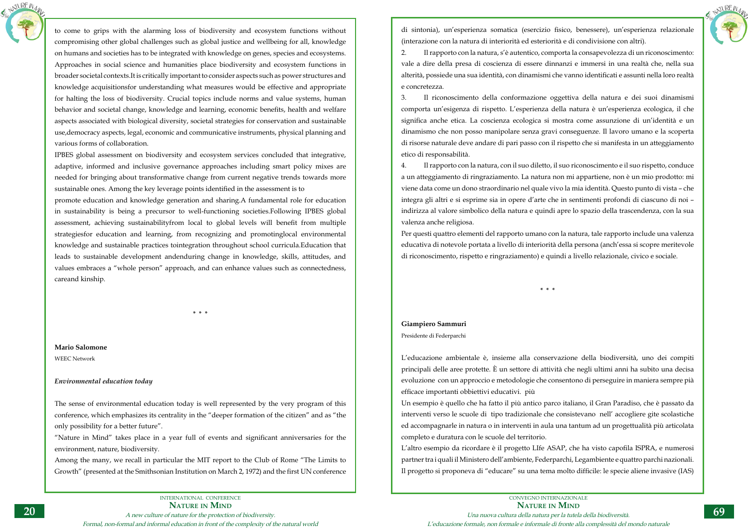to come to grips with the alarming loss of biodiversity and ecosystem functions without compromising other global challenges such as global justice and wellbeing for all, knowledge on humans and societies has to be integrated with knowledge on genes, species and ecosystems. Approaches in social science and humanities place biodiversity and ecosystem functions in broader societal contexts.It is critically important to consider aspects such as power structures and knowledge acquisitionsfor understanding what measures would be effective and appropriate for halting the loss of biodiversity. Crucial topics include norms and value systems, human behavior and societal change, knowledge and learning, economic benefits, health and welfare aspects associated with biological diversity, societal strategies for conservation and sustainable use,democracy aspects, legal, economic and communicative instruments, physical planning and various forms of collaboration.

IPBES global assessment on biodiversity and ecosystem services concluded that integrative, adaptive, informed and inclusive governance approaches including smart policy mixes are needed for bringing about transformative change from current negative trends towards more sustainable ones. Among the key leverage points identified in the assessment is to

promote education and knowledge generation and sharing.A fundamental role for education in sustainability is being a precursor to well-functioning societies.Following IPBES global assessment, achieving sustainabilityfrom local to global levels will benefit from multiple strategiesfor education and learning, from recognizing and promotinglocal environmental knowledge and sustainable practices tointegration throughout school curricula.Education that leads to sustainable development andenduring change in knowledge, skills, attitudes, and values embraces a "whole person" approach, and can enhance values such as connectedness, careand kinship.

\* \* \*

**Mario Salomone**

WEEC Network

***Environmental education today***

The sense of environmental education today is well represented by the very program of this conference, which emphasizes its centrality in the "deeper formation of the citizen" and as "the only possibility for a better future".

"Nature in Mind" takes place in a year full of events and significant anniversaries for the environment, nature, biodiversity.

Among the many, we recall in particular the MIT report to the Club of Rome "The Limits to Growth" (presented at the Smithsonian Institution on March 2, 1972) and the first UN conference

di sintonia), un'esperienza somatica (esercizio fisico, benessere), un'esperienza relazionale (interazione con la natura di interiorità ed esteriorità e di condivisione con altri).

2. Il rapporto con la natura, s'è autentico, comporta la consapevolezza di un riconoscimento: vale a dire della presa di coscienza di essere dinnanzi e immersi in una realtà che, nella sua alterità, possiede una sua identità, con dinamismi che vanno identificati e assunti nella loro realtà e concretezza.

3. Il riconoscimento della conformazione oggettiva della natura e dei suoi dinamismi comporta un'esigenza di rispetto. L'esperienza della natura è un'esperienza ecologica, il che significa anche etica. La coscienza ecologica si mostra come assunzione di un'identità e un dinamismo che non posso manipolare senza gravi conseguenze. Il lavoro umano e la scoperta di risorse naturale deve andare di pari passo con il rispetto che si manifesta in un atteggiamento etico di responsabilità.

4. Il rapporto con la natura, con il suo diletto, il suo riconoscimento e il suo rispetto, conduce a un atteggiamento di ringraziamento. La natura non mi appartiene, non è un mio prodotto: mi viene data come un dono straordinario nel quale vivo la mia identità. Questo punto di vista – che integra gli altri e si esprime sia in opere d'arte che in sentimenti profondi di ciascuno di noi – indirizza al valore simbolico della natura e quindi apre lo spazio della trascendenza, con la sua valenza anche religiosa.

Per questi quattro elementi del rapporto umano con la natura, tale rapporto include una valenza educativa di notevole portata a livello di interiorità della persona (anch'essa si scopre meritevole di riconoscimento, rispetto e ringraziamento) e quindi a livello relazionale, civico e sociale.

\* \* \*

**Giampiero Sammuri**

Presidente di Federparchi

L'educazione ambientale è, insieme alla conservazione della biodiversità, uno dei compiti principali delle aree protette. È un settore di attività che negli ultimi anni ha subito una decisa evoluzione con un approccio e metodologie che consentono di perseguire in maniera sempre più efficace importanti obbiettivi educativi. più

Un esempio è quello che ha fatto il più antico parco italiano, il Gran Paradiso, che è passato da interventi verso le scuole di tipo tradizionale che consistevano nell' accogliere gite scolastiche ed accompagnarle in natura o in interventi in aula una tantum ad un progettualità più articolata completo e duratura con le scuole del territorio.

L'altro esempio da ricordare è il progetto LIfe ASAP, che ha visto capofila ISPRA, e numerosi partner tra i quali il Ministero dell'ambiente, Federparchi, Legambiente e quattro parchi nazionali. Il progetto si proponeva di "educare" su una tema molto difficile: le specie aliene invasive (IAS)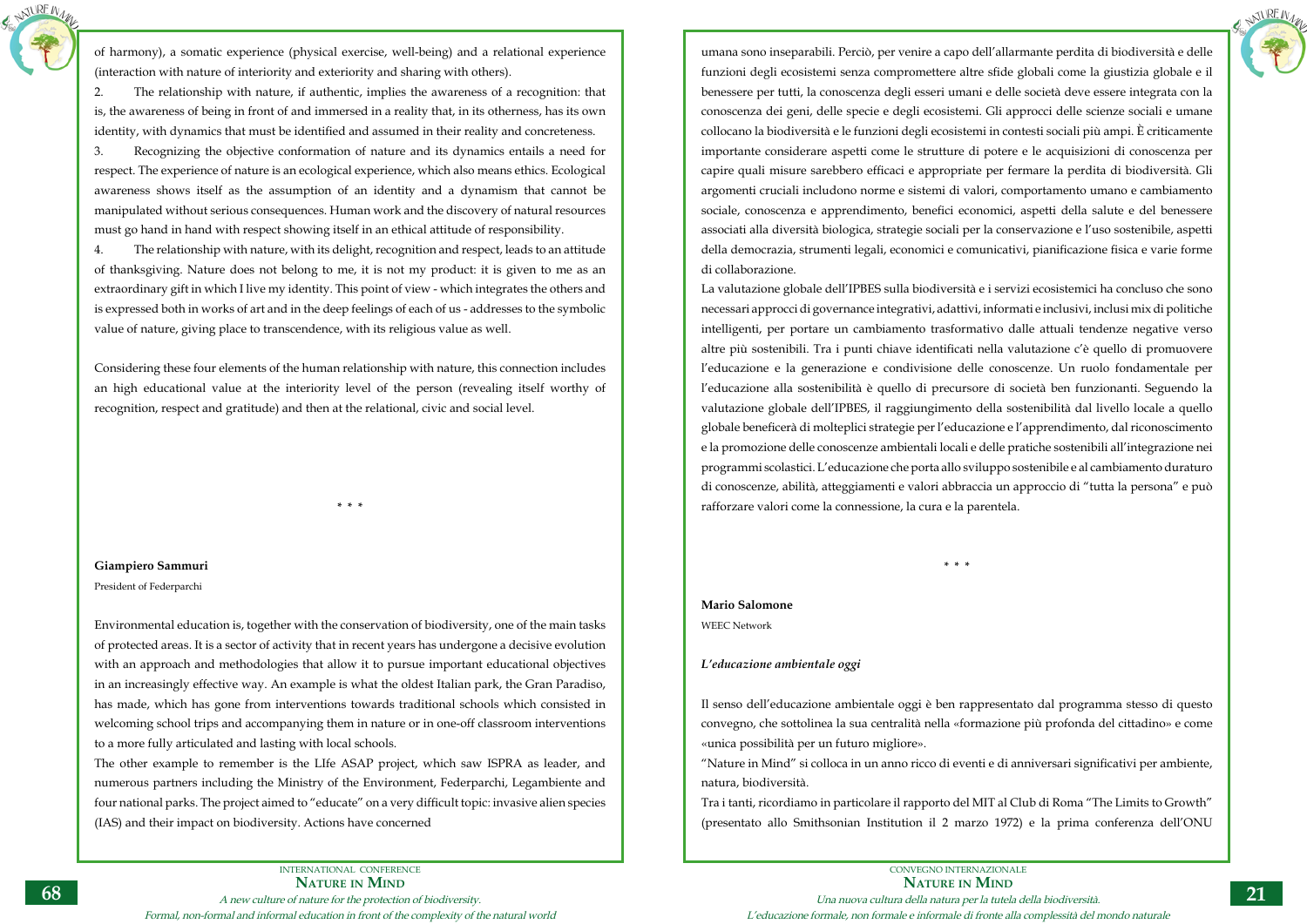of harmony), a somatic experience (physical exercise, well-being) and a relational experience (interaction with nature of interiority and exteriority and sharing with others).

2. The relationship with nature, if authentic, implies the awareness of a recognition: that is, the awareness of being in front of and immersed in a reality that, in its otherness, has its own identity, with dynamics that must be identified and assumed in their reality and concreteness.

3. Recognizing the objective conformation of nature and its dynamics entails a need for respect. The experience of nature is an ecological experience, which also means ethics. Ecological awareness shows itself as the assumption of an identity and a dynamism that cannot be manipulated without serious consequences. Human work and the discovery of natural resources must go hand in hand with respect showing itself in an ethical attitude of responsibility.

4. The relationship with nature, with its delight, recognition and respect, leads to an attitude of thanksgiving. Nature does not belong to me, it is not my product: it is given to me as an extraordinary gift in which I live my identity. This point of view - which integrates the others and is expressed both in works of art and in the deep feelings of each of us - addresses to the symbolic value of nature, giving place to transcendence, with its religious value as well.

Considering these four elements of the human relationship with nature, this connection includes an high educational value at the interiority level of the person (revealing itself worthy of recognition, respect and gratitude) and then at the relational, civic and social level.

\* \* \*

**Giampiero Sammuri**

President of Federparchi

Environmental education is, together with the conservation of biodiversity, one of the main tasks of protected areas. It is a sector of activity that in recent years has undergone a decisive evolution with an approach and methodologies that allow it to pursue important educational objectives in an increasingly effective way. An example is what the oldest Italian park, the Gran Paradiso, has made, which has gone from interventions towards traditional schools which consisted in welcoming school trips and accompanying them in nature or in one-off classroom interventions to a more fully articulated and lasting with local schools.

The other example to remember is the LIfe ASAP project, which saw ISPRA as leader, and numerous partners including the Ministry of the Environment, Federparchi, Legambiente and four national parks. The project aimed to "educate" on a very difficult topic: invasive alien species (IAS) and their impact on biodiversity. Actions have concerned

umana sono inseparabili. Perciò, per venire a capo dell'allarmante perdita di biodiversità e delle funzioni degli ecosistemi senza compromettere altre sfide globali come la giustizia globale e il benessere per tutti, la conoscenza degli esseri umani e delle società deve essere integrata con la conoscenza dei geni, delle specie e degli ecosistemi. Gli approcci delle scienze sociali e umane collocano la biodiversità e le funzioni degli ecosistemi in contesti sociali più ampi. È criticamente importante considerare aspetti come le strutture di potere e le acquisizioni di conoscenza per capire quali misure sarebbero efficaci e appropriate per fermare la perdita di biodiversità. Gli argomenti cruciali includono norme e sistemi di valori, comportamento umano e cambiamento sociale, conoscenza e apprendimento, benefici economici, aspetti della salute e del benessere associati alla diversità biologica, strategie sociali per la conservazione e l'uso sostenibile, aspetti della democrazia, strumenti legali, economici e comunicativi, pianificazione fisica e varie forme di collaborazione.

La valutazione globale dell'IPBES sulla biodiversità e i servizi ecosistemici ha concluso che sono necessari approcci di governance integrativi, adattivi, informati e inclusivi, inclusi mix di politiche intelligenti, per portare un cambiamento trasformativo dalle attuali tendenze negative verso altre più sostenibili. Tra i punti chiave identificati nella valutazione c'è quello di promuovere l'educazione e la generazione e condivisione delle conoscenze. Un ruolo fondamentale per l'educazione alla sostenibilità è quello di precursore di società ben funzionanti. Seguendo la valutazione globale dell'IPBES, il raggiungimento della sostenibilità dal livello locale a quello globale beneficerà di molteplici strategie per l'educazione e l'apprendimento, dal riconoscimento e la promozione delle conoscenze ambientali locali e delle pratiche sostenibili all'integrazione nei programmi scolastici. L'educazione che porta allo sviluppo sostenibile e al cambiamento duraturo di conoscenze, abilità, atteggiamenti e valori abbraccia un approccio di "tutta la persona" e può rafforzare valori come la connessione, la cura e la parentela.

\* \* \*

**Mario Salomone**

WEEC Network

***L'educazione ambientale oggi***

Il senso dell'educazione ambientale oggi è ben rappresentato dal programma stesso di questo convegno, che sottolinea la sua centralità nella «formazione più profonda del cittadino» e come «unica possibilità per un futuro migliore».

"Nature in Mind" si colloca in un anno ricco di eventi e di anniversari significativi per ambiente, natura, biodiversità.

Tra i tanti, ricordiamo in particolare il rapporto del MIT al Club di Roma "The Limits to Growth" (presentato allo Smithsonian Institution il 2 marzo 1972) e la prima conferenza dell'ONU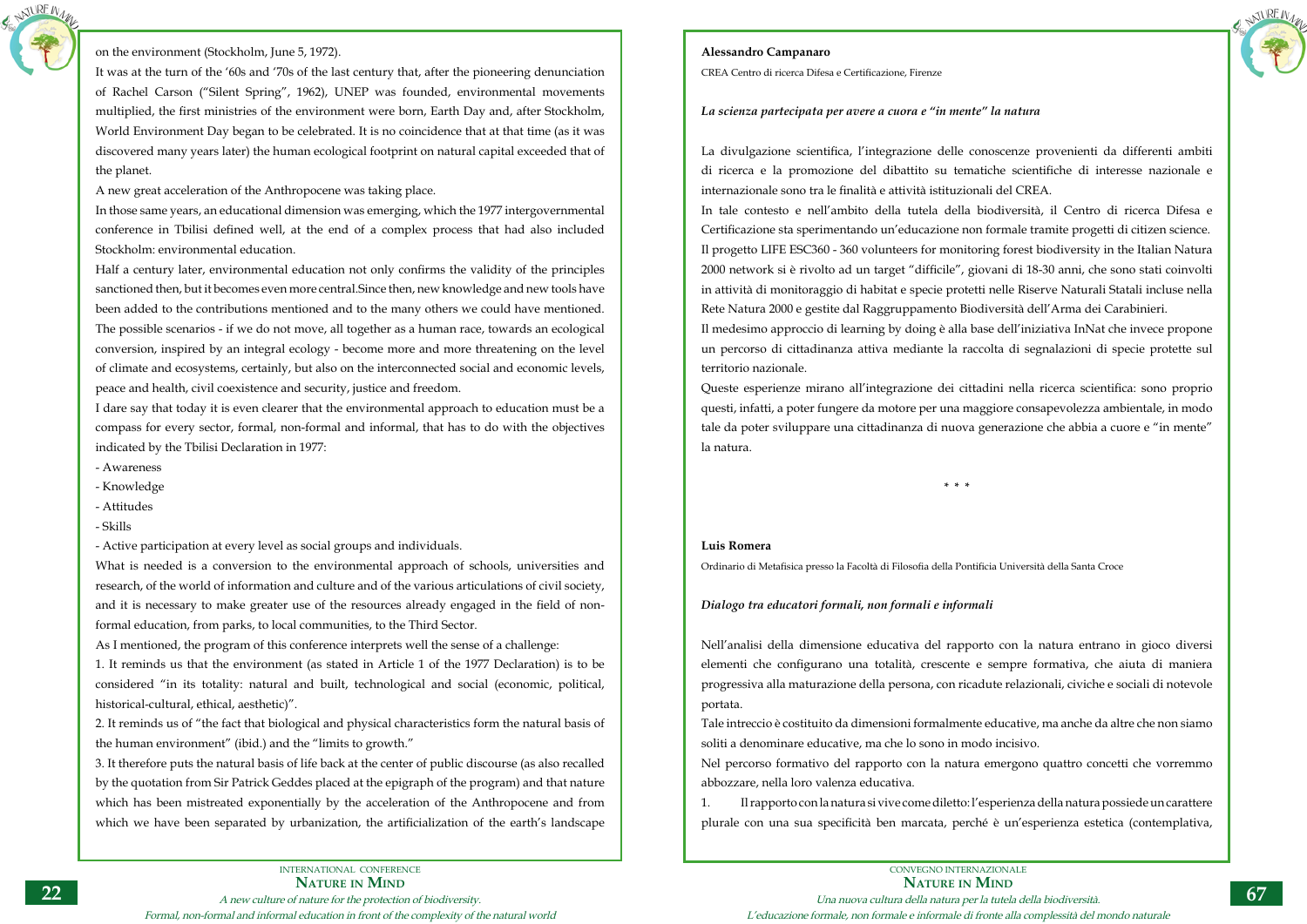on the environment (Stockholm, June 5, 1972).

It was at the turn of the '60s and '70s of the last century that, after the pioneering denunciation of Rachel Carson ("Silent Spring", 1962), UNEP was founded, environmental movements multiplied, the first ministries of the environment were born, Earth Day and, after Stockholm, World Environment Day began to be celebrated. It is no coincidence that at that time (as it was discovered many years later) the human ecological footprint on natural capital exceeded that of the planet.

A new great acceleration of the Anthropocene was taking place.

In those same years, an educational dimension was emerging, which the 1977 intergovernmental conference in Tbilisi defined well, at the end of a complex process that had also included Stockholm: environmental education.

Half a century later, environmental education not only confirms the validity of the principles sanctioned then, but it becomes even more central.Since then, new knowledge and new tools have been added to the contributions mentioned and to the many others we could have mentioned. The possible scenarios - if we do not move, all together as a human race, towards an ecological conversion, inspired by an integral ecology - become more and more threatening on the level of climate and ecosystems, certainly, but also on the interconnected social and economic levels, peace and health, civil coexistence and security, justice and freedom.

I dare say that today it is even clearer that the environmental approach to education must be a compass for every sector, formal, non-formal and informal, that has to do with the objectives indicated by the Tbilisi Declaration in 1977:

- Awareness
- Knowledge
- Attitudes
- Skills
- Active participation at every level as social groups and individuals.

What is needed is a conversion to the environmental approach of schools, universities and research, of the world of information and culture and of the various articulations of civil society, and it is necessary to make greater use of the resources already engaged in the field of non-formal education, from parks, to local communities, to the Third Sector.

As I mentioned, the program of this conference interprets well the sense of a challenge:

1. It reminds us that the environment (as stated in Article 1 of the 1977 Declaration) is to be considered "in its totality: natural and built, technological and social (economic, political, historical-cultural, ethical, aesthetic)".
2. It reminds us of "the fact that biological and physical characteristics form the natural basis of the human environment" (ibid.) and the "limits to growth."
3. It therefore puts the natural basis of life back at the center of public discourse (as also recalled by the quotation from Sir Patrick Geddes placed at the epigraph of the program) and that nature which has been mistreated exponentially by the acceleration of the Anthropocene and from which we have been separated by urbanization, the artificialization of the earth's landscape

**Alessandro Campanaro**

CREA Centro di ricerca Difesa e Certificazione, Firenze

***La scienza partecipata per avere a cuora e "in mente" la natura***

La divulgazione scientifica, l'integrazione delle conoscenze provenienti da differenti ambiti di ricerca e la promozione del dibattito su tematiche scientifiche di interesse nazionale e internazionale sono tra le finalità e attività istituzionali del CREA.

In tale contesto e nell'ambito della tutela della biodiversità, il Centro di ricerca Difesa e Certificazione sta sperimentando un'educazione non formale tramite progetti di citizen science. Il progetto LIFE ESC360 - 360 volunteers for monitoring forest biodiversity in the Italian Natura 2000 network si è rivolto ad un target "difficile", giovani di 18-30 anni, che sono stati coinvolti in attività di monitoraggio di habitat e specie protetti nelle Riserve Naturali Statali incluse nella Rete Natura 2000 e gestite dal Raggruppamento Biodiversità dell'Arma dei Carabinieri.

Il medesimo approccio di learning by doing è alla base dell'iniziativa InNat che invece propone un percorso di cittadinanza attiva mediante la raccolta di segnalazioni di specie protette sul territorio nazionale.

Queste esperienze mirano all'integrazione dei cittadini nella ricerca scientifica: sono proprio questi, infatti, a poter fungere da motore per una maggiore consapevolezza ambientale, in modo tale da poter sviluppare una cittadinanza di nuova generazione che abbia a cuore e "in mente" la natura.

\* \* \*

**Luis Romera**

Ordinario di Metafisica presso la Facoltà di Filosofia della Pontificia Università della Santa Croce

***Dialogo tra educatori formali, non formali e informali***

Nell'analisi della dimensione educativa del rapporto con la natura entrano in gioco diversi elementi che configurano una totalità, crescente e sempre formativa, che aiuta di maniera progressiva alla maturazione della persona, con ricadute relazionali, civiche e sociali di notevole portata.

Tale intreccio è costituito da dimensioni formalmente educative, ma anche da altre che non siamo soliti a denominare educative, ma che lo sono in modo incisivo.

Nel percorso formativo del rapporto con la natura emergono quattro concetti che vorremmo abbozzare, nella loro valenza educativa.

1. Il rapporto con la natura si vive come diletto: l'esperienza della natura possiede un carattere plurale con una sua specificità ben marcata, perché è un'esperienza estetica (contemplativa,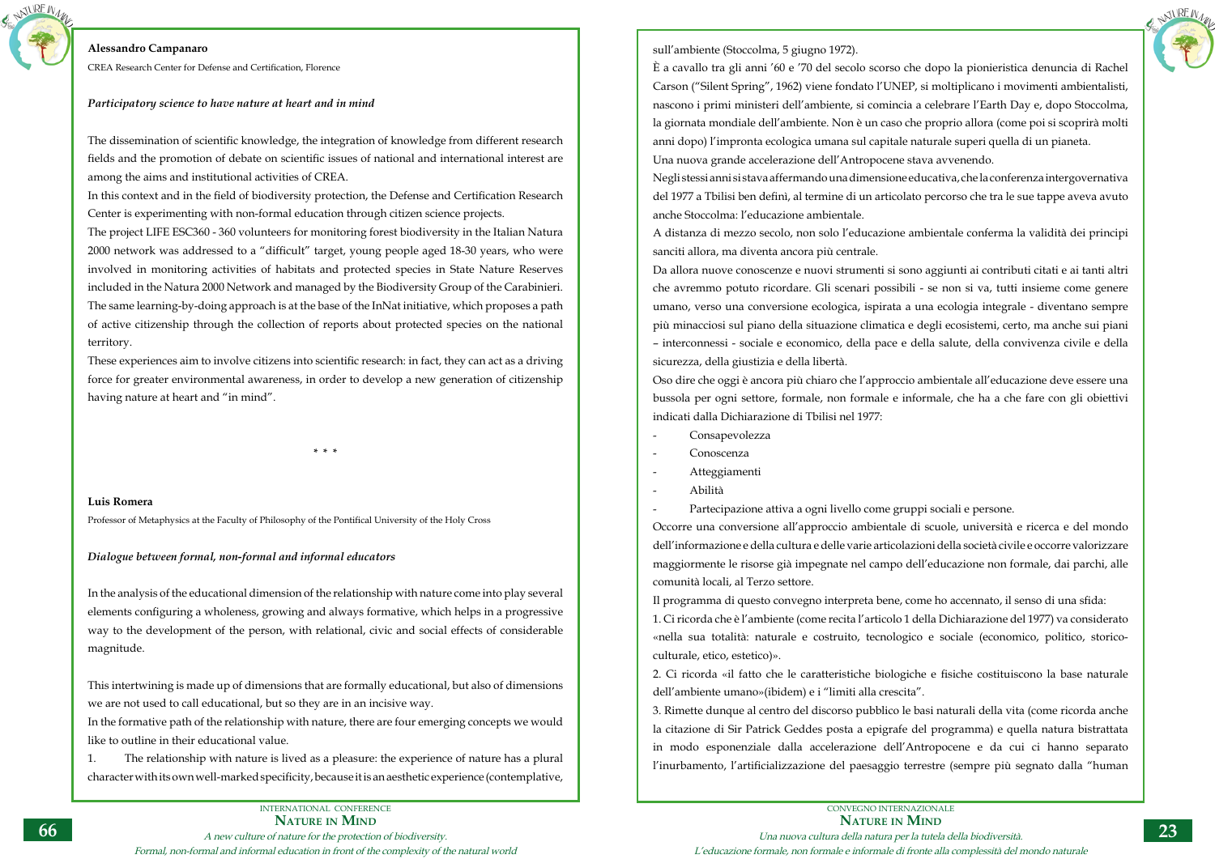**Alessandro Campanaro**

CREA Research Center for Defense and Certification, Florence

***Participatory science to have nature at heart and in mind***

The dissemination of scientific knowledge, the integration of knowledge from different research fields and the promotion of debate on scientific issues of national and international interest are among the aims and institutional activities of CREA.

In this context and in the field of biodiversity protection, the Defense and Certification Research Center is experimenting with non-formal education through citizen science projects.

The project LIFE ESC360 - 360 volunteers for monitoring forest biodiversity in the Italian Natura 2000 network was addressed to a "difficult" target, young people aged 18-30 years, who were involved in monitoring activities of habitats and protected species in State Nature Reserves included in the Natura 2000 Network and managed by the Biodiversity Group of the Carabinieri.

The same learning-by-doing approach is at the base of the InNat initiative, which proposes a path of active citizenship through the collection of reports about protected species on the national territory.

These experiences aim to involve citizens into scientific research: in fact, they can act as a driving force for greater environmental awareness, in order to develop a new generation of citizenship having nature at heart and "in mind".

\* \* \*

**Luis Romera**

Professor of Metaphysics at the Faculty of Philosophy of the Pontifical University of the Holy Cross

***Dialogue between formal, non-formal and informal educators***

In the analysis of the educational dimension of the relationship with nature come into play several elements configuring a wholeness, growing and always formative, which helps in a progressive way to the development of the person, with relational, civic and social effects of considerable magnitude.

This intertwining is made up of dimensions that are formally educational, but also of dimensions we are not used to call educational, but so they are in an incisive way.

In the formative path of the relationship with nature, there are four emerging concepts we would like to outline in their educational value.

1. The relationship with nature is lived as a pleasure: the experience of nature has a plural character with its own well-marked specificity, because it is an aesthetic experience (contemplative,

sull'ambiente (Stoccolma, 5 giugno 1972).

È a cavallo tra gli anni '60 e '70 del secolo scorso che dopo la pionieristica denuncia di Rachel Carson ("Silent Spring", 1962) viene fondato l'UNEP, si moltiplicano i movimenti ambientalisti, nascono i primi ministeri dell'ambiente, si comincia a celebrare l'Earth Day e, dopo Stoccolma, la giornata mondiale dell'ambiente. Non è un caso che proprio allora (come poi si scoprirà molti anni dopo) l'impronta ecologica umana sul capitale naturale superi quella di un pianeta.

Una nuova grande accelerazione dell'Antropocene stava avvenendo.

Negli stessi anni si stava affermando una dimensione educativa, che la conferenza intergovernativa del 1977 a Tbilisi ben definì, al termine di un articolato percorso che tra le sue tappe aveva avuto anche Stoccolma: l'educazione ambientale.

A distanza di mezzo secolo, non solo l'educazione ambientale conferma la validità dei principi sanciti allora, ma diventa ancora più centrale.

Da allora nuove conoscenze e nuovi strumenti si sono aggiunti ai contributi citati e ai tanti altri che avremmo potuto ricordare. Gli scenari possibili - se non si va, tutti insieme come genere umano, verso una conversione ecologica, ispirata a una ecologia integrale - diventano sempre più minacciosi sul piano della situazione climatica e degli ecosistemi, certo, ma anche sui piani – interconnessi - sociale e economico, della pace e della salute, della convivenza civile e della sicurezza, della giustizia e della libertà.

Oso dire che oggi è ancora più chiaro che l'approccio ambientale all'educazione deve essere una bussola per ogni settore, formale, non formale e informale, che ha a che fare con gli obiettivi indicati dalla Dichiarazione di Tbilisi nel 1977:

- Consapevolezza
- Conoscenza
- Atteggiamenti
- Abilità
- Partecipazione attiva a ogni livello come gruppi sociali e persone.

Occorre una conversione all'approccio ambientale di scuole, università e ricerca e del mondo dell'informazione e della cultura e delle varie articolazioni della società civile e occorre valorizzare maggiormente le risorse già impegnate nel campo dell'educazione non formale, dai parchi, alle comunità locali, al Terzo settore.

Il programma di questo convegno interpreta bene, come ho accennato, il senso di una sfida:

1. Ci ricorda che è l'ambiente (come recita l'articolo 1 della Dichiarazione del 1977) va considerato «nella sua totalità: naturale e costruito, tecnologico e sociale (economico, politico, storico-culturale, etico, estetico)».

2. Ci ricorda «il fatto che le caratteristiche biologiche e fisiche costituiscono la base naturale dell'ambiente umano»(ibidem) e i "limiti alla crescita".

3. Rimette dunque al centro del discorso pubblico le basi naturali della vita (come ricorda anche la citazione di Sir Patrick Geddes posta a epigrafe del programma) e quella natura bistrattata in modo esponenziale dalla accelerazione dell'Antropocene e da cui ci hanno separato l'inurbamento, l'artificializzazione del paesaggio terrestre (sempre più segnato dalla "human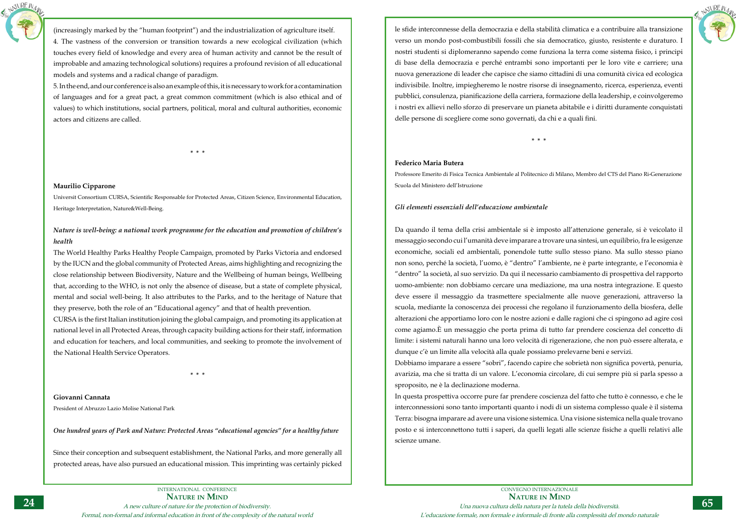(increasingly marked by the "human footprint") and the industrialization of agriculture itself.

4. The vastness of the conversion or transition towards a new ecological civilization (which touches every field of knowledge and every area of human activity and cannot be the result of improbable and amazing technological solutions) requires a profound revision of all educational models and systems and a radical change of paradigm.

5. In the end, and our conference is also an example of this, it is necessary to work for a contamination of languages and for a great pact, a great common commitment (which is also ethical and of values) to which institutions, social partners, political, moral and cultural authorities, economic actors and citizens are called.

\* \* \*

**Maurilio Cipparone**

Universit Consortium CURSA, Scientific Responsable for Protected Areas, Citizen Science, Environmental Education, Heritage Interpretation, Nature&Well-Being.

***Nature is well-being: a national work programme for the education and promotion of children's health***

The World Healthy Parks Healthy People Campaign, promoted by Parks Victoria and endorsed by the IUCN and the global community of Protected Areas, aims highlighting and recognizing the close relationship between Biodiversity, Nature and the Wellbeing of human beings, Wellbeing that, according to the WHO, is not only the absence of disease, but a state of complete physical, mental and social well-being. It also attributes to the Parks, and to the heritage of Nature that they preserve, both the role of an "Educational agency" and that of health prevention.

CURSA is the first Italian institution joining the global campaign, and promoting its application at national level in all Protected Areas, through capacity building actions for their staff, information and education for teachers, and local communities, and seeking to promote the involvement of the National Health Service Operators.

\* \* \*

**Giovanni Cannata**

President of Abruzzo Lazio Molise National Park

***One hundred years of Park and Nature: Protected Areas "educational agencies" for a healthy future***

Since their conception and subsequent establishment, the National Parks, and more generally all protected areas, have also pursued an educational mission. This imprinting was certainly picked

le sfide interconnesse della democrazia e della stabilità climatica e a contribuire alla transizione verso un mondo post-combustibili fossili che sia democratico, giusto, resistente e duraturo. I nostri studenti si diplomeranno sapendo come funziona la terra come sistema fisico, i principi di base della democrazia e perché entrambi sono importanti per le loro vite e carriere; una nuova generazione di leader che capisce che siamo cittadini di una comunità civica ed ecologica indivisibile. Inoltre, impiegheremo le nostre risorse di insegnamento, ricerca, esperienza, eventi pubblici, consulenza, pianificazione della carriera, formazione della leadership, e coinvolgeremo i nostri ex allievi nello sforzo di preservare un pianeta abitabile e i diritti duramente conquistati delle persone di scegliere come sono governati, da chi e a quali fini.

\* \* \*

**Federico Maria Butera**

Professore Emerito di Fisica Tecnica Ambientale al Politecnico di Milano, Membro del CTS del Piano Ri-Generazione Scuola del Ministero dell'Istruzione

***Gli elementi essenziali dell'educazione ambientale***

Da quando il tema della crisi ambientale si è imposto all'attenzione generale, si è veicolato il messaggio secondo cui l'umanità deve imparare a trovare una sintesi, un equilibrio, fra le esigenze economiche, sociali ed ambientali, ponendole tutte sullo stesso piano. Ma sullo stesso piano non sono, perché la società, l'uomo, è "dentro" l'ambiente, ne è parte integrante, e l'economia è "dentro" la società, al suo servizio. Da qui il necessario cambiamento di prospettiva del rapporto uomo-ambiente: non dobbiamo cercare una mediazione, ma una nostra integrazione. E questo deve essere il messaggio da trasmettere specialmente alle nuove generazioni, attraverso la scuola, mediante la conoscenza dei processi che regolano il funzionamento della biosfera, delle alterazioni che apportiamo loro con le nostre azioni e dalle ragioni che ci spingono ad agire così come agiamo.È un messaggio che porta prima di tutto far prendere coscienza del concetto di limite: i sistemi naturali hanno una loro velocità di rigenerazione, che non può essere alterata, e dunque c'è un limite alla velocità alla quale possiamo prelevarne beni e servizi.

Dobbiamo imparare a essere "sobri", facendo capire che sobrietà non significa povertà, penuria, avarizia, ma che si tratta di un valore. L'economia circolare, di cui sempre più si parla spesso a sproposito, ne è la declinazione moderna.

In questa prospettiva occorre pure far prendere coscienza del fatto che tutto è connesso, e che le interconnessioni sono tanto importanti quanto i nodi di un sistema complesso quale è il sistema Terra: bisogna imparare ad avere una visione sistemica. Una visione sistemica nella quale trovano posto e si interconnettono tutti i saperi, da quelli legati alle scienze fisiche a quelli relativi alle scienze umane.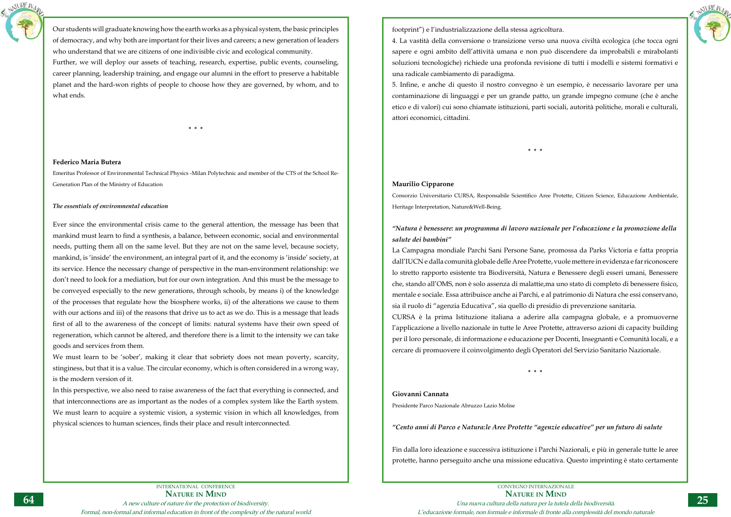Our students will graduate knowing how the earth works as a physical system, the basic principles of democracy, and why both are important for their lives and careers; a new generation of leaders who understand that we are citizens of one indivisible civic and ecological community.

Further, we will deploy our assets of teaching, research, expertise, public events, counseling, career planning, leadership training, and engage our alumni in the effort to preserve a habitable planet and the hard-won rights of people to choose how they are governed, by whom, and to what ends.

\* \* \*

**Federico Maria Butera**

Emeritus Professor of Environmental Technical Physics -Milan Polytechnic and member of the CTS of the School Re-Generation Plan of the Ministry of Education

***The essentials of environmental education***

Ever since the environmental crisis came to the general attention, the message has been that mankind must learn to find a synthesis, a balance, between economic, social and environmental needs, putting them all on the same level. But they are not on the same level, because society, mankind, is 'inside' the environment, an integral part of it, and the economy is 'inside' society, at its service. Hence the necessary change of perspective in the man-environment relationship: we don't need to look for a mediation, but for our own integration. And this must be the message to be conveyed especially to the new generations, through schools, by means i) of the knowledge of the processes that regulate how the biosphere works, ii) of the alterations we cause to them with our actions and iii) of the reasons that drive us to act as we do. This is a message that leads first of all to the awareness of the concept of limits: natural systems have their own speed of regeneration, which cannot be altered, and therefore there is a limit to the intensity we can take goods and services from them.

We must learn to be 'sober', making it clear that sobriety does not mean poverty, scarcity, stinginess, but that it is a value. The circular economy, which is often considered in a wrong way, is the modern version of it.

In this perspective, we also need to raise awareness of the fact that everything is connected, and that interconnections are as important as the nodes of a complex system like the Earth system. We must learn to acquire a systemic vision, a systemic vision in which all knowledges, from physical sciences to human sciences, finds their place and result interconnected.

footprint") e l'industrializzazione della stessa agricoltura.

4. La vastità della conversione o transizione verso una nuova civiltà ecologica (che tocca ogni sapere e ogni ambito dell'attività umana e non può discendere da improbabili e mirabolanti soluzioni tecnologiche) richiede una profonda revisione di tutti i modelli e sistemi formativi e una radicale cambiamento di paradigma.

5. Infine, e anche di questo il nostro convegno è un esempio, è necessario lavorare per una contaminazione di linguaggi e per un grande patto, un grande impegno comune (che è anche etico e di valori) cui sono chiamate istituzioni, parti sociali, autorità politiche, morali e culturali, attori economici, cittadini.

\* \* \*

**Maurilio Cipparone**

Consorzio Universitario CURSA, Responsabile Scientifico Aree Protette, Citizen Science, Educazione Ambientale, Heritage Interpretation, Nature&Well-Being.

***"Natura è benessere: un programma di lavoro nazionale per l'educazione e la promozione della salute dei bambini"***

La Campagna mondiale Parchi Sani Persone Sane, promossa da Parks Victoria e fatta propria dall'IUCN e dalla comunità globale delle Aree Protette, vuole mettere in evidenza e far riconoscere lo stretto rapporto esistente tra Biodiversità, Natura e Benessere degli esseri umani, Benessere che, stando all'OMS, non è solo assenza di malattie,ma uno stato di completo di benessere fisico, mentale e sociale. Essa attribuisce anche ai Parchi, e al patrimonio di Natura che essi conservano, sia il ruolo di "agenzia Educativa", sia quello di presidio di prevenzione sanitaria.

CURSA è la prima Istituzione italiana a aderire alla campagna globale, e a promuoverne l'applicazione a livello nazionale in tutte le Aree Protette, attraverso azioni di capacity building per il loro personale, di informazione e educazione per Docenti, Insegnanti e Comunità locali, e a cercare di promuovere il coinvolgimento degli Operatori del Servizio Sanitario Nazionale.

\* \* \*

**Giovanni Cannata**

Presidente Parco Nazionale Abruzzo Lazio Molise

***"Cento anni di Parco e Natura:le Aree Protette "agenzie educative" per un futuro di salute***

Fin dalla loro ideazione e successiva istituzione i Parchi Nazionali, e più in generale tutte le aree protette, hanno perseguito anche una missione educativa. Questo imprinting è stato certamente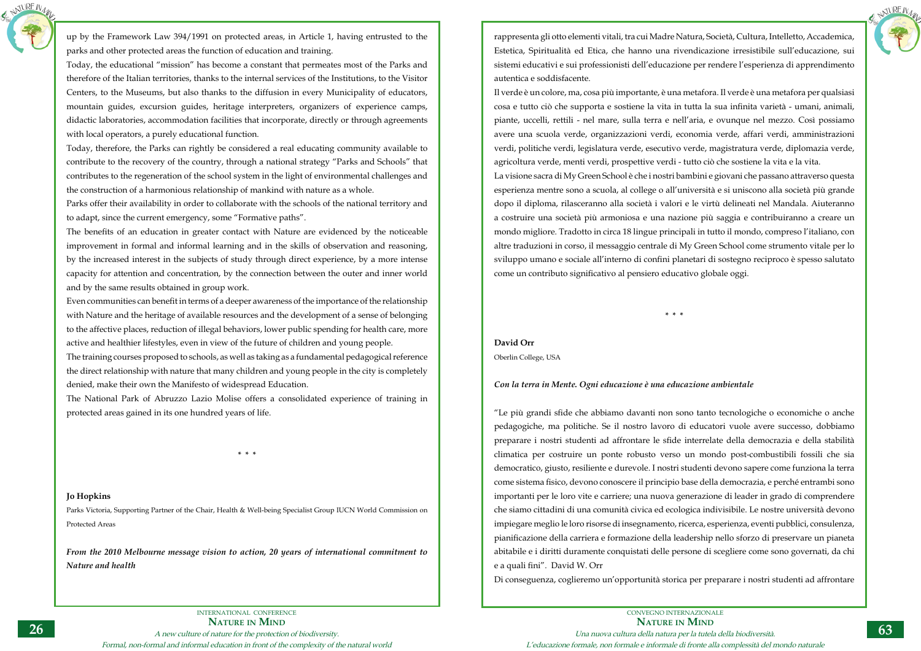up by the Framework Law 394/1991 on protected areas, in Article 1, having entrusted to the parks and other protected areas the function of education and training.

Today, the educational "mission" has become a constant that permeates most of the Parks and therefore of the Italian territories, thanks to the internal services of the Institutions, to the Visitor Centers, to the Museums, but also thanks to the diffusion in every Municipality of educators, mountain guides, excursion guides, heritage interpreters, organizers of experience camps, didactic laboratories, accommodation facilities that incorporate, directly or through agreements with local operators, a purely educational function.

Today, therefore, the Parks can rightly be considered a real educating community available to contribute to the recovery of the country, through a national strategy "Parks and Schools" that contributes to the regeneration of the school system in the light of environmental challenges and the construction of a harmonious relationship of mankind with nature as a whole.

Parks offer their availability in order to collaborate with the schools of the national territory and to adapt, since the current emergency, some "Formative paths".

The benefits of an education in greater contact with Nature are evidenced by the noticeable improvement in formal and informal learning and in the skills of observation and reasoning, by the increased interest in the subjects of study through direct experience, by a more intense capacity for attention and concentration, by the connection between the outer and inner world and by the same results obtained in group work.

Even communities can benefit in terms of a deeper awareness of the importance of the relationship with Nature and the heritage of available resources and the development of a sense of belonging to the affective places, reduction of illegal behaviors, lower public spending for health care, more active and healthier lifestyles, even in view of the future of children and young people.

The training courses proposed to schools, as well as taking as a fundamental pedagogical reference the direct relationship with nature that many children and young people in the city is completely denied, make their own the Manifesto of widespread Education.

The National Park of Abruzzo Lazio Molise offers a consolidated experience of training in protected areas gained in its one hundred years of life.

\* \* \*

**Jo Hopkins**

Parks Victoria, Supporting Partner of the Chair, Health & Well-being Specialist Group IUCN World Commission on Protected Areas

***From the 2010 Melbourne message vision to action, 20 years of international commitment to Nature and health***

rappresenta gli otto elementi vitali, tra cui Madre Natura, Società, Cultura, Intelletto, Accademica, Estetica, Spiritualità ed Etica, che hanno una rivendicazione irresistibile sull'educazione, sui sistemi educativi e sui professionisti dell'educazione per rendere l'esperienza di apprendimento autentica e soddisfacente.

Il verde è un colore, ma, cosa più importante, è una metafora. Il verde è una metafora per qualsiasi cosa e tutto ciò che supporta e sostiene la vita in tutta la sua infinita varietà - umani, animali, piante, uccelli, rettili - nel mare, sulla terra e nell'aria, e ovunque nel mezzo. Così possiamo avere una scuola verde, organizzazioni verdi, economia verde, affari verdi, amministrazioni verdi, politiche verdi, legislatura verde, esecutivo verde, magistratura verde, diplomazia verde, agricoltura verde, menti verdi, prospettive verdi - tutto ciò che sostiene la vita e la vita.

La visione sacra di My Green School è che i nostri bambini e giovani che passano attraverso questa esperienza mentre sono a scuola, al college o all'università e si uniscono alla società più grande dopo il diploma, rilasceranno alla società i valori e le virtù delineati nel Mandala. Aiuteranno a costruire una società più armoniosa e una nazione più saggia e contribuiranno a creare un mondo migliore. Tradotto in circa 18 lingue principali in tutto il mondo, compreso l'italiano, con altre traduzioni in corso, il messaggio centrale di My Green School come strumento vitale per lo sviluppo umano e sociale all'interno di confini planetari di sostegno reciproco è spesso salutato come un contributo significativo al pensiero educativo globale oggi.

\* \* \*

**David Orr**

Oberlin College, USA

***Con la terra in Mente. Ogni educazione è una educazione ambientale***

"Le più grandi sfide che abbiamo davanti non sono tanto tecnologiche o economiche o anche pedagogiche, ma politiche. Se il nostro lavoro di educatori vuole avere successo, dobbiamo preparare i nostri studenti ad affrontare le sfide interrelate della democrazia e della stabilità climatica per costruire un ponte robusto verso un mondo post-combustibili fossili che sia democratico, giusto, resiliente e durevole. I nostri studenti devono sapere come funziona la terra come sistema fisico, devono conoscere il principio base della democrazia, e perché entrambi sono importanti per le loro vite e carriere; una nuova generazione di leader in grado di comprendere che siamo cittadini di una comunità civica ed ecologica indivisibile. Le nostre università devono impiegare meglio le loro risorse di insegnamento, ricerca, esperienza, eventi pubblici, consulenza, pianificazione della carriera e formazione della leadership nello sforzo di preservare un pianeta abitabile e i diritti duramente conquistati delle persone di scegliere come sono governati, da chi e a quali fini". David W. Orr

Di conseguenza, coglieremo un'opportunità storica per preparare i nostri studenti ad affrontare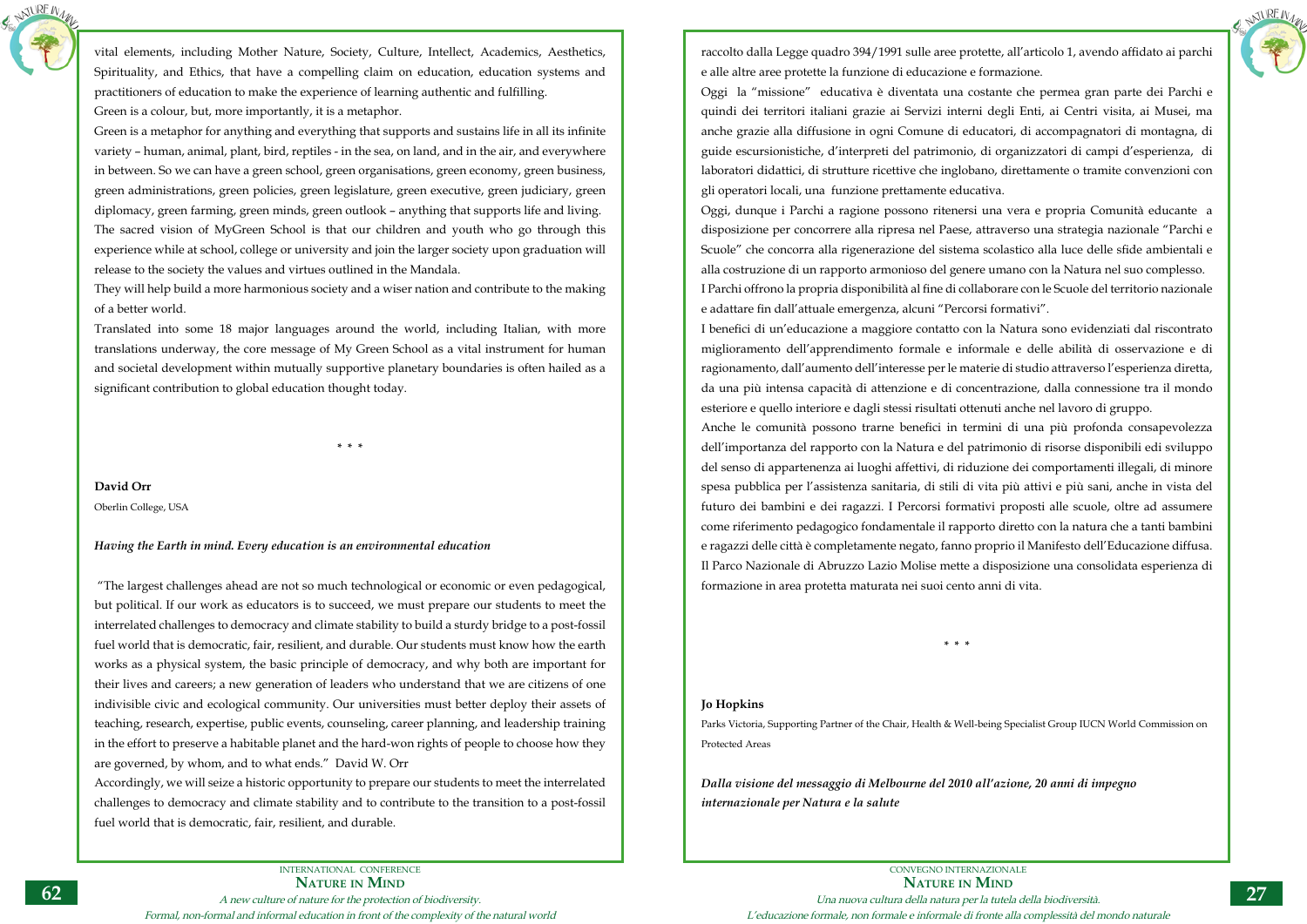vital elements, including Mother Nature, Society, Culture, Intellect, Academics, Aesthetics, Spirituality, and Ethics, that have a compelling claim on education, education systems and practitioners of education to make the experience of learning authentic and fulfilling.

Green is a colour, but, more importantly, it is a metaphor.

Green is a metaphor for anything and everything that supports and sustains life in all its infinite variety – human, animal, plant, bird, reptiles - in the sea, on land, and in the air, and everywhere in between. So we can have a green school, green organisations, green economy, green business, green administrations, green policies, green legislature, green executive, green judiciary, green diplomacy, green farming, green minds, green outlook – anything that supports life and living.

The sacred vision of MyGreen School is that our children and youth who go through this experience while at school, college or university and join the larger society upon graduation will release to the society the values and virtues outlined in the Mandala.

They will help build a more harmonious society and a wiser nation and contribute to the making of a better world.

Translated into some 18 major languages around the world, including Italian, with more translations underway, the core message of My Green School as a vital instrument for human and societal development within mutually supportive planetary boundaries is often hailed as a significant contribution to global education thought today.

\* \* \*

**David Orr**

Oberlin College, USA

***Having the Earth in mind. Every education is an environmental education***

"The largest challenges ahead are not so much technological or economic or even pedagogical, but political. If our work as educators is to succeed, we must prepare our students to meet the interrelated challenges to democracy and climate stability to build a sturdy bridge to a post-fossil fuel world that is democratic, fair, resilient, and durable. Our students must know how the earth works as a physical system, the basic principle of democracy, and why both are important for their lives and careers; a new generation of leaders who understand that we are citizens of one indivisible civic and ecological community. Our universities must better deploy their assets of teaching, research, expertise, public events, counseling, career planning, and leadership training in the effort to preserve a habitable planet and the hard-won rights of people to choose how they are governed, by whom, and to what ends." David W. Orr

Accordingly, we will seize a historic opportunity to prepare our students to meet the interrelated challenges to democracy and climate stability and to contribute to the transition to a post-fossil fuel world that is democratic, fair, resilient, and durable.

raccolto dalla Legge quadro 394/1991 sulle aree protette, all'articolo 1, avendo affidato ai parchi e alle altre aree protette la funzione di educazione e formazione.

Oggi la "missione" educativa è diventata una costante che permea gran parte dei Parchi e quindi dei territori italiani grazie ai Servizi interni degli Enti, ai Centri visita, ai Musei, ma anche grazie alla diffusione in ogni Comune di educatori, di accompagnatori di montagna, di guide escursionistiche, d'interpreti del patrimonio, di organizzatori di campi d'esperienza, di laboratori didattici, di strutture ricettive che inglobano, direttamente o tramite convenzioni con gli operatori locali, una funzione prettamente educativa.

Oggi, dunque i Parchi a ragione possono ritenersi una vera e propria Comunità educante a disposizione per concorrere alla ripresa nel Paese, attraverso una strategia nazionale "Parchi e Scuole" che concorra alla rigenerazione del sistema scolastico alla luce delle sfide ambientali e alla costruzione di un rapporto armonioso del genere umano con la Natura nel suo complesso.

I Parchi offrono la propria disponibilità al fine di collaborare con le Scuole del territorio nazionale e adattare fin dall'attuale emergenza, alcuni "Percorsi formativi".

I benefici di un'educazione a maggiore contatto con la Natura sono evidenziati dal riscontrato miglioramento dell'apprendimento formale e informale e delle abilità di osservazione e di ragionamento, dall'aumento dell'interesse per le materie di studio attraverso l'esperienza diretta, da una più intensa capacità di attenzione e di concentrazione, dalla connessione tra il mondo esteriore e quello interiore e dagli stessi risultati ottenuti anche nel lavoro di gruppo.

Anche le comunità possono trarne benefici in termini di una più profonda consapevolezza dell'importanza del rapporto con la Natura e del patrimonio di risorse disponibili edi sviluppo del senso di appartenenza ai luoghi affettivi, di riduzione dei comportamenti illegali, di minore spesa pubblica per l'assistenza sanitaria, di stili di vita più attivi e più sani, anche in vista del futuro dei bambini e dei ragazzi. I Percorsi formativi proposti alle scuole, oltre ad assumere come riferimento pedagogico fondamentale il rapporto diretto con la natura che a tanti bambini e ragazzi delle città è completamente negato, fanno proprio il Manifesto dell'Educazione diffusa. Il Parco Nazionale di Abruzzo Lazio Molise mette a disposizione una consolidata esperienza di formazione in area protetta maturata nei suoi cento anni di vita.

\* \* \*

**Jo Hopkins**

Parks Victoria, Supporting Partner of the Chair, Health & Well-being Specialist Group IUCN World Commission on Protected Areas

***Dalla visione del messaggio di Melbourne del 2010 all'azione, 20 anni di impegno internazionale per Natura e la salute***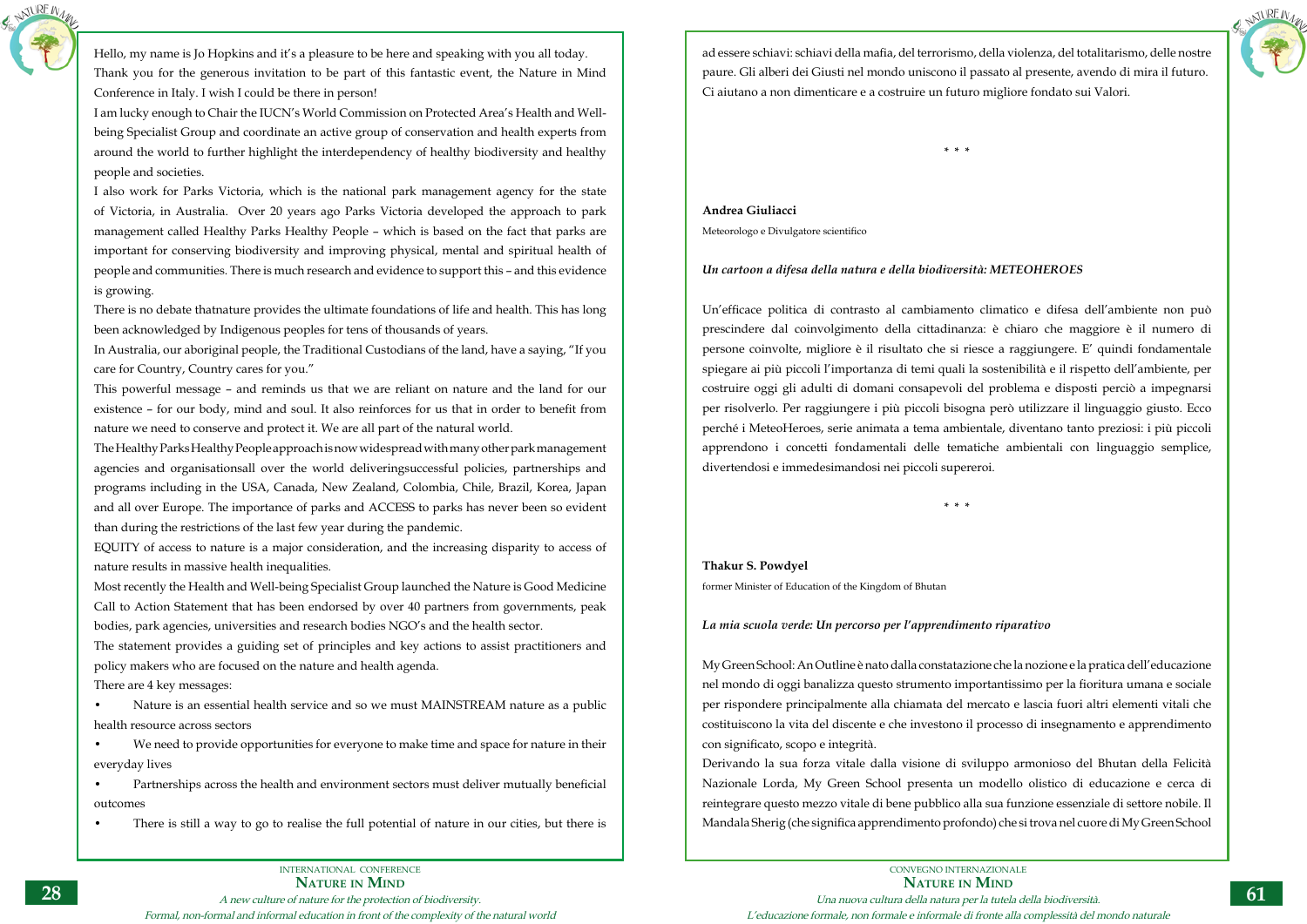Hello, my name is Jo Hopkins and it's a pleasure to be here and speaking with you all today. Thank you for the generous invitation to be part of this fantastic event, the Nature in Mind Conference in Italy. I wish I could be there in person!

I am lucky enough to Chair the IUCN's World Commission on Protected Area's Health and Well-being Specialist Group and coordinate an active group of conservation and health experts from around the world to further highlight the interdependency of healthy biodiversity and healthy people and societies.

I also work for Parks Victoria, which is the national park management agency for the state of Victoria, in Australia. Over 20 years ago Parks Victoria developed the approach to park management called Healthy Parks Healthy People – which is based on the fact that parks are important for conserving biodiversity and improving physical, mental and spiritual health of people and communities. There is much research and evidence to support this – and this evidence is growing.

There is no debate thatnature provides the ultimate foundations of life and health. This has long been acknowledged by Indigenous peoples for tens of thousands of years.

In Australia, our aboriginal people, the Traditional Custodians of the land, have a saying, "If you care for Country, Country cares for you."

This powerful message – and reminds us that we are reliant on nature and the land for our existence – for our body, mind and soul. It also reinforces for us that in order to benefit from nature we need to conserve and protect it. We are all part of the natural world.

The Healthy Parks Healthy People approach is now widespread with many other park management agencies and organisationsall over the world deliveringsuccessful policies, partnerships and programs including in the USA, Canada, New Zealand, Colombia, Chile, Brazil, Korea, Japan and all over Europe. The importance of parks and ACCESS to parks has never been so evident than during the restrictions of the last few year during the pandemic.

EQUITY of access to nature is a major consideration, and the increasing disparity to access of nature results in massive health inequalities.

Most recently the Health and Well-being Specialist Group launched the Nature is Good Medicine Call to Action Statement that has been endorsed by over 40 partners from governments, peak bodies, park agencies, universities and research bodies NGO's and the health sector.

The statement provides a guiding set of principles and key actions to assist practitioners and policy makers who are focused on the nature and health agenda.

There are 4 key messages:

- Nature is an essential health service and so we must MAINSTREAM nature as a public health resource across sectors
- We need to provide opportunities for everyone to make time and space for nature in their everyday lives
- Partnerships across the health and environment sectors must deliver mutually beneficial outcomes
- There is still a way to go to realise the full potential of nature in our cities, but there is

ad essere schiavi: schiavi della mafia, del terrorismo, della violenza, del totalitarismo, delle nostre paure. Gli alberi dei Giusti nel mondo uniscono il passato al presente, avendo di mira il futuro. Ci aiutano a non dimenticare e a costruire un futuro migliore fondato sui Valori.

\* \* \*

**Andrea Giuliacci**

Meteorologo e Divulgatore scientifico

***Un cartoon a difesa della natura e della biodiversità: METEOHEROES***

Un'efficace politica di contrasto al cambiamento climatico e difesa dell'ambiente non può prescindere dal coinvolgimento della cittadinanza: è chiaro che maggiore è il numero di persone coinvolte, migliore è il risultato che si riesce a raggiungere. E' quindi fondamentale spiegare ai più piccoli l'importanza di temi quali la sostenibilità e il rispetto dell'ambiente, per costruire oggi gli adulti di domani consapevoli del problema e disposti perciò a impegnarsi per risolverlo. Per raggiungere i più piccoli bisogna però utilizzare il linguaggio giusto. Ecco perché i MeteoHeroes, serie animata a tema ambientale, diventano tanto preziosi: i più piccoli apprendono i concetti fondamentali delle tematiche ambientali con linguaggio semplice, divertendosi e immedesimandosi nei piccoli supereroi.

\* \* \*

**Thakur S. Powdyel**

former Minister of Education of the Kingdom of Bhutan

***La mia scuola verde: Un percorso per l'apprendimento riparativo***

My Green School: An Outline è nato dalla constatazione che la nozione e la pratica dell'educazione nel mondo di oggi banalizza questo strumento importantissimo per la fioritura umana e sociale per rispondere principalmente alla chiamata del mercato e lascia fuori altri elementi vitali che costituiscono la vita del discente e che investono il processo di insegnamento e apprendimento con significato, scopo e integrità.

Derivando la sua forza vitale dalla visione di sviluppo armonioso del Bhutan della Felicità Nazionale Lorda, My Green School presenta un modello olistico di educazione e cerca di reintegrare questo mezzo vitale di bene pubblico alla sua funzione essenziale di settore nobile. Il Mandala Sherig (che significa apprendimento profondo) che si trova nel cuore di My Green School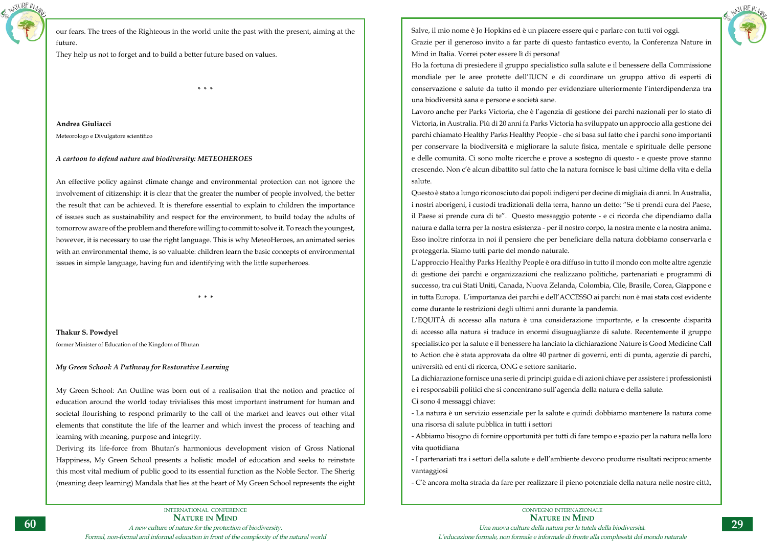our fears. The trees of the Righteous in the world unite the past with the present, aiming at the future.

They help us not to forget and to build a better future based on values.

\* \* \*

**Andrea Giuliacci**

Meteorologo e Divulgatore scientifico

*A cartoon to defend nature and biodiversity: METEOHEROES*

An effective policy against climate change and environmental protection can not ignore the involvement of citizenship: it is clear that the greater the number of people involved, the better the result that can be achieved. It is therefore essential to explain to children the importance of issues such as sustainability and respect for the environment, to build today the adults of tomorrow aware of the problem and therefore willing to commit to solve it. To reach the youngest, however, it is necessary to use the right language. This is why MeteoHeroes, an animated series with an environmental theme, is so valuable: children learn the basic concepts of environmental issues in simple language, having fun and identifying with the little superheroes.

\* \* \*

**Thakur S. Powdyel**

former Minister of Education of the Kingdom of Bhutan

*My Green School: A Pathway for Restorative Learning*

My Green School: An Outline was born out of a realisation that the notion and practice of education around the world today trivialises this most important instrument for human and societal flourishing to respond primarily to the call of the market and leaves out other vital elements that constitute the life of the learner and which invest the process of teaching and learning with meaning, purpose and integrity.

Deriving its life-force from Bhutan's harmonious development vision of Gross National Happiness, My Green School presents a holistic model of education and seeks to reinstate this most vital medium of public good to its essential function as the Noble Sector. The Sherig (meaning deep learning) Mandala that lies at the heart of My Green School represents the eight

Salve, il mio nome è Jo Hopkins ed è un piacere essere qui e parlare con tutti voi oggi.

Grazie per il generoso invito a far parte di questo fantastico evento, la Conferenza Nature in Mind in Italia. Vorrei poter essere lì di persona!

Ho la fortuna di presiedere il gruppo specialistico sulla salute e il benessere della Commissione mondiale per le aree protette dell'IUCN e di coordinare un gruppo attivo di esperti di conservazione e salute da tutto il mondo per evidenziare ulteriormente l'interdipendenza tra una biodiversità sana e persone e società sane.

Lavoro anche per Parks Victoria, che è l'agenzia di gestione dei parchi nazionali per lo stato di Victoria, in Australia. Più di 20 anni fa Parks Victoria ha sviluppato un approccio alla gestione dei parchi chiamato Healthy Parks Healthy People - che si basa sul fatto che i parchi sono importanti per conservare la biodiversità e migliorare la salute fisica, mentale e spirituale delle persone e delle comunità. Ci sono molte ricerche e prove a sostegno di questo - e queste prove stanno crescendo. Non c'è alcun dibattito sul fatto che la natura fornisce le basi ultime della vita e della salute.

Questo è stato a lungo riconosciuto dai popoli indigeni per decine di migliaia di anni. In Australia, i nostri aborigeni, i custodi tradizionali della terra, hanno un detto: "Se ti prendi cura del Paese, il Paese si prende cura di te". Questo messaggio potente - e ci ricorda che dipendiamo dalla natura e dalla terra per la nostra esistenza - per il nostro corpo, la nostra mente e la nostra anima. Esso inoltre rinforza in noi il pensiero che per beneficiare della natura dobbiamo conservarla e proteggerla. Siamo tutti parte del mondo naturale.

L'approccio Healthy Parks Healthy People è ora diffuso in tutto il mondo con molte altre agenzie di gestione dei parchi e organizzazioni che realizzano politiche, partenariati e programmi di successo, tra cui Stati Uniti, Canada, Nuova Zelanda, Colombia, Cile, Brasile, Corea, Giappone e in tutta Europa. L'importanza dei parchi e dell'ACCESSO ai parchi non è mai stata così evidente come durante le restrizioni degli ultimi anni durante la pandemia.

L'EQUITÀ di accesso alla natura è una considerazione importante, e la crescente disparità di accesso alla natura si traduce in enormi disuguaglianze di salute. Recentemente il gruppo specialistico per la salute e il benessere ha lanciato la dichiarazione Nature is Good Medicine Call to Action che è stata approvata da oltre 40 partner di governi, enti di punta, agenzie di parchi, università ed enti di ricerca, ONG e settore sanitario.

La dichiarazione fornisce una serie di principi guida e di azioni chiave per assistere i professionisti e i responsabili politici che si concentrano sull'agenda della natura e della salute.

Ci sono 4 messaggi chiave:

- La natura è un servizio essenziale per la salute e quindi dobbiamo mantenere la natura come una risorsa di salute pubblica in tutti i settori
- Abbiamo bisogno di fornire opportunità per tutti di fare tempo e spazio per la natura nella loro vita quotidiana
- I partenariati tra i settori della salute e dell'ambiente devono produrre risultati reciprocamente vantaggiosi
- C'è ancora molta strada da fare per realizzare il pieno potenziale della natura nelle nostre città,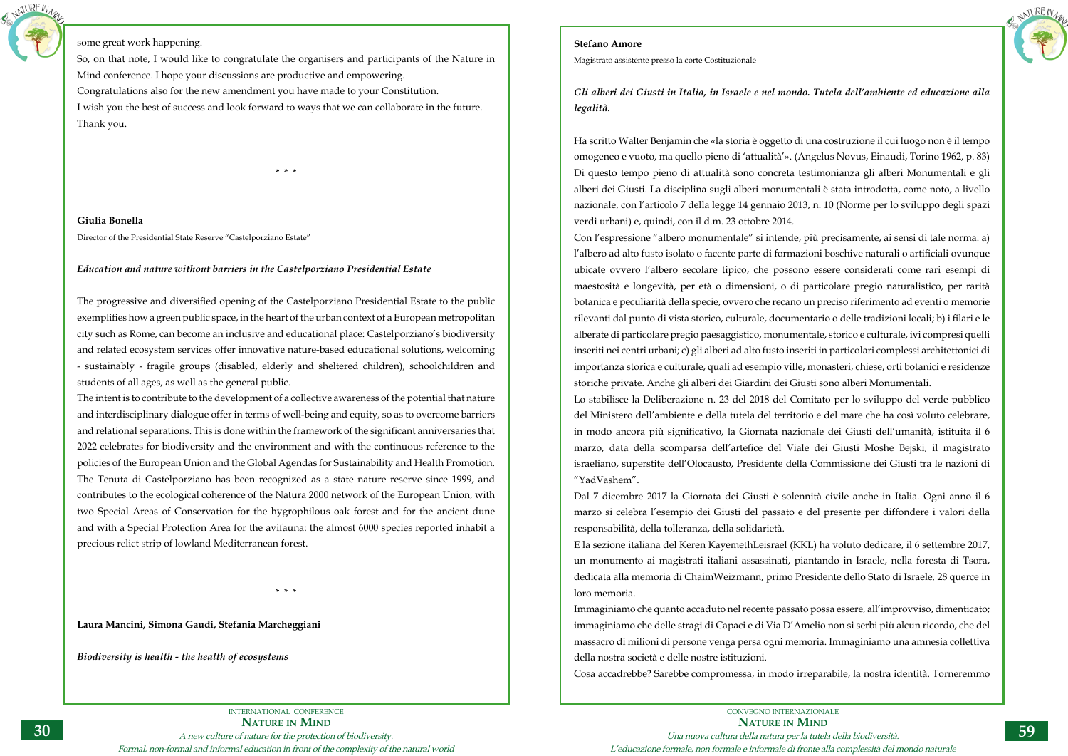some great work happening.

So, on that note, I would like to congratulate the organisers and participants of the Nature in Mind conference. I hope your discussions are productive and empowering.

Congratulations also for the new amendment you have made to your Constitution.

I wish you the best of success and look forward to ways that we can collaborate in the future.

Thank you.

\* \* \*

**Giulia Bonella**

Director of the Presidential State Reserve "Castelporziano Estate"

***Education and nature without barriers in the Castelporziano Presidential Estate***

The progressive and diversified opening of the Castelporziano Presidential Estate to the public exemplifies how a green public space, in the heart of the urban context of a European metropolitan city such as Rome, can become an inclusive and educational place: Castelporziano's biodiversity and related ecosystem services offer innovative nature-based educational solutions, welcoming - sustainably - fragile groups (disabled, elderly and sheltered children), schoolchildren and students of all ages, as well as the general public.

The intent is to contribute to the development of a collective awareness of the potential that nature and interdisciplinary dialogue offer in terms of well-being and equity, so as to overcome barriers and relational separations. This is done within the framework of the significant anniversaries that 2022 celebrates for biodiversity and the environment and with the continuous reference to the policies of the European Union and the Global Agendas for Sustainability and Health Promotion.

The Tenuta di Castelporziano has been recognized as a state nature reserve since 1999, and contributes to the ecological coherence of the Natura 2000 network of the European Union, with two Special Areas of Conservation for the hygrophilous oak forest and for the ancient dune and with a Special Protection Area for the avifauna: the almost 6000 species reported inhabit a precious relict strip of lowland Mediterranean forest.

\* \* \*

**Laura Mancini, Simona Gaudi, Stefania Marcheggiani**

***Biodiversity is health - the health of ecosystems***

**Stefano Amore**

Magistrato assistente presso la corte Costituzionale

***Gli alberi dei Giusti in Italia, in Israele e nel mondo. Tutela dell'ambiente ed educazione alla legalità.***

Ha scritto Walter Benjamin che «la storia è oggetto di una costruzione il cui luogo non è il tempo omogeneo e vuoto, ma quello pieno di 'attualità'». (Angelus Novus, Einaudi, Torino 1962, p. 83) Di questo tempo pieno di attualità sono concreta testimonianza gli alberi Monumentali e gli alberi dei Giusti. La disciplina sugli alberi monumentali è stata introdotta, come noto, a livello nazionale, con l'articolo 7 della legge 14 gennaio 2013, n. 10 (Norme per lo sviluppo degli spazi verdi urbani) e, quindi, con il d.m. 23 ottobre 2014.

Con l'espressione "albero monumentale" si intende, più precisamente, ai sensi di tale norma: a) l'albero ad alto fusto isolato o facente parte di formazioni boschive naturali o artificiali ovunque ubicate ovvero l'albero secolare tipico, che possono essere considerati come rari esempi di maestosità e longevità, per età o dimensioni, o di particolare pregio naturalistico, per rarità botanica e peculiarità della specie, ovvero che recano un preciso riferimento ad eventi o memorie rilevanti dal punto di vista storico, culturale, documentario o delle tradizioni locali; b) i filari e le alberate di particolare pregio paesaggistico, monumentale, storico e culturale, ivi compresi quelli inseriti nei centri urbani; c) gli alberi ad alto fusto inseriti in particolari complessi architettonici di importanza storica e culturale, quali ad esempio ville, monasteri, chiese, orti botanici e residenze storiche private. Anche gli alberi dei Giardini dei Giusti sono alberi Monumentali.

Lo stabilisce la Deliberazione n. 23 del 2018 del Comitato per lo sviluppo del verde pubblico del Ministero dell'ambiente e della tutela del territorio e del mare che ha così voluto celebrare, in modo ancora più significativo, la Giornata nazionale dei Giusti dell'umanità, istituita il 6 marzo, data della scomparsa dell'artefice del Viale dei Giusti Moshe Bejski, il magistrato israeliano, superstite dell'Olocausto, Presidente della Commissione dei Giusti tra le nazioni di "YadVashem".

Dal 7 dicembre 2017 la Giornata dei Giusti è solennità civile anche in Italia. Ogni anno il 6 marzo si celebra l'esempio dei Giusti del passato e del presente per diffondere i valori della responsabilità, della tolleranza, della solidarietà.

E la sezione italiana del Keren KayemethLeisrael (KKL) ha voluto dedicare, il 6 settembre 2017, un monumento ai magistrati italiani assassinati, piantando in Israele, nella foresta di Tsora, dedicata alla memoria di ChaimWeizmann, primo Presidente dello Stato di Israele, 28 querce in loro memoria.

Immaginiamo che quanto accaduto nel recente passato possa essere, all'improvviso, dimenticato; immaginiamo che delle stragi di Capaci e di Via D'Amelio non si serbi più alcun ricordo, che del massacro di milioni di persone venga persa ogni memoria. Immaginiamo una amnesia collettiva della nostra società e delle nostre istituzioni.

Cosa accadrebbe? Sarebbe compromessa, in modo irreparabile, la nostra identità. Torneremmo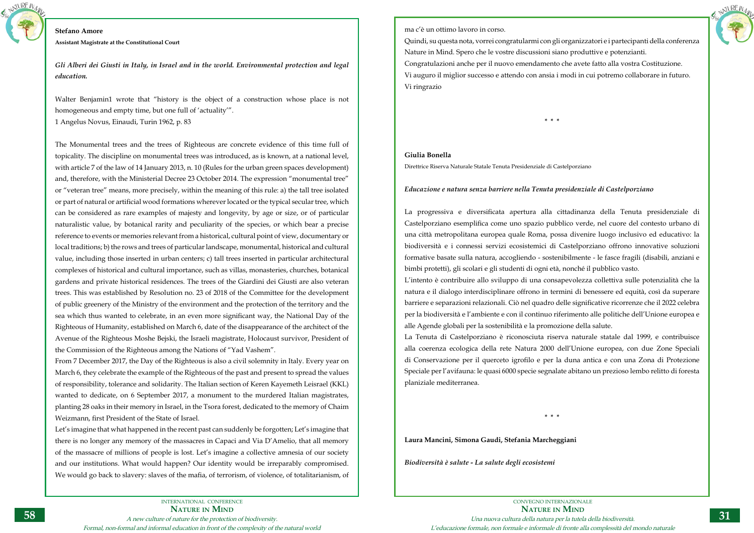**Stefano Amore**

**Assistant Magistrate at the Constitutional Court**

***Gli Alberi dei Giusti in Italy, in Israel and in the world. Environmental protection and legal education.***

Walter Benjamin1 wrote that "history is the object of a construction whose place is not homogeneous and empty time, but one full of 'actuality'".

1 Angelus Novus, Einaudi, Turin 1962, p. 83

The Monumental trees and the trees of Righteous are concrete evidence of this time full of topicality. The discipline on monumental trees was introduced, as is known, at a national level, with article 7 of the law of 14 January 2013, n. 10 (Rules for the urban green spaces development) and, therefore, with the Ministerial Decree 23 October 2014. The expression "monumental tree" or "veteran tree" means, more precisely, within the meaning of this rule: a) the tall tree isolated or part of natural or artificial wood formations wherever located or for the typical secular tree, which can be considered as rare examples of majesty and longevity, by age or size, or of particular naturalistic value, by botanical rarity and peculiarity of the species, or which bear a precise reference to events or memories relevant from a historical, cultural point of view, documentary or local traditions; b) the rows and trees of particular landscape, monumental, historical and cultural value, including those inserted in urban centers; c) tall trees inserted in particular architectural complexes of historical and cultural importance, such as villas, monasteries, churches, botanical gardens and private historical residences. The trees of the Giardini dei Giusti are also veteran trees. This was established by Resolution no. 23 of 2018 of the Committee for the development of public greenery of the Ministry of the environment and the protection of the territory and the sea which thus wanted to celebrate, in an even more significant way, the National Day of the Righteous of Humanity, established on March 6, date of the disappearance of the architect of the Avenue of the Righteous Moshe Bejski, the Israeli magistrate, Holocaust survivor, President of the Commission of the Righteous among the Nations of "Yad Vashem".

From 7 December 2017, the Day of the Righteous is also a civil solemnity in Italy. Every year on March 6, they celebrate the example of the Righteous of the past and present to spread the values of responsibility, tolerance and solidarity. The Italian section of Keren Kayemeth Leisrael (KKL) wanted to dedicate, on 6 September 2017, a monument to the murdered Italian magistrates, planting 28 oaks in their memory in Israel, in the Tsora forest, dedicated to the memory of Chaim Weizmann, first President of the State of Israel.

Let's imagine that what happened in the recent past can suddenly be forgotten; Let's imagine that there is no longer any memory of the massacres in Capaci and Via D'Amelio, that all memory of the massacre of millions of people is lost. Let's imagine a collective amnesia of our society and our institutions. What would happen? Our identity would be irreparably compromised. We would go back to slavery: slaves of the mafia, of terrorism, of violence, of totalitarianism, of

ma c'è un ottimo lavoro in corso.

Quindi, su questa nota, vorrei congratularmi con gli organizzatori e i partecipanti della conferenza Nature in Mind. Spero che le vostre discussioni siano produttive e potenzianti.

Congratulazioni anche per il nuovo emendamento che avete fatto alla vostra Costituzione.

Vi auguro il miglior successo e attendo con ansia i modi in cui potremo collaborare in futuro.

Vi ringrazio

\* \* \*

**Giulia Bonella**

Direttrice Riserva Naturale Statale Tenuta Presidenziale di Castelporziano

***Educazione e natura senza barriere nella Tenuta presidenziale di Castelporziano***

La progressiva e diversificata apertura alla cittadinanza della Tenuta presidenziale di Castelporziano esemplifica come uno spazio pubblico verde, nel cuore del contesto urbano di una città metropolitana europea quale Roma, possa divenire luogo inclusivo ed educativo: la biodiversità e i connessi servizi ecosistemici di Castelporziano offrono innovative soluzioni formative basate sulla natura, accogliendo - sostenibilmente - le fasce fragili (disabili, anziani e bimbi protetti), gli scolari e gli studenti di ogni età, nonché il pubblico vasto.

L'intento è contribuire allo sviluppo di una consapevolezza collettiva sulle potenzialità che la natura e il dialogo interdisciplinare offrono in termini di benessere ed equità, così da superare barriere e separazioni relazionali. Ciò nel quadro delle significative ricorrenze che il 2022 celebra per la biodiversità e l'ambiente e con il continuo riferimento alle politiche dell'Unione europea e alle Agende globali per la sostenibilità e la promozione della salute.

La Tenuta di Castelporziano è riconosciuta riserva naturale statale dal 1999, e contribuisce alla coerenza ecologica della rete Natura 2000 dell'Unione europea, con due Zone Speciali di Conservazione per il querceto igrofilo e per la duna antica e con una Zona di Protezione Speciale per l'avifauna: le quasi 6000 specie segnalate abitano un prezioso lembo relitto di foresta planiziale mediterranea.

\* \* \*

**Laura Mancini, Simona Gaudi, Stefania Marcheggiani**

***Biodiversità è salute - La salute degli ecosistemi***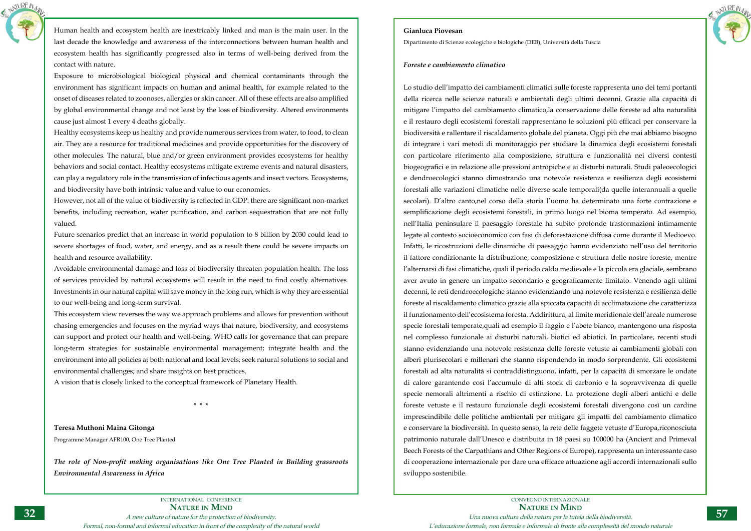Human health and ecosystem health are inextricably linked and man is the main user. In the last decade the knowledge and awareness of the interconnections between human health and ecosystem health has significantly progressed also in terms of well-being derived from the contact with nature.

Exposure to microbiological biological physical and chemical contaminants through the environment has significant impacts on human and animal health, for example related to the onset of diseases related to zoonoses, allergies or skin cancer. All of these effects are also amplified by global environmental change and not least by the loss of biodiversity. Altered environments cause just almost 1 every 4 deaths globally.

Healthy ecosystems keep us healthy and provide numerous services from water, to food, to clean air. They are a resource for traditional medicines and provide opportunities for the discovery of other molecules. The natural, blue and/or green environment provides ecosystems for healthy behaviors and social contact. Healthy ecosystems mitigate extreme events and natural disasters, can play a regulatory role in the transmission of infectious agents and insect vectors. Ecosystems, and biodiversity have both intrinsic value and value to our economies.

However, not all of the value of biodiversity is reflected in GDP: there are significant non-market benefits, including recreation, water purification, and carbon sequestration that are not fully valued.

Future scenarios predict that an increase in world population to 8 billion by 2030 could lead to severe shortages of food, water, and energy, and as a result there could be severe impacts on health and resource availability.

Avoidable environmental damage and loss of biodiversity threaten population health. The loss of services provided by natural ecosystems will result in the need to find costly alternatives. Investments in our natural capital will save money in the long run, which is why they are essential to our well-being and long-term survival.

This ecosystem view reverses the way we approach problems and allows for prevention without chasing emergencies and focuses on the myriad ways that nature, biodiversity, and ecosystems can support and protect our health and well-being. WHO calls for governance that can prepare long-term strategies for sustainable environmental management; integrate health and the environment into all policies at both national and local levels; seek natural solutions to social and environmental challenges; and share insights on best practices.

A vision that is closely linked to the conceptual framework of Planetary Health.

\* \* \*

**Teresa Muthoni Maina Gitonga**

Programme Manager AFR100, One Tree Planted

***The role of Non-profit making organisations like One Tree Planted in Building grassroots Environmental Awareness in Africa***

**Gianluca Piovesan**

Dipartimento di Scienze ecologiche e biologiche (DEB), Università della Tuscia

***Foreste e cambiamento climatico***

Lo studio dell'impatto dei cambiamenti climatici sulle foreste rappresenta uno dei temi portanti della ricerca nelle scienze naturali e ambientali degli ultimi decenni. Grazie alla capacità di mitigare l'impatto del cambiamento climatico,la conservazione delle foreste ad alta naturalità e il restauro degli ecosistemi forestali rappresentano le soluzioni più efficaci per conservare la biodiversità e rallentare il riscaldamento globale del pianeta. Oggi più che mai abbiamo bisogno di integrare i vari metodi di monitoraggio per studiare la dinamica degli ecosistemi forestali con particolare riferimento alla composizione, struttura e funzionalità nei diversi contesti biogeografici e in relazione alle pressioni antropiche e ai disturbi naturali. Studi paleoecologici e dendroecologici stanno dimostrando una notevole resistenza e resilienza degli ecosistemi forestali alle variazioni climatiche nelle diverse scale temporali(da quelle interannuali a quelle secolari). D'altro canto,nel corso della storia l'uomo ha determinato una forte contrazione e semplificazione degli ecosistemi forestali, in primo luogo nel bioma temperato. Ad esempio, nell'Italia peninsulare il paesaggio forestale ha subito profonde trasformazioni intimamente legate al contesto socioeconomico con fasi di deforestazione diffusa come durante il Medioevo. Infatti, le ricostruzioni delle dinamiche di paesaggio hanno evidenziato nell'uso del territorio il fattore condizionante la distribuzione, composizione e struttura delle nostre foreste, mentre l'alternarsi di fasi climatiche, quali il periodo caldo medievale e la piccola era glaciale, sembrano aver avuto in genere un impatto secondario e geograficamente limitato. Venendo agli ultimi decenni, le reti dendroecologiche stanno evidenziando una notevole resistenza e resilienza delle foreste al riscaldamento climatico grazie alla spiccata capacità di acclimatazione che caratterizza il funzionamento dell'ecosistema foresta. Addirittura, al limite meridionale dell'areale numerose specie forestali temperate,quali ad esempio il faggio e l'abete bianco, mantengono una risposta nel complesso funzionale ai disturbi naturali, biotici ed abiotici. In particolare, recenti studi stanno evidenziando una notevole resistenza delle foreste vetuste ai cambiamenti globali con alberi plurisecolari e millenari che stanno rispondendo in modo sorprendente. Gli ecosistemi forestali ad alta naturalità si contraddistinguono, infatti, per la capacità di smorzare le ondate di calore garantendo così l'accumulo di alti stock di carbonio e la sopravvivenza di quelle specie nemorali altrimenti a rischio di estinzione. La protezione degli alberi antichi e delle foreste vetuste e il restauro funzionale degli ecosistemi forestali divengono così un cardine imprescindibile delle politiche ambientali per mitigare gli impatti del cambiamento climatico e conservare la biodiversità. In questo senso, la rete delle faggete vetuste d'Europa,riconosciuta patrimonio naturale dall'Unesco e distribuita in 18 paesi su 100000 ha (Ancient and Primeval Beech Forests of the Carpathians and Other Regions of Europe), rappresenta un interessante caso di cooperazione internazionale per dare una efficace attuazione agli accordi internazionali sullo sviluppo sostenibile.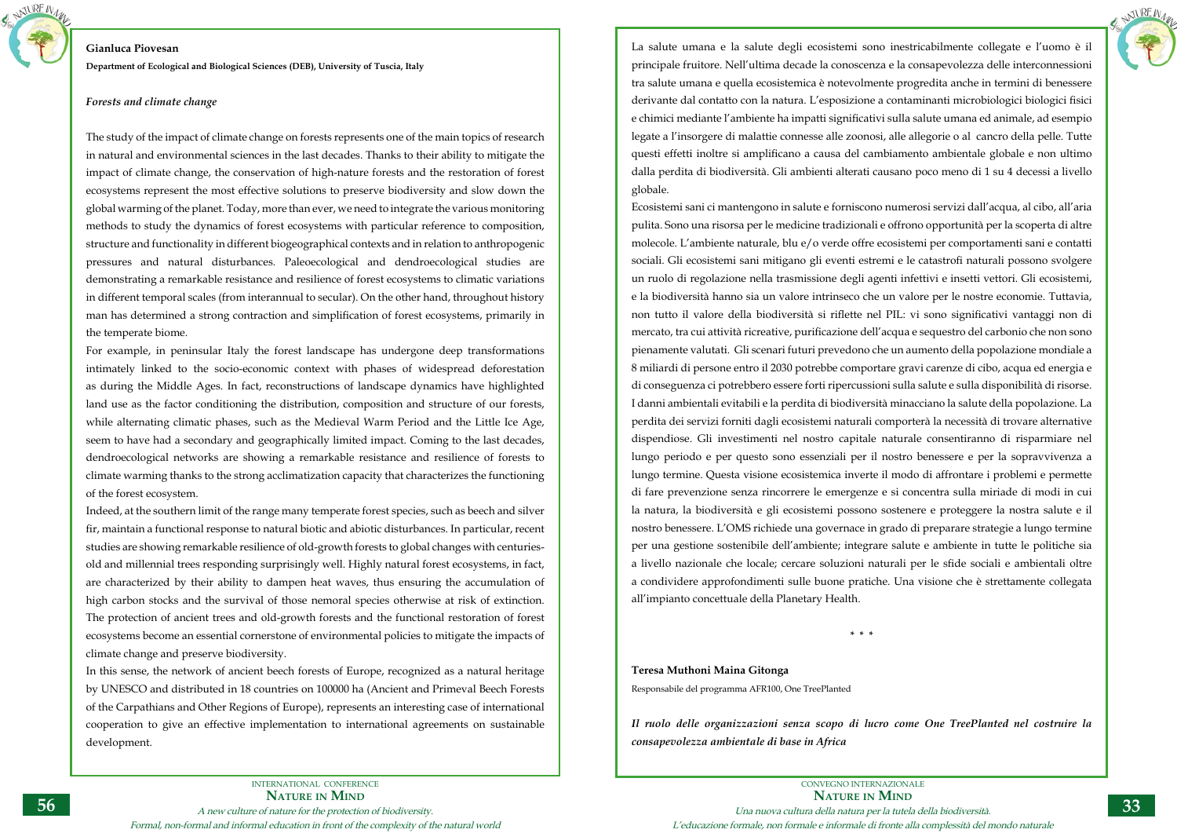**Gianluca Piovesan**

**Department of Ecological and Biological Sciences (DEB), University of Tuscia, Italy**

***Forests and climate change***

The study of the impact of climate change on forests represents one of the main topics of research in natural and environmental sciences in the last decades. Thanks to their ability to mitigate the impact of climate change, the conservation of high-nature forests and the restoration of forest ecosystems represent the most effective solutions to preserve biodiversity and slow down the global warming of the planet. Today, more than ever, we need to integrate the various monitoring methods to study the dynamics of forest ecosystems with particular reference to composition, structure and functionality in different biogeographical contexts and in relation to anthropogenic pressures and natural disturbances. Paleoecological and dendroecological studies are demonstrating a remarkable resistance and resilience of forest ecosystems to climatic variations in different temporal scales (from interannual to secular). On the other hand, throughout history man has determined a strong contraction and simplification of forest ecosystems, primarily in the temperate biome.

For example, in peninsular Italy the forest landscape has undergone deep transformations intimately linked to the socio-economic context with phases of widespread deforestation as during the Middle Ages. In fact, reconstructions of landscape dynamics have highlighted land use as the factor conditioning the distribution, composition and structure of our forests, while alternating climatic phases, such as the Medieval Warm Period and the Little Ice Age, seem to have had a secondary and geographically limited impact. Coming to the last decades, dendroecological networks are showing a remarkable resistance and resilience of forests to climate warming thanks to the strong acclimatization capacity that characterizes the functioning of the forest ecosystem.

Indeed, at the southern limit of the range many temperate forest species, such as beech and silver fir, maintain a functional response to natural biotic and abiotic disturbances. In particular, recent studies are showing remarkable resilience of old-growth forests to global changes with centuries-old and millennial trees responding surprisingly well. Highly natural forest ecosystems, in fact, are characterized by their ability to dampen heat waves, thus ensuring the accumulation of high carbon stocks and the survival of those nemoral species otherwise at risk of extinction. The protection of ancient trees and old-growth forests and the functional restoration of forest ecosystems become an essential cornerstone of environmental policies to mitigate the impacts of climate change and preserve biodiversity.

In this sense, the network of ancient beech forests of Europe, recognized as a natural heritage by UNESCO and distributed in 18 countries on 100000 ha (Ancient and Primeval Beech Forests of the Carpathians and Other Regions of Europe), represents an interesting case of international cooperation to give an effective implementation to international agreements on sustainable development.

La salute umana e la salute degli ecosistemi sono inestricabilmente collegate e l'uomo è il principale fruitore. Nell'ultima decade la conoscenza e la consapevolezza delle interconnessioni tra salute umana e quella ecosistemica è notevolmente progredita anche in termini di benessere derivante dal contatto con la natura. L'esposizione a contaminanti microbiologici biologici fisici e chimici mediante l'ambiente ha impatti significativi sulla salute umana ed animale, ad esempio legate a l'insorgere di malattie connesse alle zoonosi, alle allegorie o al cancro della pelle. Tutte questi effetti inoltre si amplificano a causa del cambiamento ambientale globale e non ultimo dalla perdita di biodiversità. Gli ambienti alterati causano poco meno di 1 su 4 decessi a livello globale.

Ecosistemi sani ci mantengono in salute e forniscono numerosi servizi dall'acqua, al cibo, all'aria pulita. Sono una risorsa per le medicine tradizionali e offrono opportunità per la scoperta di altre molecole. L'ambiente naturale, blu e/o verde offre ecosistemi per comportamenti sani e contatti sociali. Gli ecosistemi sani mitigano gli eventi estremi e le catastrofi naturali possono svolgere un ruolo di regolazione nella trasmissione degli agenti infettivi e insetti vettori. Gli ecosistemi, e la biodiversità hanno sia un valore intrinseco che un valore per le nostre economie. Tuttavia, non tutto il valore della biodiversità si riflette nel PIL: vi sono significativi vantaggi non di mercato, tra cui attività ricreative, purificazione dell'acqua e sequestro del carbonio che non sono pienamente valutati. Gli scenari futuri prevedono che un aumento della popolazione mondiale a 8 miliardi di persone entro il 2030 potrebbe comportare gravi carenze di cibo, acqua ed energia e di conseguenza ci potrebbero essere forti ripercussioni sulla salute e sulla disponibilità di risorse. I danni ambientali evitabili e la perdita di biodiversità minacciano la salute della popolazione. La perdita dei servizi forniti dagli ecosistemi naturali comporterà la necessità di trovare alternative dispendiose. Gli investimenti nel nostro capitale naturale consentiranno di risparmiare nel lungo periodo e per questo sono essenziali per il nostro benessere e per la sopravvivenza a lungo termine. Questa visione ecosistemica inverte il modo di affrontare i problemi e permette di fare prevenzione senza rincorrere le emergenze e si concentra sulla miriade di modi in cui la natura, la biodiversità e gli ecosistemi possono sostenere e proteggere la nostra salute e il nostro benessere. L'OMS richiede una governace in grado di preparare strategie a lungo termine per una gestione sostenibile dell'ambiente; integrare salute e ambiente in tutte le politiche sia a livello nazionale che locale; cercare soluzioni naturali per le sfide sociali e ambientali oltre a condividere approfondimenti sulle buone pratiche. Una visione che è strettamente collegata all'impianto concettuale della Planetary Health.

\* \* \*

**Teresa Muthoni Maina Gitonga**

Responsabile del programma AFR100, One TreePlanted

***Il ruolo delle organizzazioni senza scopo di lucro come One TreePlanted nel costruire la consapevolezza ambientale di base in Africa***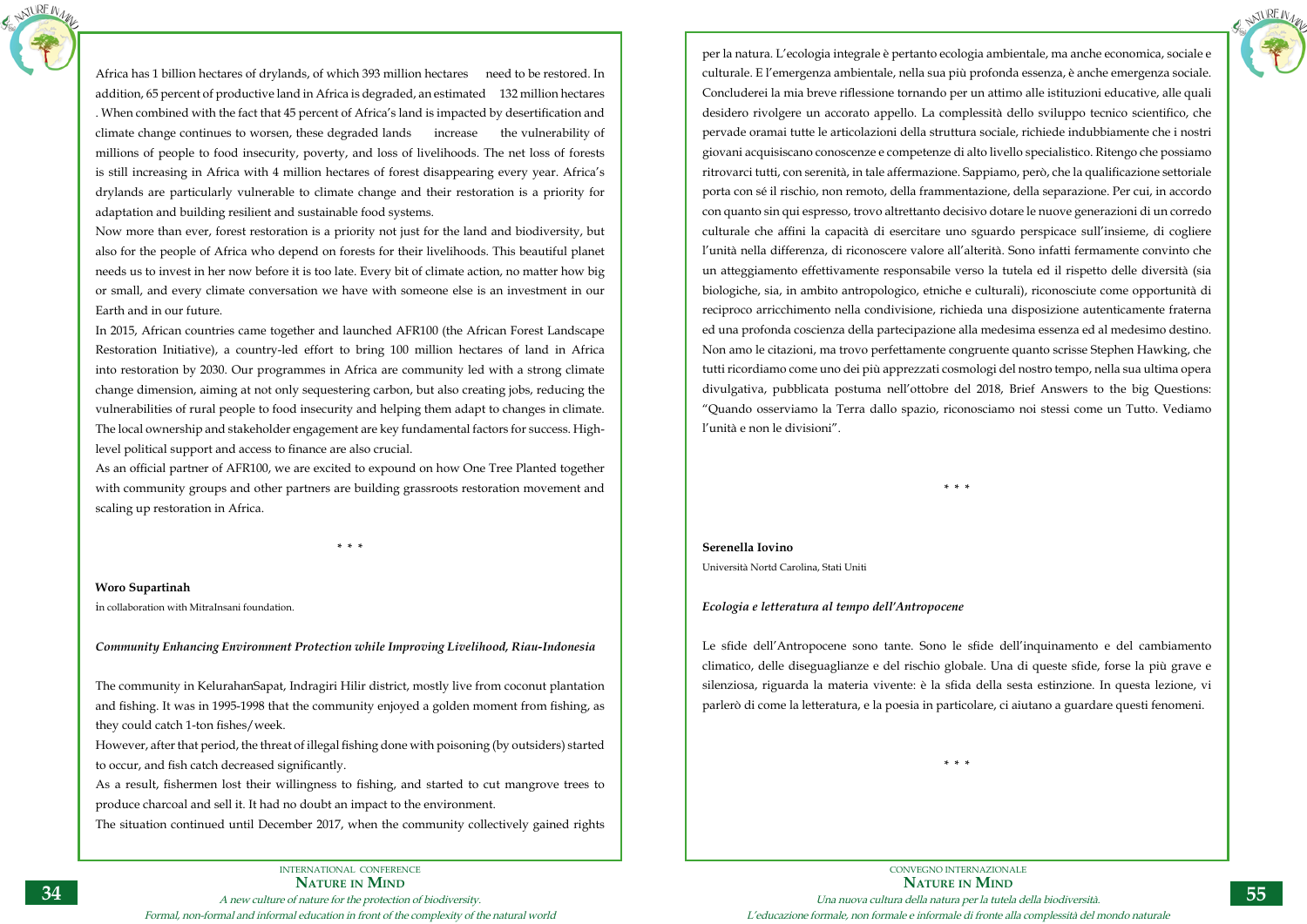Africa has 1 billion hectares of drylands, of which 393 million hectares need to be restored. In addition, 65 percent of productive land in Africa is degraded, an estimated 132 million hectares . When combined with the fact that 45 percent of Africa's land is impacted by desertification and climate change continues to worsen, these degraded lands increase the vulnerability of millions of people to food insecurity, poverty, and loss of livelihoods. The net loss of forests is still increasing in Africa with 4 million hectares of forest disappearing every year. Africa's drylands are particularly vulnerable to climate change and their restoration is a priority for adaptation and building resilient and sustainable food systems.

Now more than ever, forest restoration is a priority not just for the land and biodiversity, but also for the people of Africa who depend on forests for their livelihoods. This beautiful planet needs us to invest in her now before it is too late. Every bit of climate action, no matter how big or small, and every climate conversation we have with someone else is an investment in our Earth and in our future.

In 2015, African countries came together and launched AFR100 (the African Forest Landscape Restoration Initiative), a country-led effort to bring 100 million hectares of land in Africa into restoration by 2030. Our programmes in Africa are community led with a strong climate change dimension, aiming at not only sequestering carbon, but also creating jobs, reducing the vulnerabilities of rural people to food insecurity and helping them adapt to changes in climate. The local ownership and stakeholder engagement are key fundamental factors for success. High-level political support and access to finance are also crucial.

As an official partner of AFR100, we are excited to expound on how One Tree Planted together with community groups and other partners are building grassroots restoration movement and scaling up restoration in Africa.

\* \* \*

**Woro Supartinah**

in collaboration with MitraInsani foundation.

***Community Enhancing Environment Protection while Improving Livelihood, Riau-Indonesia***

The community in KelurahanSapat, Indragiri Hilir district, mostly live from coconut plantation and fishing. It was in 1995-1998 that the community enjoyed a golden moment from fishing, as they could catch 1-ton fishes/week.

However, after that period, the threat of illegal fishing done with poisoning (by outsiders) started to occur, and fish catch decreased significantly.

As a result, fishermen lost their willingness to fishing, and started to cut mangrove trees to produce charcoal and sell it. It had no doubt an impact to the environment.

The situation continued until December 2017, when the community collectively gained rights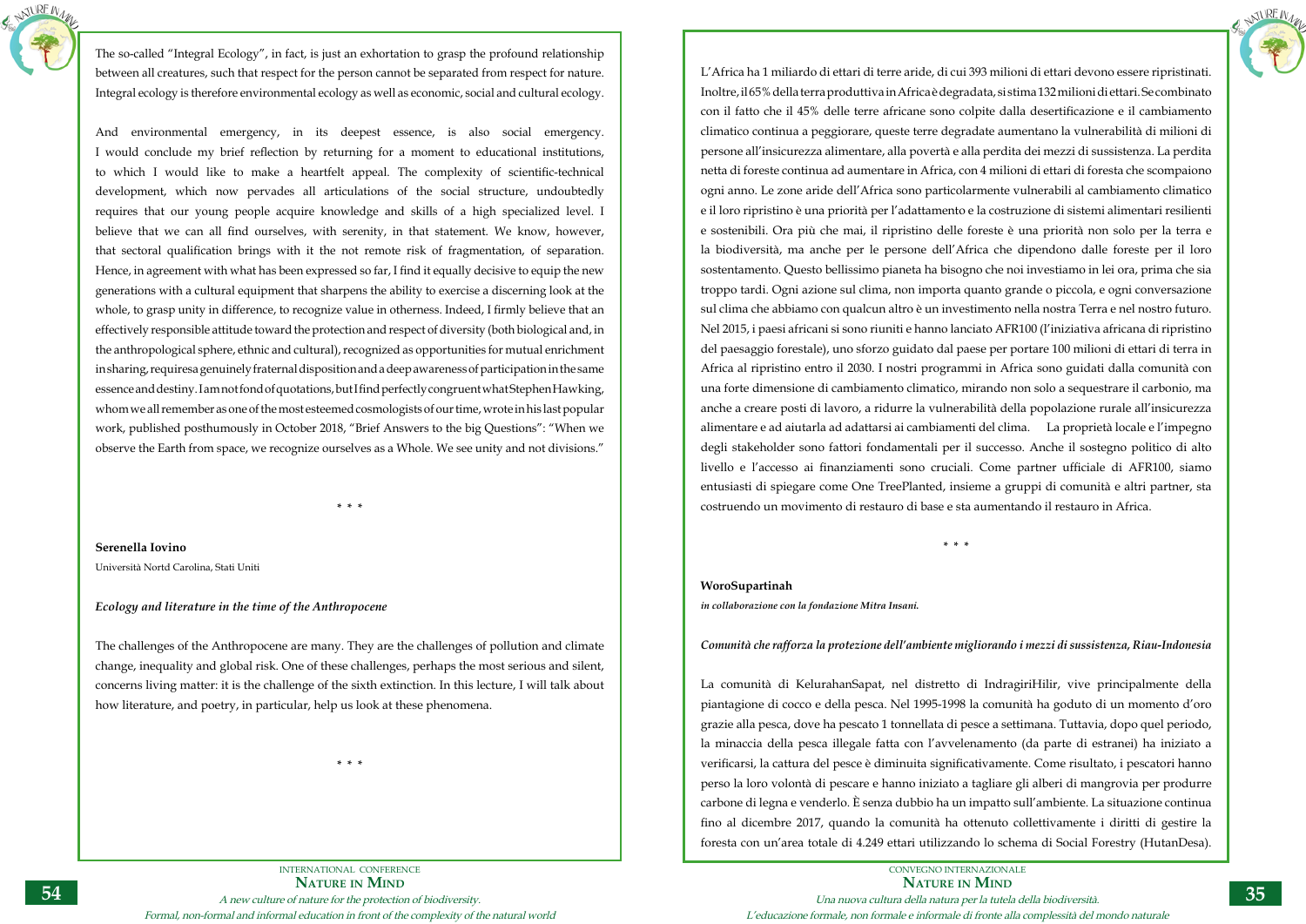The so-called "Integral Ecology", in fact, is just an exhortation to grasp the profound relationship between all creatures, such that respect for the person cannot be separated from respect for nature. Integral ecology is therefore environmental ecology as well as economic, social and cultural ecology.

And environmental emergency, in its deepest essence, is also social emergency. I would conclude my brief reflection by returning for a moment to educational institutions, to which I would like to make a heartfelt appeal. The complexity of scientific-technical development, which now pervades all articulations of the social structure, undoubtedly requires that our young people acquire knowledge and skills of a high specialized level. I believe that we can all find ourselves, with serenity, in that statement. We know, however, that sectoral qualification brings with it the not remote risk of fragmentation, of separation. Hence, in agreement with what has been expressed so far, I find it equally decisive to equip the new generations with a cultural equipment that sharpens the ability to exercise a discerning look at the whole, to grasp unity in difference, to recognize value in otherness. Indeed, I firmly believe that an effectively responsible attitude toward the protection and respect of diversity (both biological and, in the anthropological sphere, ethnic and cultural), recognized as opportunities for mutual enrichment in sharing, requires a genuinely fraternal disposition and a deep awareness of participation in the same essence and destiny. I am not fond of quotations, but I find perfectly congruent what Stephen Hawking, whom we all remember as one of the most esteemed cosmologists of our time, wrote in his last popular work, published posthumously in October 2018, "Brief Answers to the big Questions": "When we observe the Earth from space, we recognize ourselves as a Whole. We see unity and not divisions."

\* \* \*

**Serenella Iovino**

Università Nortd Carolina, Stati Uniti

***Ecology and literature in the time of the Anthropocene***

The challenges of the Anthropocene are many. They are the challenges of pollution and climate change, inequality and global risk. One of these challenges, perhaps the most serious and silent, concerns living matter: it is the challenge of the sixth extinction. In this lecture, I will talk about how literature, and poetry, in particular, help us look at these phenomena.

\* \* \*

L'Africa ha 1 miliardo di ettari di terre aride, di cui 393 milioni di ettari devono essere ripristinati. Inoltre, il 65% della terra produttiva in Africa è degradata, si stima 132 milioni di ettari. Se combinato con il fatto che il 45% delle terre africane sono colpite dalla desertificazione e il cambiamento climatico continua a peggiorare, queste terre degradate aumentano la vulnerabilità di milioni di persone all'insicurezza alimentare, alla povertà e alla perdita dei mezzi di sussistenza. La perdita netta di foreste continua ad aumentare in Africa, con 4 milioni di ettari di foresta che scompaiono ogni anno. Le zone aride dell'Africa sono particolarmente vulnerabili al cambiamento climatico e il loro ripristino è una priorità per l'adattamento e la costruzione di sistemi alimentari resilienti e sostenibili. Ora più che mai, il ripristino delle foreste è una priorità non solo per la terra e la biodiversità, ma anche per le persone dell'Africa che dipendono dalle foreste per il loro sostentamento. Questo bellissimo pianeta ha bisogno che noi investiamo in lei ora, prima che sia troppo tardi. Ogni azione sul clima, non importa quanto grande o piccola, e ogni conversazione sul clima che abbiamo con qualcun altro è un investimento nella nostra Terra e nel nostro futuro. Nel 2015, i paesi africani si sono riuniti e hanno lanciato AFR100 (l'iniziativa africana di ripristino del paesaggio forestale), uno sforzo guidato dal paese per portare 100 milioni di ettari di terra in Africa al ripristino entro il 2030. I nostri programmi in Africa sono guidati dalla comunità con una forte dimensione di cambiamento climatico, mirando non solo a sequestrare il carbonio, ma anche a creare posti di lavoro, a ridurre la vulnerabilità della popolazione rurale all'insicurezza alimentare e ad aiutarla ad adattarsi ai cambiamenti del clima. La proprietà locale e l'impegno degli stakeholder sono fattori fondamentali per il successo. Anche il sostegno politico di alto livello e l'accesso ai finanziamenti sono cruciali. Come partner ufficiale di AFR100, siamo entusiasti di spiegare come One TreePlanted, insieme a gruppi di comunità e altri partner, sta costruendo un movimento di restauro di base e sta aumentando il restauro in Africa.

\* \* \*

**WoroSupartinah**

***in collaborazione con la fondazione Mitra Insani.***

***Comunità che rafforza la protezione dell'ambiente migliorando i mezzi di sussistenza, Riau-Indonesia***

La comunità di KelurahanSapat, nel distretto di IndragiriHilir, vive principalmente della piantagione di cocco e della pesca. Nel 1995-1998 la comunità ha goduto di un momento d'oro grazie alla pesca, dove ha pescato 1 tonnellata di pesce a settimana. Tuttavia, dopo quel periodo, la minaccia della pesca illegale fatta con l'avvelenamento (da parte di estranei) ha iniziato a verificarsi, la cattura del pesce è diminuita significativamente. Come risultato, i pescatori hanno perso la loro volontà di pescare e hanno iniziato a tagliare gli alberi di mangrovia per produrre carbone di legna e venderlo. È senza dubbio ha un impatto sull'ambiente. La situazione continua fino al dicembre 2017, quando la comunità ha ottenuto collettivamente i diritti di gestire la foresta con un'area totale di 4.249 ettari utilizzando lo schema di Social Forestry (HutanDesa).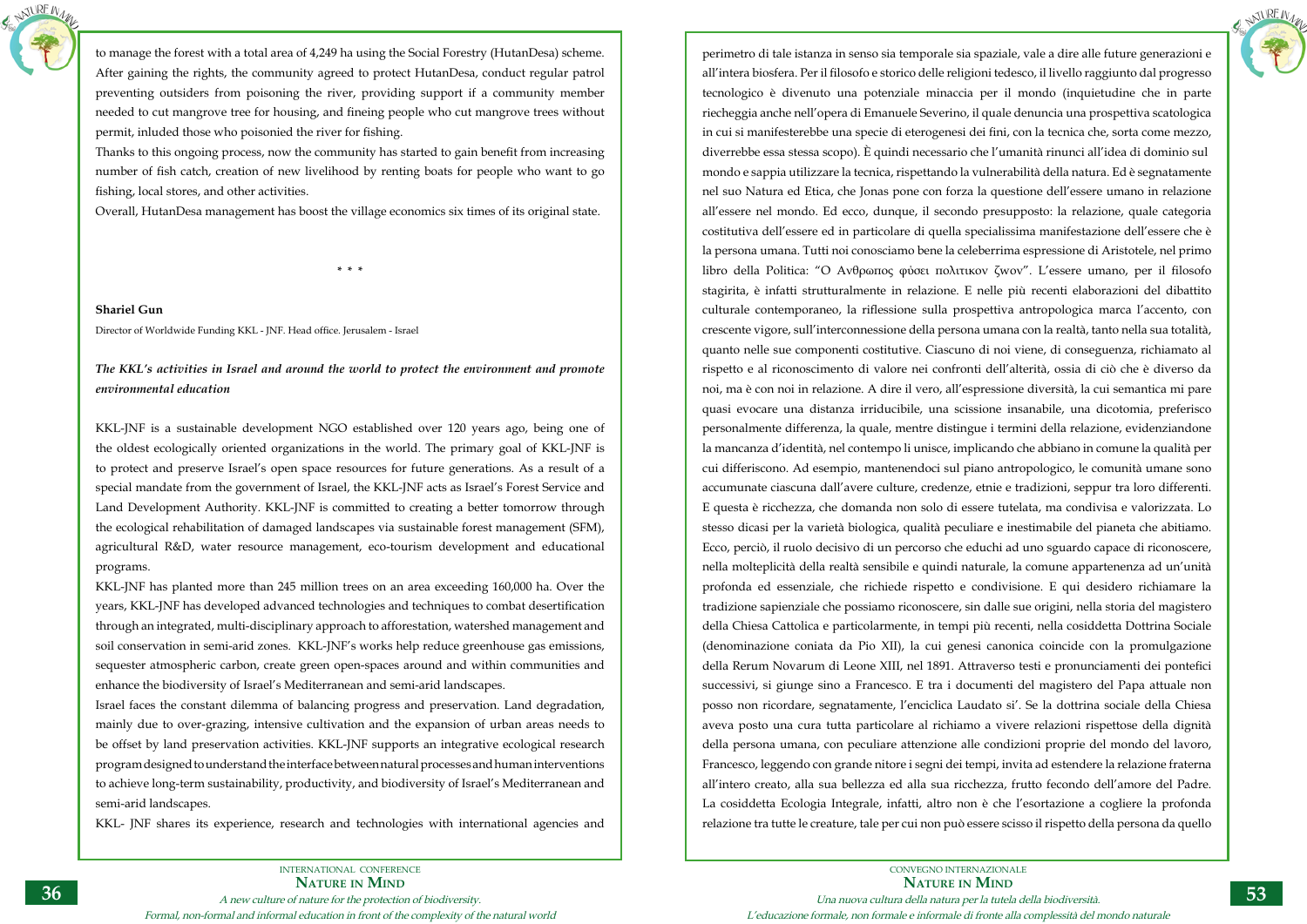to manage the forest with a total area of 4,249 ha using the Social Forestry (HutanDesa) scheme. After gaining the rights, the community agreed to protect HutanDesa, conduct regular patrol preventing outsiders from poisoning the river, providing support if a community member needed to cut mangrove tree for housing, and fineing people who cut mangrove trees without permit, inluded those who poisonied the river for fishing.

Thanks to this ongoing process, now the community has started to gain benefit from increasing number of fish catch, creation of new livelihood by renting boats for people who want to go fishing, local stores, and other activities.

Overall, HutanDesa management has boost the village economics six times of its original state.

\* \* \*

**Shariel Gun**

Director of Worldwide Funding KKL - JNF. Head office. Jerusalem - Israel

***The KKL's activities in Israel and around the world to protect the environment and promote environmental education***

KKL-JNF is a sustainable development NGO established over 120 years ago, being one of the oldest ecologically oriented organizations in the world. The primary goal of KKL-JNF is to protect and preserve Israel's open space resources for future generations. As a result of a special mandate from the government of Israel, the KKL-JNF acts as Israel's Forest Service and Land Development Authority. KKL-JNF is committed to creating a better tomorrow through the ecological rehabilitation of damaged landscapes via sustainable forest management (SFM), agricultural R&D, water resource management, eco-tourism development and educational programs.

KKL-JNF has planted more than 245 million trees on an area exceeding 160,000 ha. Over the years, KKL-JNF has developed advanced technologies and techniques to combat desertification through an integrated, multi-disciplinary approach to afforestation, watershed management and soil conservation in semi-arid zones. KKL-JNF's works help reduce greenhouse gas emissions, sequester atmospheric carbon, create green open-spaces around and within communities and enhance the biodiversity of Israel's Mediterranean and semi-arid landscapes.

Israel faces the constant dilemma of balancing progress and preservation. Land degradation, mainly due to over-grazing, intensive cultivation and the expansion of urban areas needs to be offset by land preservation activities. KKL-JNF supports an integrative ecological research program designed to understand the interface between natural processes and human interventions to achieve long-term sustainability, productivity, and biodiversity of Israel's Mediterranean and semi-arid landscapes.

KKL- JNF shares its experience, research and technologies with international agencies and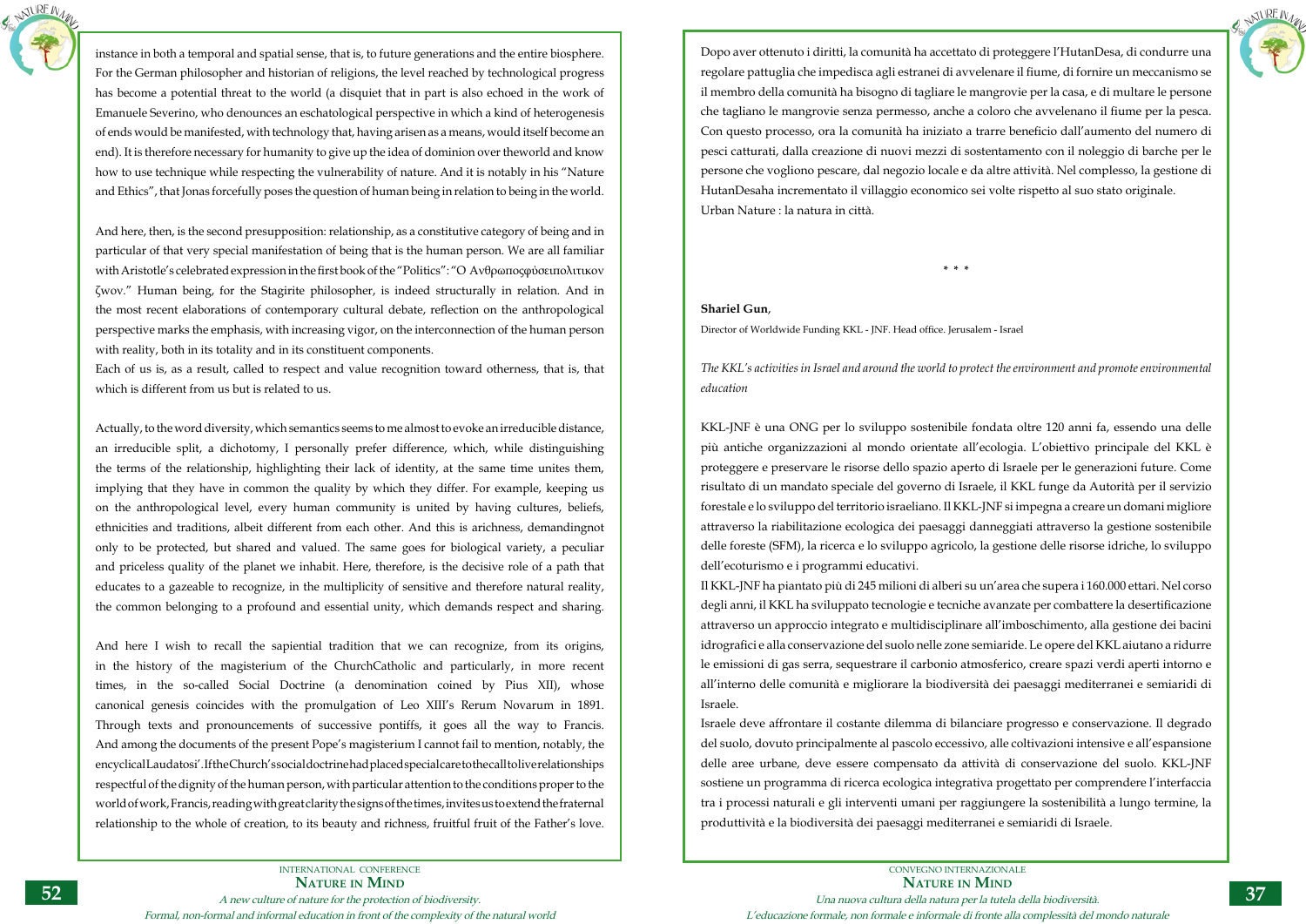instance in both a temporal and spatial sense, that is, to future generations and the entire biosphere. For the German philosopher and historian of religions, the level reached by technological progress has become a potential threat to the world (a disquiet that in part is also echoed in the work of Emanuele Severino, who denounces an eschatological perspective in which a kind of heterogenesis of ends would be manifested, with technology that, having arisen as a means, would itself become an end). It is therefore necessary for humanity to give up the idea of dominion over theworld and know how to use technique while respecting the vulnerability of nature. And it is notably in his "Nature and Ethics", that Jonas forcefully poses the question of human being in relation to being in the world.

And here, then, is the second presupposition: relationship, as a constitutive category of being and in particular of that very special manifestation of being that is the human person. We are all familiar with Aristotle's celebrated expression in the first book of the "Politics": "Ο Ανθρωποςφὺσειπολιτικον ζwov." Human being, for the Stagirite philosopher, is indeed structurally in relation. And in the most recent elaborations of contemporary cultural debate, reflection on the anthropological perspective marks the emphasis, with increasing vigor, on the interconnection of the human person with reality, both in its totality and in its constituent components.

Each of us is, as a result, called to respect and value recognition toward otherness, that is, that which is different from us but is related to us.

Actually, to the word diversity, which semantics seems to me almost to evoke an irreducible distance, an irreducible split, a dichotomy, I personally prefer difference, which, while distinguishing the terms of the relationship, highlighting their lack of identity, at the same time unites them, implying that they have in common the quality by which they differ. For example, keeping us on the anthropological level, every human community is united by having cultures, beliefs, ethnicities and traditions, albeit different from each other. And this is arichness, demandingnot only to be protected, but shared and valued. The same goes for biological variety, a peculiar and priceless quality of the planet we inhabit. Here, therefore, is the decisive role of a path that educates to a gazeable to recognize, in the multiplicity of sensitive and therefore natural reality, the common belonging to a profound and essential unity, which demands respect and sharing.

And here I wish to recall the sapiential tradition that we can recognize, from its origins, in the history of the magisterium of the ChurchCatholic and particularly, in more recent times, in the so-called Social Doctrine (a denomination coined by Pius XII), whose canonical genesis coincides with the promulgation of Leo XIII's Rerum Novarum in 1891. Through texts and pronouncements of successive pontiffs, it goes all the way to Francis. And among the documents of the present Pope's magisterium I cannot fail to mention, notably, the encyclicalLaudatosi'.IftheChurch'ssocialdoctrinehadplacedspecialcaretothecalltoliverelationships respectful of the dignity of the human person, with particular attention to the conditions proper to the world of work, Francis, reading with great clarity the signs of the times, invites us to extend the fraternal relationship to the whole of creation, to its beauty and richness, fruitful fruit of the Father's love.

Dopo aver ottenuto i diritti, la comunità ha accettato di proteggere l'HutanDesa, di condurre una regolare pattuglia che impedisca agli estranei di avvelenare il fiume, di fornire un meccanismo se il membro della comunità ha bisogno di tagliare le mangrovie per la casa, e di multare le persone che tagliano le mangrovie senza permesso, anche a coloro che avvelenano il fiume per la pesca. Con questo processo, ora la comunità ha iniziato a trarre beneficio dall'aumento del numero di pesci catturati, dalla creazione di nuovi mezzi di sostentamento con il noleggio di barche per le persone che vogliono pescare, dal negozio locale e da altre attività. Nel complesso, la gestione di HutanDesaha incrementato il villaggio economico sei volte rispetto al suo stato originale.

Urban Nature : la natura in città.

\* \* \*

**Shariel Gun**,

Director of Worldwide Funding KKL - JNF. Head office. Jerusalem - Israel

*The KKL's activities in Israel and around the world to protect the environment and promote environmental education*

KKL-JNF è una ONG per lo sviluppo sostenibile fondata oltre 120 anni fa, essendo una delle più antiche organizzazioni al mondo orientate all'ecologia. L'obiettivo principale del KKL è proteggere e preservare le risorse dello spazio aperto di Israele per le generazioni future. Come risultato di un mandato speciale del governo di Israele, il KKL funge da Autorità per il servizio forestale e lo sviluppo del territorio israeliano. Il KKL-JNF si impegna a creare un domani migliore attraverso la riabilitazione ecologica dei paesaggi danneggiati attraverso la gestione sostenibile delle foreste (SFM), la ricerca e lo sviluppo agricolo, la gestione delle risorse idriche, lo sviluppo dell'ecoturismo e i programmi educativi.

Il KKL-JNF ha piantato più di 245 milioni di alberi su un'area che supera i 160.000 ettari. Nel corso degli anni, il KKL ha sviluppato tecnologie e tecniche avanzate per combattere la desertificazione attraverso un approccio integrato e multidisciplinare all'imboschimento, alla gestione dei bacini idrografici e alla conservazione del suolo nelle zone semiaride. Le opere del KKL aiutano a ridurre le emissioni di gas serra, sequestrare il carbonio atmosferico, creare spazi verdi aperti intorno e all'interno delle comunità e migliorare la biodiversità dei paesaggi mediterranei e semiaridi di Israele.

Israele deve affrontare il costante dilemma di bilanciare progresso e conservazione. Il degrado del suolo, dovuto principalmente al pascolo eccessivo, alle coltivazioni intensive e all'espansione delle aree urbane, deve essere compensato da attività di conservazione del suolo. KKL-JNF sostiene un programma di ricerca ecologica integrativa progettato per comprendere l'interfaccia tra i processi naturali e gli interventi umani per raggiungere la sostenibilità a lungo termine, la produttività e la biodiversità dei paesaggi mediterranei e semiaridi di Israele.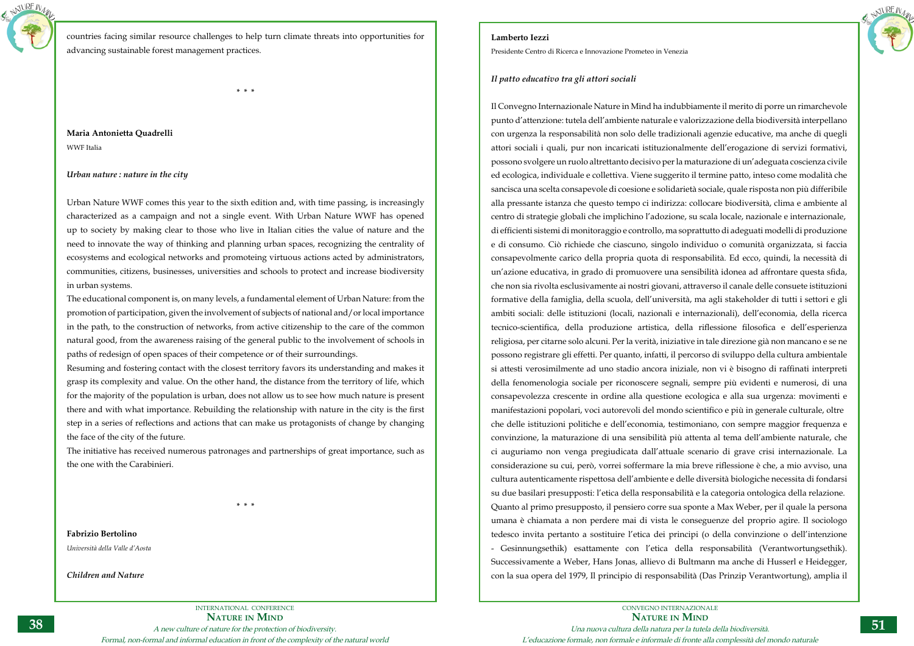countries facing similar resource challenges to help turn climate threats into opportunities for advancing sustainable forest management practices.

\* \* \*

**Maria Antonietta Quadrelli**

WWF Italia

***Urban nature : nature in the city***

Urban Nature WWF comes this year to the sixth edition and, with time passing, is increasingly characterized as a campaign and not a single event. With Urban Nature WWF has opened up to society by making clear to those who live in Italian cities the value of nature and the need to innovate the way of thinking and planning urban spaces, recognizing the centrality of ecosystems and ecological networks and promoteing virtuous actions acted by administrators, communities, citizens, businesses, universities and schools to protect and increase biodiversity in urban systems.

The educational component is, on many levels, a fundamental element of Urban Nature: from the promotion of participation, given the involvement of subjects of national and/or local importance in the path, to the construction of networks, from active citizenship to the care of the common natural good, from the awareness raising of the general public to the involvement of schools in paths of redesign of open spaces of their competence or of their surroundings.

Resuming and fostering contact with the closest territory favors its understanding and makes it grasp its complexity and value. On the other hand, the distance from the territory of life, which for the majority of the population is urban, does not allow us to see how much nature is present there and with what importance. Rebuilding the relationship with nature in the city is the first step in a series of reflections and actions that can make us protagonists of change by changing the face of the city of the future.

The initiative has received numerous patronages and partnerships of great importance, such as the one with the Carabinieri.

\* \* \*

**Fabrizio Bertolino**

*Università della Valle d'Aosta*

***Children and Nature***

**Lamberto Iezzi**

Presidente Centro di Ricerca e Innovazione Prometeo in Venezia

***Il patto educativo tra gli attori sociali***

Il Convegno Internazionale Nature in Mind ha indubbiamente il merito di porre un rimarchevole punto d'attenzione: tutela dell'ambiente naturale e valorizzazione della biodiversità interpellano con urgenza la responsabilità non solo delle tradizionali agenzie educative, ma anche di quegli attori sociali i quali, pur non incaricati istituzionalmente dell'erogazione di servizi formativi, possono svolgere un ruolo altrettanto decisivo per la maturazione di un'adeguata coscienza civile ed ecologica, individuale e collettiva. Viene suggerito il termine patto, inteso come modalità che sancisca una scelta consapevole di coesione e solidarietà sociale, quale risposta non più differibile alla pressante istanza che questo tempo ci indirizza: collocare biodiversità, clima e ambiente al centro di strategie globali che implichino l'adozione, su scala locale, nazionale e internazionale, di efficienti sistemi di monitoraggio e controllo, ma soprattutto di adeguati modelli di produzione e di consumo. Ciò richiede che ciascuno, singolo individuo o comunità organizzata, si faccia consapevolmente carico della propria quota di responsabilità. Ed ecco, quindi, la necessità di un'azione educativa, in grado di promuovere una sensibilità idonea ad affrontare questa sfida, che non sia rivolta esclusivamente ai nostri giovani, attraverso il canale delle consuete istituzioni formative della famiglia, della scuola, dell'università, ma agli stakeholder di tutti i settori e gli ambiti sociali: delle istituzioni (locali, nazionali e internazionali), dell'economia, della ricerca tecnico-scientifica, della produzione artistica, della riflessione filosofica e dell'esperienza religiosa, per citarne solo alcuni. Per la verità, iniziative in tale direzione già non mancano e se ne possono registrare gli effetti. Per quanto, infatti, il percorso di sviluppo della cultura ambientale si attesti verosimilmente ad uno stadio ancora iniziale, non vi è bisogno di raffinati interpreti della fenomenologia sociale per riconoscere segnali, sempre più evidenti e numerosi, di una consapevolezza crescente in ordine alla questione ecologica e alla sua urgenza: movimenti e manifestazioni popolari, voci autorevoli del mondo scientifico e più in generale culturale, oltre che delle istituzioni politiche e dell'economia, testimoniano, con sempre maggior frequenza e convinzione, la maturazione di una sensibilità più attenta al tema dell'ambiente naturale, che ci auguriamo non venga pregiudicata dall'attuale scenario di grave crisi internazionale. La considerazione su cui, però, vorrei soffermare la mia breve riflessione è che, a mio avviso, una cultura autenticamente rispettosa dell'ambiente e delle diversità biologiche necessita di fondarsi su due basilari presupposti: l'etica della responsabilità e la categoria ontologica della relazione.

Quanto al primo presupposto, il pensiero corre sua sponte a Max Weber, per il quale la persona umana è chiamata a non perdere mai di vista le conseguenze del proprio agire. Il sociologo tedesco invita pertanto a sostituire l'etica dei principi (o della convinzione o dell'intenzione - Gesinnungsethik) esattamente con l'etica della responsabilità (Verantwortungsethik). Successivamente a Weber, Hans Jonas, allievo di Bultmann ma anche di Husserl e Heidegger, con la sua opera del 1979, Il principio di responsabilità (Das Prinzip Verantwortung), amplia il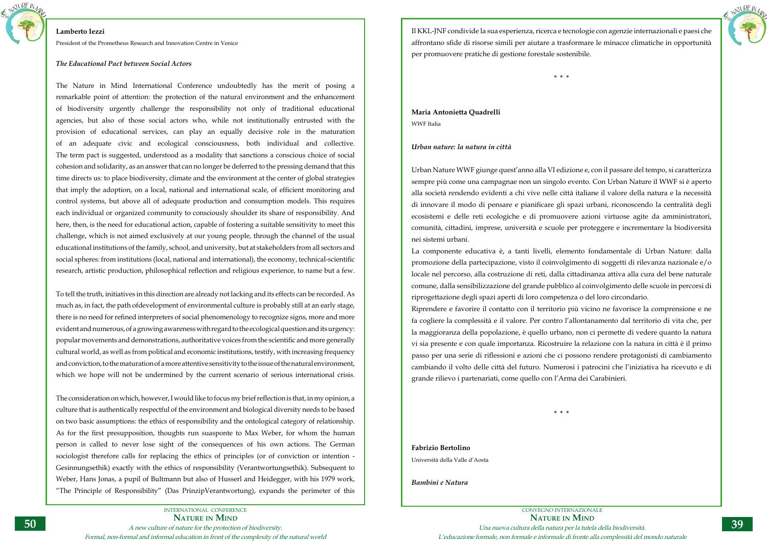**Lamberto Iezzi**

President of the Prometheus Research and Innovation Centre in Venice

***The Educational Pact between Social Actors***

The Nature in Mind International Conference undoubtedly has the merit of posing a remarkable point of attention: the protection of the natural environment and the enhancement of biodiversity urgently challenge the responsibility not only of traditional educational agencies, but also of those social actors who, while not institutionally entrusted with the provision of educational services, can play an equally decisive role in the maturation of an adequate civic and ecological consciousness, both individual and collective. The term pact is suggested, understood as a modality that sanctions a conscious choice of social cohesion and solidarity, as an answer that can no longer be deferred to the pressing demand that this time directs us: to place biodiversity, climate and the environment at the center of global strategies that imply the adoption, on a local, national and international scale, of efficient monitoring and control systems, but above all of adequate production and consumption models. This requires each individual or organized community to consciously shoulder its share of responsibility. And here, then, is the need for educational action, capable of fostering a suitable sensitivity to meet this challenge, which is not aimed exclusively at our young people, through the channel of the usual educational institutions of the family, school, and university, but at stakeholders from all sectors and social spheres: from institutions (local, national and international), the economy, technical-scientific research, artistic production, philosophical reflection and religious experience, to name but a few.

To tell the truth, initiatives in this direction are already not lacking and its effects can be recorded. As much as, in fact, the path ofdevelopment of environmental culture is probably still at an early stage, there is no need for refined interpreters of social phenomenology to recognize signs, more and more evident and numerous, of a growing awareness with regard to the ecological question and its urgency: popular movements and demonstrations, authoritative voices from the scientific and more generally cultural world, as well as from political and economic institutions, testify, with increasing frequency and conviction, to the maturation of a more attentive sensitivity to the issue of the natural environment, which we hope will not be undermined by the current scenario of serious international crisis.

The consideration on which, however, I would like to focus my brief reflection is that, in my opinion, a culture that is authentically respectful of the environment and biological diversity needs to be based on two basic assumptions: the ethics of responsibility and the ontological category of relationship. As for the first presupposition, thoughts run suasponte to Max Weber, for whom the human person is called to never lose sight of the consequences of his own actions. The German sociologist therefore calls for replacing the ethics of principles (or of conviction or intention - Gesinnungsethik) exactly with the ethics of responsibility (Verantwortungsethik). Subsequent to Weber, Hans Jonas, a pupil of Bultmann but also of Husserl and Heidegger, with his 1979 work, “The Principle of Responsibility” (Das PrinzipVerantwortung), expands the perimeter of this

Il KKL-JNF condivide la sua esperienza, ricerca e tecnologie con agenzie internazionali e paesi che affrontano sfide di risorse simili per aiutare a trasformare le minacce climatiche in opportunità per promuovere pratiche di gestione forestale sostenibile.

\* \* \*

**Maria Antonietta Quadrelli**

WWF Italia

***Urban nature: la natura in città***

Urban Nature WWF giunge quest’anno alla VI edizione e, con il passare del tempo, si caratterizza sempre più come una campagnae non un singolo evento. Con Urban Nature il WWF si è aperto alla società rendendo evidenti a chi vive nelle città italiane il valore della natura e la necessità di innovare il modo di pensare e pianificare gli spazi urbani, riconoscendo la centralità degli ecosistemi e delle reti ecologiche e di promuovere azioni virtuose agite da amministratori, comunità, cittadini, imprese, università e scuole per proteggere e incrementare la biodiversità nei sistemi urbani.

La componente educativa è, a tanti livelli, elemento fondamentale di Urban Nature: dalla promozione della partecipazione, visto il coinvolgimento di soggetti di rilevanza nazionale e/o locale nel percorso, alla costruzione di reti, dalla cittadinanza attiva alla cura del bene naturale comune, dalla sensibilizzazione del grande pubblico al coinvolgimento delle scuole in percorsi di riprogettazione degli spazi aperti di loro competenza o del loro circondario.

Riprendere e favorire il contatto con il territorio più vicino ne favorisce la comprensione e ne fa cogliere la complessità e il valore. Per contro l’allontanamento dal territorio di vita che, per la maggioranza della popolazione, è quello urbano, non ci permette di vedere quanto la natura vi sia presente e con quale importanza. Ricostruire la relazione con la natura in città è il primo passo per una serie di riflessioni e azioni che ci possono rendere protagonisti di cambiamento cambiando il volto delle città del futuro. Numerosi i patrocini che l’iniziativa ha ricevuto e di grande rilievo i partenariati, come quello con l’Arma dei Carabinieri.

\* \* \*

**Fabrizio Bertolino**

Università della Valle d’Aosta

***Bambini e Natura***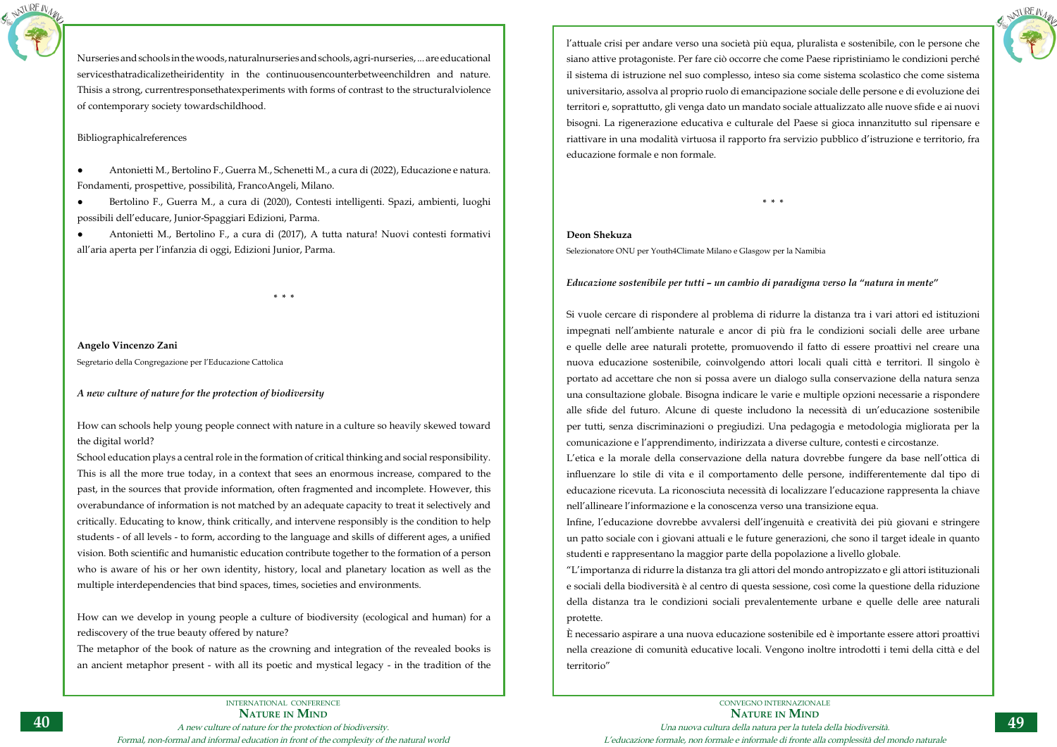Nurseries and schools in the woods, natural nurseries and schools, agri-nurseries, ... are educational services that radicalize their identity in the continuous encounter between children and nature. This is a strong, current response that experiments with forms of contrast to the structural violence of contemporary society towards childhood.

Bibliographical references

- Antonietti M., Bertolino F., Guerra M., Schenetti M., a cura di (2022), Educazione e natura. Fondamenti, prospettive, possibilità, FrancoAngeli, Milano.
- Bertolino F., Guerra M., a cura di (2020), Contesti intelligenti. Spazi, ambienti, luoghi possibili dell'educare, Junior-Spaggiari Edizioni, Parma.
- Antonietti M., Bertolino F., a cura di (2017), A tutta natura! Nuovi contesti formativi all'aria aperta per l'infanzia di oggi, Edizioni Junior, Parma.

\* \* \*

**Angelo Vincenzo Zani**

Segretario della Congregazione per l'Educazione Cattolica

***A new culture of nature for the protection of biodiversity***

How can schools help young people connect with nature in a culture so heavily skewed toward the digital world?

School education plays a central role in the formation of critical thinking and social responsibility. This is all the more true today, in a context that sees an enormous increase, compared to the past, in the sources that provide information, often fragmented and incomplete. However, this overabundance of information is not matched by an adequate capacity to treat it selectively and critically. Educating to know, think critically, and intervene responsibly is the condition to help students - of all levels - to form, according to the language and skills of different ages, a unified vision. Both scientific and humanistic education contribute together to the formation of a person who is aware of his or her own identity, history, local and planetary location as well as the multiple interdependencies that bind spaces, times, societies and environments.

How can we develop in young people a culture of biodiversity (ecological and human) for a rediscovery of the true beauty offered by nature?

The metaphor of the book of nature as the crowning and integration of the revealed books is an ancient metaphor present - with all its poetic and mystical legacy - in the tradition of the

l'attuale crisi per andare verso una società più equa, pluralista e sostenibile, con le persone che siano attive protagoniste. Per fare ciò occorre che come Paese ripristiniamo le condizioni perché il sistema di istruzione nel suo complesso, inteso sia come sistema scolastico che come sistema universitario, assolva al proprio ruolo di emancipazione sociale delle persone e di evoluzione dei territori e, soprattutto, gli venga dato un mandato sociale attualizzato alle nuove sfide e ai nuovi bisogni. La rigenerazione educativa e culturale del Paese si gioca innanzitutto sul ripensare e riattivare in una modalità virtuosa il rapporto fra servizio pubblico d'istruzione e territorio, fra educazione formale e non formale.

\* \* \*

**Deon Shekuza**

Selezionatore ONU per Youth4Climate Milano e Glasgow per la Namibia

***Educazione sostenibile per tutti – un cambio di paradigma verso la "natura in mente"***

Si vuole cercare di rispondere al problema di ridurre la distanza tra i vari attori ed istituzioni impegnati nell'ambiente naturale e ancor di più fra le condizioni sociali delle aree urbane e quelle delle aree naturali protette, promuovendo il fatto di essere proattivi nel creare una nuova educazione sostenibile, coinvolgendo attori locali quali città e territori. Il singolo è portato ad accettare che non si possa avere un dialogo sulla conservazione della natura senza una consultazione globale. Bisogna indicare le varie e multiple opzioni necessarie a rispondere alle sfide del futuro. Alcune di queste includono la necessità di un'educazione sostenibile per tutti, senza discriminazioni o pregiudizi. Una pedagogia e metodologia migliorata per la comunicazione e l'apprendimento, indirizzata a diverse culture, contesti e circostanze.

L'etica e la morale della conservazione della natura dovrebbe fungere da base nell'ottica di influenzare lo stile di vita e il comportamento delle persone, indifferentemente dal tipo di educazione ricevuta. La riconosciuta necessità di localizzare l'educazione rappresenta la chiave nell'allineare l'informazione e la conoscenza verso una transizione equa.

Infine, l'educazione dovrebbe avvalersi dell'ingenuità e creatività dei più giovani e stringere un patto sociale con i giovani attuali e le future generazioni, che sono il target ideale in quanto studenti e rappresentano la maggior parte della popolazione a livello globale.

"L'importanza di ridurre la distanza tra gli attori del mondo antropizzato e gli attori istituzionali e sociali della biodiversità è al centro di questa sessione, così come la questione della riduzione della distanza tra le condizioni sociali prevalentemente urbane e quelle delle aree naturali protette.

È necessario aspirare a una nuova educazione sostenibile ed è importante essere attori proattivi nella creazione di comunità educative locali. Vengono inoltre introdotti i temi della città e del territorio"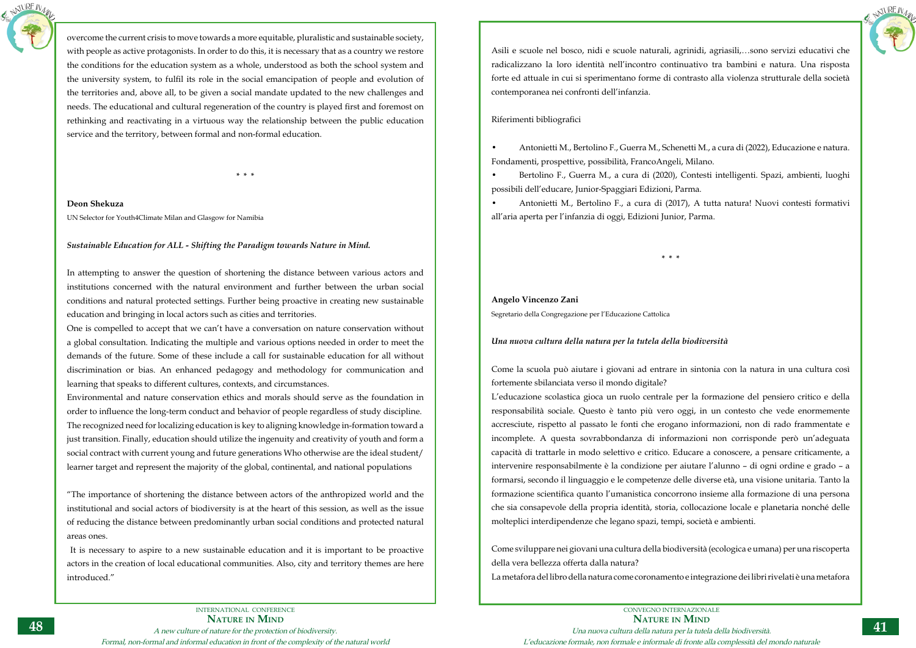overcome the current crisis to move towards a more equitable, pluralistic and sustainable society, with people as active protagonists. In order to do this, it is necessary that as a country we restore the conditions for the education system as a whole, understood as both the school system and the university system, to fulfil its role in the social emancipation of people and evolution of the territories and, above all, to be given a social mandate updated to the new challenges and needs. The educational and cultural regeneration of the country is played first and foremost on rethinking and reactivating in a virtuous way the relationship between the public education service and the territory, between formal and non-formal education.

\* \* \*

**Deon Shekuza**

UN Selector for Youth4Climate Milan and Glasgow for Namibia

***Sustainable Education for ALL - Shifting the Paradigm towards Nature in Mind.***

In attempting to answer the question of shortening the distance between various actors and institutions concerned with the natural environment and further between the urban social conditions and natural protected settings. Further being proactive in creating new sustainable education and bringing in local actors such as cities and territories.

One is compelled to accept that we can't have a conversation on nature conservation without a global consultation. Indicating the multiple and various options needed in order to meet the demands of the future. Some of these include a call for sustainable education for all without discrimination or bias. An enhanced pedagogy and methodology for communication and learning that speaks to different cultures, contexts, and circumstances.

Environmental and nature conservation ethics and morals should serve as the foundation in order to influence the long-term conduct and behavior of people regardless of study discipline.

The recognized need for localizing education is key to aligning knowledge in-formation toward a just transition. Finally, education should utilize the ingenuity and creativity of youth and form a social contract with current young and future generations Who otherwise are the ideal student/ learner target and represent the majority of the global, continental, and national populations

"The importance of shortening the distance between actors of the anthropized world and the institutional and social actors of biodiversity is at the heart of this session, as well as the issue of reducing the distance between predominantly urban social conditions and protected natural areas ones.

It is necessary to aspire to a new sustainable education and it is important to be proactive actors in the creation of local educational communities. Also, city and territory themes are here introduced."

Asili e scuole nel bosco, nidi e scuole naturali, agrinidi, agriasili,…sono servizi educativi che radicalizzano la loro identità nell'incontro continuativo tra bambini e natura. Una risposta forte ed attuale in cui si sperimentano forme di contrasto alla violenza strutturale della società contemporanea nei confronti dell'infanzia.

Riferimenti bibliografici

- Antonietti M., Bertolino F., Guerra M., Schenetti M., a cura di (2022), Educazione e natura. Fondamenti, prospettive, possibilità, FrancoAngeli, Milano.
- Bertolino F., Guerra M., a cura di (2020), Contesti intelligenti. Spazi, ambienti, luoghi possibili dell'educare, Junior-Spaggiari Edizioni, Parma.
- Antonietti M., Bertolino F., a cura di (2017), A tutta natura! Nuovi contesti formativi all'aria aperta per l'infanzia di oggi, Edizioni Junior, Parma.

\* \* \*

**Angelo Vincenzo Zani**

Segretario della Congregazione per l'Educazione Cattolica

***Una nuova cultura della natura per la tutela della biodiversità***

Come la scuola può aiutare i giovani ad entrare in sintonia con la natura in una cultura così fortemente sbilanciata verso il mondo digitale?

L'educazione scolastica gioca un ruolo centrale per la formazione del pensiero critico e della responsabilità sociale. Questo è tanto più vero oggi, in un contesto che vede enormemente accresciute, rispetto al passato le fonti che erogano informazioni, non di rado frammentate e incomplete. A questa sovrabbondanza di informazioni non corrisponde però un'adeguata capacità di trattarle in modo selettivo e critico. Educare a conoscere, a pensare criticamente, a intervenire responsabilmente è la condizione per aiutare l'alunno – di ogni ordine e grado – a formarsi, secondo il linguaggio e le competenze delle diverse età, una visione unitaria. Tanto la formazione scientifica quanto l'umanistica concorrono insieme alla formazione di una persona che sia consapevole della propria identità, storia, collocazione locale e planetaria nonché delle molteplici interdipendenze che legano spazi, tempi, società e ambienti.

Come sviluppare nei giovani una cultura della biodiversità (ecologica e umana) per una riscoperta della vera bellezza offerta dalla natura?

La metafora del libro della natura come coronamento e integrazione dei libri rivelati è una metafora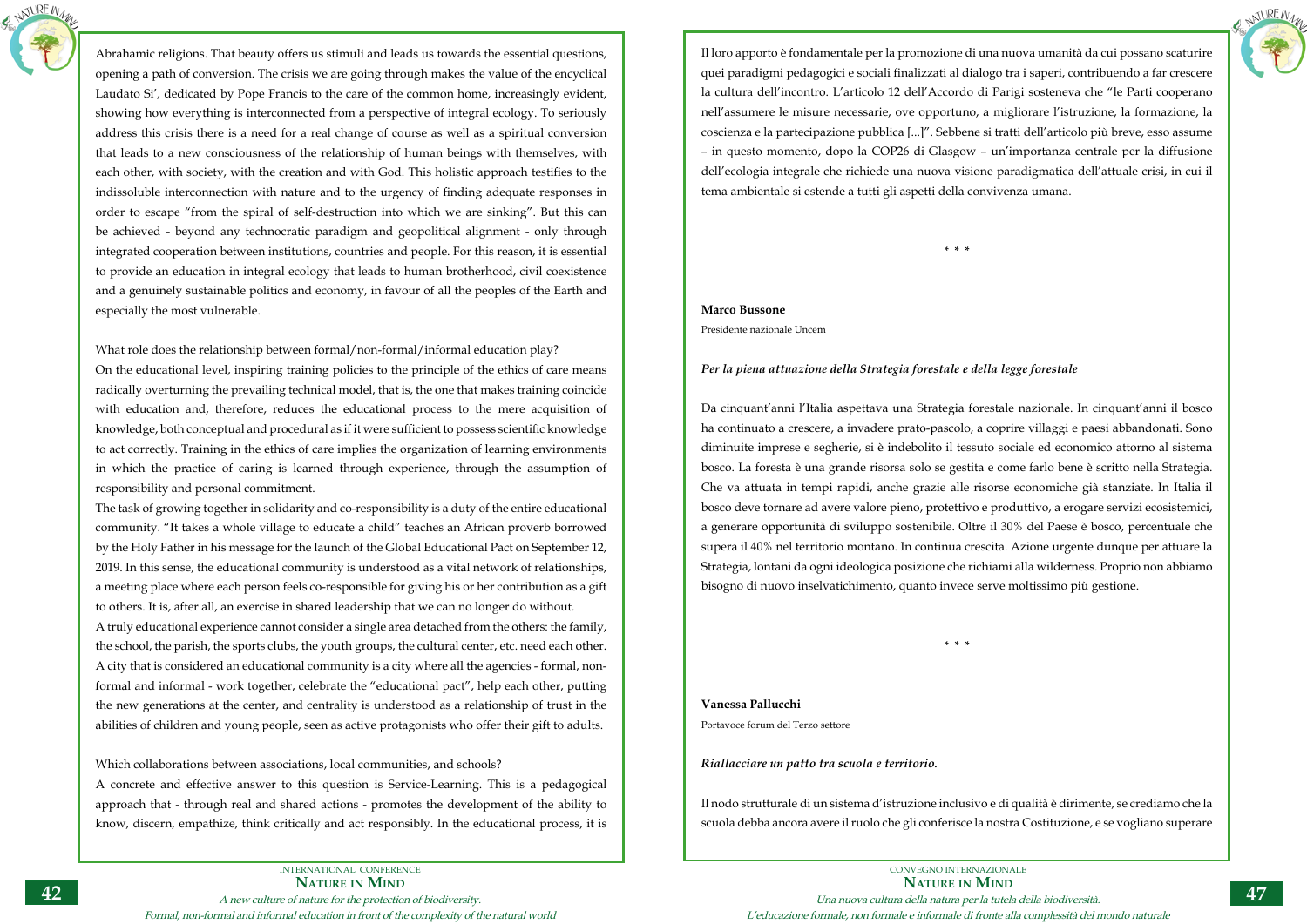Abrahamic religions. That beauty offers us stimuli and leads us towards the essential questions, opening a path of conversion. The crisis we are going through makes the value of the encyclical Laudato Si', dedicated by Pope Francis to the care of the common home, increasingly evident, showing how everything is interconnected from a perspective of integral ecology. To seriously address this crisis there is a need for a real change of course as well as a spiritual conversion that leads to a new consciousness of the relationship of human beings with themselves, with each other, with society, with the creation and with God. This holistic approach testifies to the indissoluble interconnection with nature and to the urgency of finding adequate responses in order to escape "from the spiral of self-destruction into which we are sinking". But this can be achieved - beyond any technocratic paradigm and geopolitical alignment - only through integrated cooperation between institutions, countries and people. For this reason, it is essential to provide an education in integral ecology that leads to human brotherhood, civil coexistence and a genuinely sustainable politics and economy, in favour of all the peoples of the Earth and especially the most vulnerable.

What role does the relationship between formal/non-formal/informal education play?
On the educational level, inspiring training policies to the principle of the ethics of care means radically overturning the prevailing technical model, that is, the one that makes training coincide with education and, therefore, reduces the educational process to the mere acquisition of knowledge, both conceptual and procedural as if it were sufficient to possess scientific knowledge to act correctly. Training in the ethics of care implies the organization of learning environments in which the practice of caring is learned through experience, through the assumption of responsibility and personal commitment.
The task of growing together in solidarity and co-responsibility is a duty of the entire educational community. "It takes a whole village to educate a child" teaches an African proverb borrowed by the Holy Father in his message for the launch of the Global Educational Pact on September 12, 2019. In this sense, the educational community is understood as a vital network of relationships, a meeting place where each person feels co-responsible for giving his or her contribution as a gift to others. It is, after all, an exercise in shared leadership that we can no longer do without.
A truly educational experience cannot consider a single area detached from the others: the family, the school, the parish, the sports clubs, the youth groups, the cultural center, etc. need each other. A city that is considered an educational community is a city where all the agencies - formal, non-formal and informal - work together, celebrate the "educational pact", help each other, putting the new generations at the center, and centrality is understood as a relationship of trust in the abilities of children and young people, seen as active protagonists who offer their gift to adults.

Which collaborations between associations, local communities, and schools?
A concrete and effective answer to this question is Service-Learning. This is a pedagogical approach that - through real and shared actions - promotes the development of the ability to know, discern, empathize, think critically and act responsibly. In the educational process, it is

Il loro apporto è fondamentale per la promozione di una nuova umanità da cui possano scaturire quei paradigmi pedagogici e sociali finalizzati al dialogo tra i saperi, contribuendo a far crescere la cultura dell'incontro. L'articolo 12 dell'Accordo di Parigi sosteneva che "le Parti cooperano nell'assumere le misure necessarie, ove opportuno, a migliorare l'istruzione, la formazione, la coscienza e la partecipazione pubblica [...]". Sebbene si tratti dell'articolo più breve, esso assume – in questo momento, dopo la COP26 di Glasgow – un'importanza centrale per la diffusione dell'ecologia integrale che richiede una nuova visione paradigmatica dell'attuale crisi, in cui il tema ambientale si estende a tutti gli aspetti della convivenza umana.

\* \* \*

**Marco Bussone**
Presidente nazionale Uncem

***Per la piena attuazione della Strategia forestale e della legge forestale***

Da cinquant'anni l'Italia aspettava una Strategia forestale nazionale. In cinquant'anni il bosco ha continuato a crescere, a invadere prato-pascolo, a coprire villaggi e paesi abbandonati. Sono diminuite imprese e segherie, si è indebolito il tessuto sociale ed economico attorno al sistema bosco. La foresta è una grande risorsa solo se gestita e come farlo bene è scritto nella Strategia. Che va attuata in tempi rapidi, anche grazie alle risorse economiche già stanziate. In Italia il bosco deve tornare ad avere valore pieno, protettivo e produttivo, a erogare servizi ecosistemici, a generare opportunità di sviluppo sostenibile. Oltre il 30% del Paese è bosco, percentuale che supera il 40% nel territorio montano. In continua crescita. Azione urgente dunque per attuare la Strategia, lontani da ogni ideologica posizione che richiami alla wilderness. Proprio non abbiamo bisogno di nuovo inselvatichimento, quanto invece serve moltissimo più gestione.

\* \* \*

**Vanessa Pallucchi**
Portavoce forum del Terzo settore

***Riallacciare un patto tra scuola e territorio.***

Il nodo strutturale di un sistema d'istruzione inclusivo e di qualità è dirimente, se crediamo che la scuola debba ancora avere il ruolo che gli conferisce la nostra Costituzione, e se vogliano superare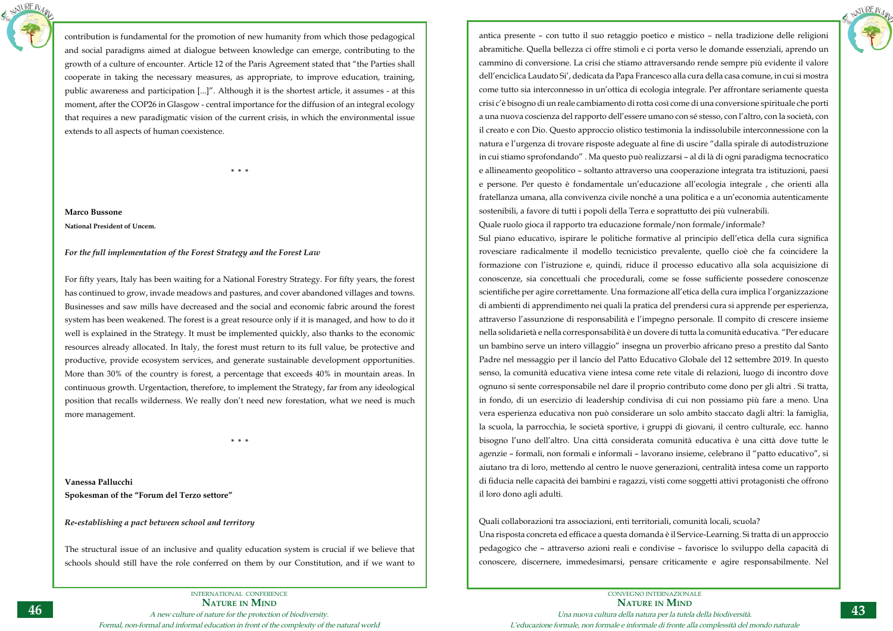contribution is fundamental for the promotion of new humanity from which those pedagogical and social paradigms aimed at dialogue between knowledge can emerge, contributing to the growth of a culture of encounter. Article 12 of the Paris Agreement stated that "the Parties shall cooperate in taking the necessary measures, as appropriate, to improve education, training, public awareness and participation [...]". Although it is the shortest article, it assumes - at this moment, after the COP26 in Glasgow - central importance for the diffusion of an integral ecology that requires a new paradigmatic vision of the current crisis, in which the environmental issue extends to all aspects of human coexistence.

\* \* \*

**Marco Bussone**

**National President of Uncem.**

***For the full implementation of the Forest Strategy and the Forest Law***

For fifty years, Italy has been waiting for a National Forestry Strategy. For fifty years, the forest has continued to grow, invade meadows and pastures, and cover abandoned villages and towns. Businesses and saw mills have decreased and the social and economic fabric around the forest system has been weakened. The forest is a great resource only if it is managed, and how to do it well is explained in the Strategy. It must be implemented quickly, also thanks to the economic resources already allocated. In Italy, the forest must return to its full value, be protective and productive, provide ecosystem services, and generate sustainable development opportunities. More than 30% of the country is forest, a percentage that exceeds 40% in mountain areas. In continuous growth. Urgentaction, therefore, to implement the Strategy, far from any ideological position that recalls wilderness. We really don't need new forestation, what we need is much more management.

\* \* \*

**Vanessa Pallucchi**

**Spokesman of the "Forum del Terzo settore"**

***Re-establishing a pact between school and territory***

The structural issue of an inclusive and quality education system is crucial if we believe that schools should still have the role conferred on them by our Constitution, and if we want to

antica presente – con tutto il suo retaggio poetico e mistico – nella tradizione delle religioni abramitiche. Quella bellezza ci offre stimoli e ci porta verso le domande essenziali, aprendo un cammino di conversione. La crisi che stiamo attraversando rende sempre più evidente il valore dell'enciclica Laudato Si', dedicata da Papa Francesco alla cura della casa comune, in cui si mostra come tutto sia interconnesso in un'ottica di ecologia integrale. Per affrontare seriamente questa crisi c'è bisogno di un reale cambiamento di rotta così come di una conversione spirituale che porti a una nuova coscienza del rapporto dell'essere umano con sé stesso, con l'altro, con la società, con il creato e con Dio. Questo approccio olistico testimonia la indissolubile interconnessione con la natura e l'urgenza di trovare risposte adeguate al fine di uscire "dalla spirale di autodistruzione in cui stiamo sprofondando" . Ma questo può realizzarsi – al di là di ogni paradigma tecnocratico e allineamento geopolitico – soltanto attraverso una cooperazione integrata tra istituzioni, paesi e persone. Per questo è fondamentale un'educazione all'ecologia integrale , che orienti alla fratellanza umana, alla convivenza civile nonché a una politica e a un'economia autenticamente sostenibili, a favore di tutti i popoli della Terra e soprattutto dei più vulnerabili.

Quale ruolo gioca il rapporto tra educazione formale/non formale/informale?

Sul piano educativo, ispirare le politiche formative al principio dell'etica della cura significa rovesciare radicalmente il modello tecnicistico prevalente, quello cioè che fa coincidere la formazione con l'istruzione e, quindi, riduce il processo educativo alla sola acquisizione di conoscenze, sia concettuali che procedurali, come se fosse sufficiente possedere conoscenze scientifiche per agire correttamente. Una formazione all'etica della cura implica l'organizzazione di ambienti di apprendimento nei quali la pratica del prendersi cura si apprende per esperienza, attraverso l'assunzione di responsabilità e l'impegno personale. Il compito di crescere insieme nella solidarietà e nella corresponsabilità è un dovere di tutta la comunità educativa. "Per educare un bambino serve un intero villaggio" insegna un proverbio africano preso a prestito dal Santo Padre nel messaggio per il lancio del Patto Educativo Globale del 12 settembre 2019. In questo senso, la comunità educativa viene intesa come rete vitale di relazioni, luogo di incontro dove ognuno si sente corresponsabile nel dare il proprio contributo come dono per gli altri . Si tratta, in fondo, di un esercizio di leadership condivisa di cui non possiamo più fare a meno. Una vera esperienza educativa non può considerare un solo ambito staccato dagli altri: la famiglia, la scuola, la parrocchia, le società sportive, i gruppi di giovani, il centro culturale, ecc. hanno bisogno l'uno dell'altro. Una città considerata comunità educativa è una città dove tutte le agenzie – formali, non formali e informali – lavorano insieme, celebrano il "patto educativo", si aiutano tra di loro, mettendo al centro le nuove generazioni, centralità intesa come un rapporto di fiducia nelle capacità dei bambini e ragazzi, visti come soggetti attivi protagonisti che offrono il loro dono agli adulti.

Quali collaborazioni tra associazioni, enti territoriali, comunità locali, scuola?

Una risposta concreta ed efficace a questa domanda è il Service-Learning. Si tratta di un approccio pedagogico che – attraverso azioni reali e condivise – favorisce lo sviluppo della capacità di conoscere, discernere, immedesimarsi, pensare criticamente e agire responsabilmente. Nel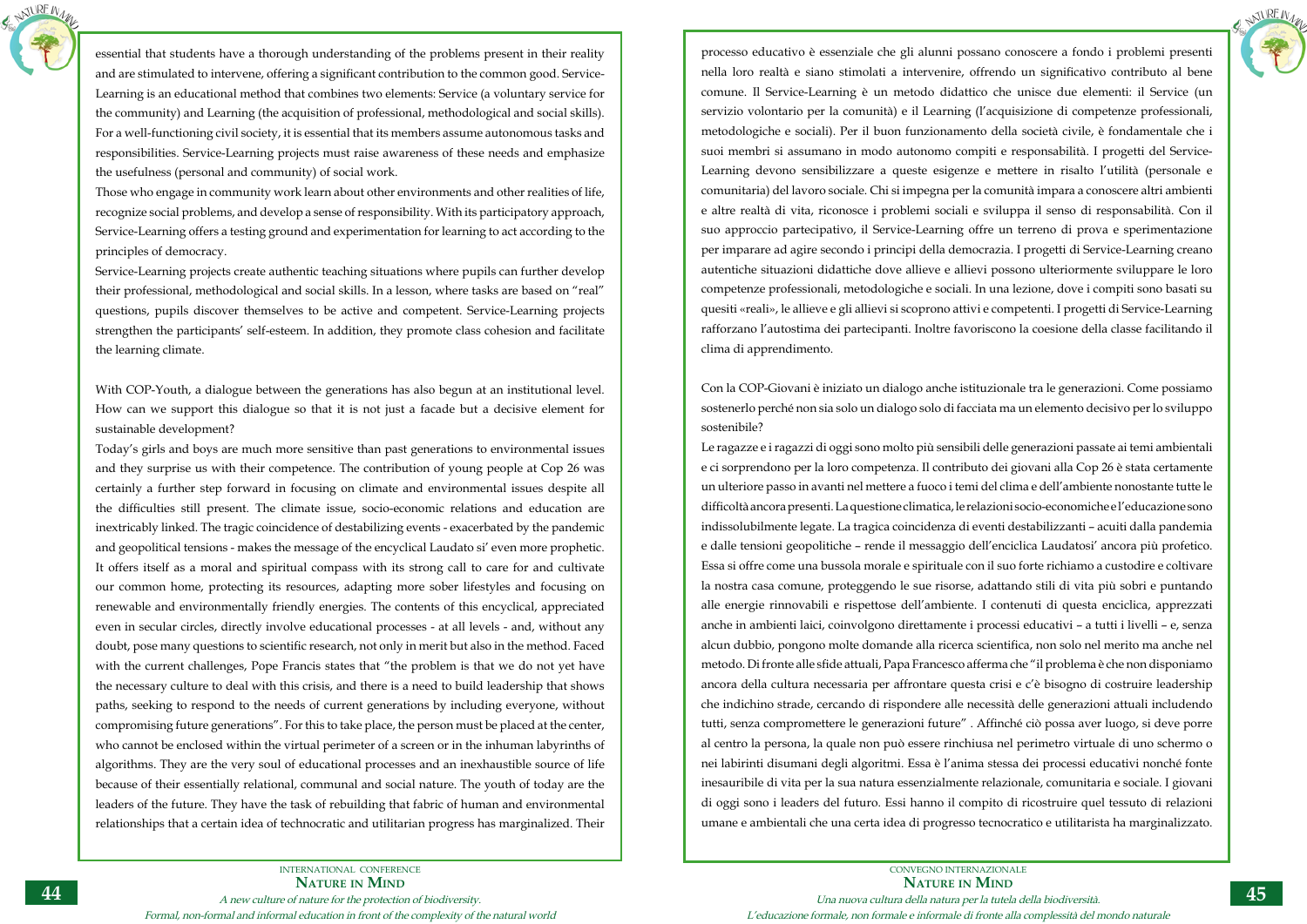essential that students have a thorough understanding of the problems present in their reality and are stimulated to intervene, offering a significant contribution to the common good. Service-Learning is an educational method that combines two elements: Service (a voluntary service for the community) and Learning (the acquisition of professional, methodological and social skills). For a well-functioning civil society, it is essential that its members assume autonomous tasks and responsibilities. Service-Learning projects must raise awareness of these needs and emphasize the usefulness (personal and community) of social work.

Those who engage in community work learn about other environments and other realities of life, recognize social problems, and develop a sense of responsibility. With its participatory approach, Service-Learning offers a testing ground and experimentation for learning to act according to the principles of democracy.

Service-Learning projects create authentic teaching situations where pupils can further develop their professional, methodological and social skills. In a lesson, where tasks are based on "real" questions, pupils discover themselves to be active and competent. Service-Learning projects strengthen the participants' self-esteem. In addition, they promote class cohesion and facilitate the learning climate.

With COP-Youth, a dialogue between the generations has also begun at an institutional level. How can we support this dialogue so that it is not just a facade but a decisive element for sustainable development?

Today's girls and boys are much more sensitive than past generations to environmental issues and they surprise us with their competence. The contribution of young people at Cop 26 was certainly a further step forward in focusing on climate and environmental issues despite all the difficulties still present. The climate issue, socio-economic relations and education are inextricably linked. The tragic coincidence of destabilizing events - exacerbated by the pandemic and geopolitical tensions - makes the message of the encyclical Laudato si' even more prophetic. It offers itself as a moral and spiritual compass with its strong call to care for and cultivate our common home, protecting its resources, adapting more sober lifestyles and focusing on renewable and environmentally friendly energies. The contents of this encyclical, appreciated even in secular circles, directly involve educational processes - at all levels - and, without any doubt, pose many questions to scientific research, not only in merit but also in the method. Faced with the current challenges, Pope Francis states that "the problem is that we do not yet have the necessary culture to deal with this crisis, and there is a need to build leadership that shows paths, seeking to respond to the needs of current generations by including everyone, without compromising future generations". For this to take place, the person must be placed at the center, who cannot be enclosed within the virtual perimeter of a screen or in the inhuman labyrinths of algorithms. They are the very soul of educational processes and an inexhaustible source of life because of their essentially relational, communal and social nature. The youth of today are the leaders of the future. They have the task of rebuilding that fabric of human and environmental relationships that a certain idea of technocratic and utilitarian progress has marginalized. Their

processo educativo è essenziale che gli alunni possano conoscere a fondo i problemi presenti nella loro realtà e siano stimolati a intervenire, offrendo un significativo contributo al bene comune. Il Service-Learning è un metodo didattico che unisce due elementi: il Service (un servizio volontario per la comunità) e il Learning (l'acquisizione di competenze professionali, metodologiche e sociali). Per il buon funzionamento della società civile, è fondamentale che i suoi membri si assumano in modo autonomo compiti e responsabilità. I progetti del Service-Learning devono sensibilizzare a queste esigenze e mettere in risalto l'utilità (personale e comunitaria) del lavoro sociale. Chi si impegna per la comunità impara a conoscere altri ambienti e altre realtà di vita, riconosce i problemi sociali e sviluppa il senso di responsabilità. Con il suo approccio partecipativo, il Service-Learning offre un terreno di prova e sperimentazione per imparare ad agire secondo i principi della democrazia. I progetti di Service-Learning creano autentiche situazioni didattiche dove allieve e allievi possono ulteriormente sviluppare le loro competenze professionali, metodologiche e sociali. In una lezione, dove i compiti sono basati su quesiti «reali», le allieve e gli allievi si scoprono attivi e competenti. I progetti di Service-Learning rafforzano l'autostima dei partecipanti. Inoltre favoriscono la coesione della classe facilitando il clima di apprendimento.

Con la COP-Giovani è iniziato un dialogo anche istituzionale tra le generazioni. Come possiamo sostenerlo perché non sia solo un dialogo solo di facciata ma un elemento decisivo per lo sviluppo sostenibile?

Le ragazze e i ragazzi di oggi sono molto più sensibili delle generazioni passate ai temi ambientali e ci sorprendono per la loro competenza. Il contributo dei giovani alla Cop 26 è stata certamente un ulteriore passo in avanti nel mettere a fuoco i temi del clima e dell'ambiente nonostante tutte le difficoltà ancora presenti. La questione climatica, le relazioni socio-economiche e l'educazione sono indissolubilmente legate. La tragica coincidenza di eventi destabilizzanti – acuiti dalla pandemia e dalle tensioni geopolitiche – rende il messaggio dell'enciclica Laudatosi' ancora più profetico. Essa si offre come una bussola morale e spirituale con il suo forte richiamo a custodire e coltivare la nostra casa comune, proteggendo le sue risorse, adattando stili di vita più sobri e puntando alle energie rinnovabili e rispettose dell'ambiente. I contenuti di questa enciclica, apprezzati anche in ambienti laici, coinvolgono direttamente i processi educativi – a tutti i livelli – e, senza alcun dubbio, pongono molte domande alla ricerca scientifica, non solo nel merito ma anche nel metodo. Di fronte alle sfide attuali, Papa Francesco afferma che "il problema è che non disponiamo ancora della cultura necessaria per affrontare questa crisi e c'è bisogno di costruire leadership che indichino strade, cercando di rispondere alle necessità delle generazioni attuali includendo tutti, senza compromettere le generazioni future" . Affinché ciò possa aver luogo, si deve porre al centro la persona, la quale non può essere rinchiusa nel perimetro virtuale di uno schermo o nei labirinti disumani degli algoritmi. Essa è l'anima stessa dei processi educativi nonché fonte inesauribile di vita per la sua natura essenzialmente relazionale, comunitaria e sociale. I giovani di oggi sono i leaders del futuro. Essi hanno il compito di ricostruire quel tessuto di relazioni umane e ambientali che una certa idea di progresso tecnocratico e utilitarista ha marginalizzato.